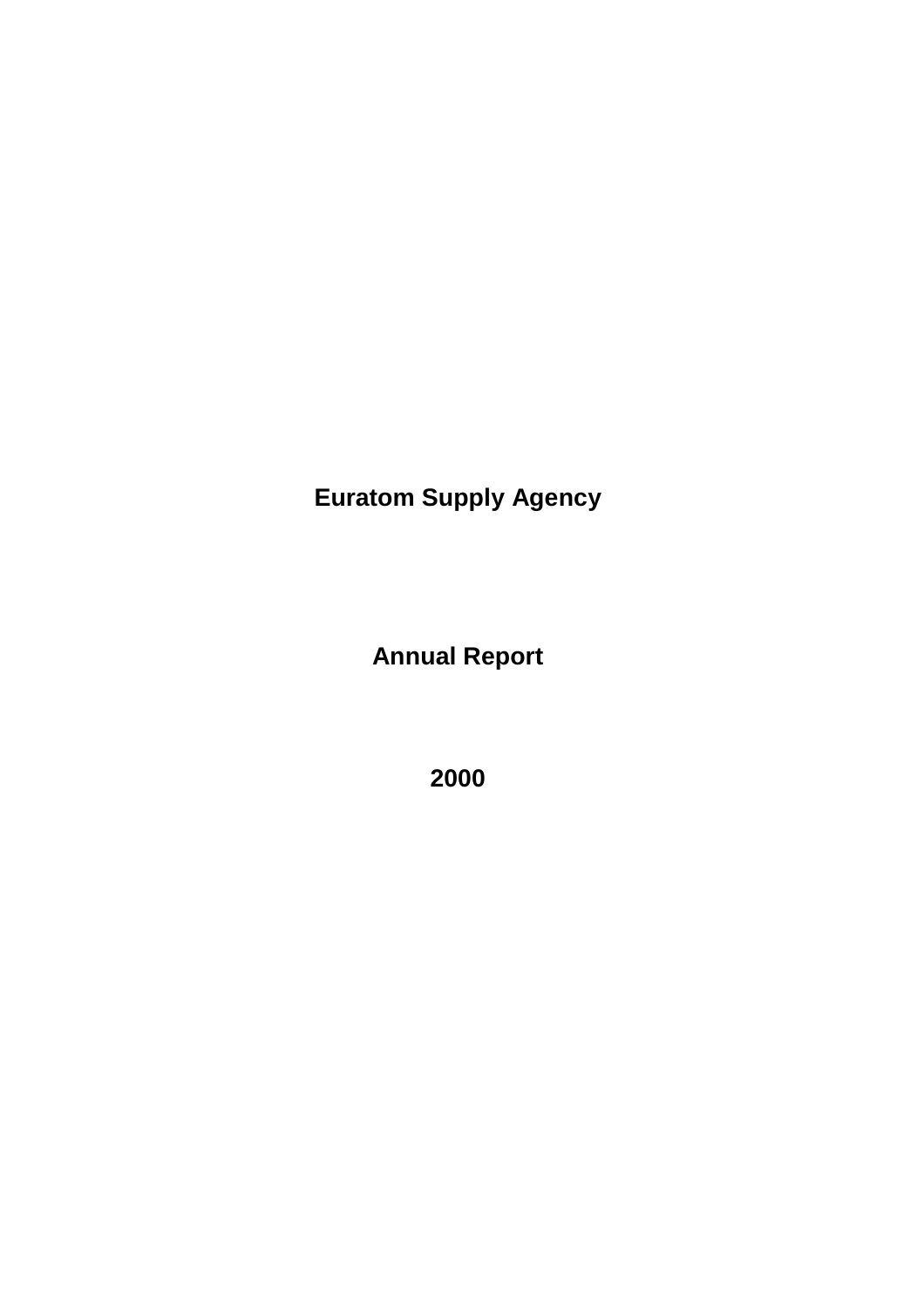# Euratom Supply Agency

# Annual Report

# 2000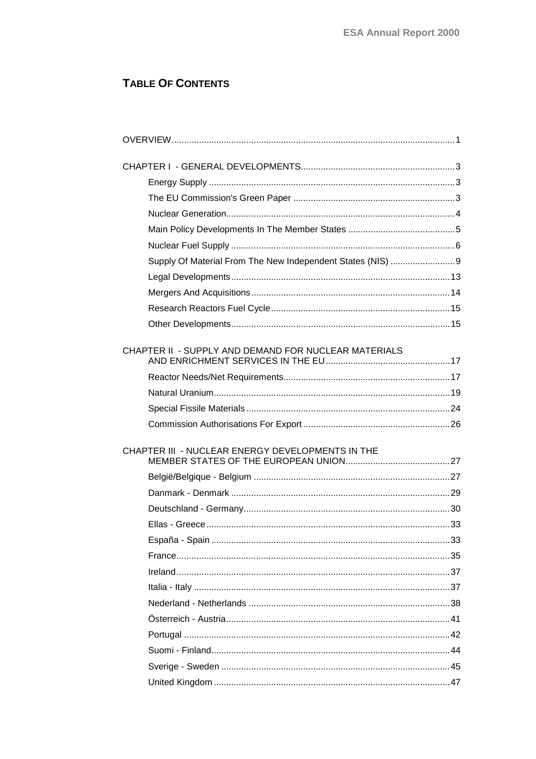# TABLE OF CONTENTS

OVERVIEW ... 1

CHAPTER I - GENERAL DEVELOPMENTS ... 3

- Energy Supply ... 3
- The EU Commission's Green Paper ... 3
- Nuclear Generation ... 4
- Main Policy Developments In The Member States ... 5
- Nuclear Fuel Supply ... 6
- Supply Of Material From The New Independent States (NIS) ... 9
- Legal Developments ... 13
- Mergers And Acquisitions ... 14
- Research Reactors Fuel Cycle ... 15
- Other Developments ... 15

CHAPTER II - SUPPLY AND DEMAND FOR NUCLEAR MATERIALS AND ENRICHMENT SERVICES IN THE EU ... 17

- Reactor Needs/Net Requirements ... 17
- Natural Uranium ... 19
- Special Fissile Materials ... 24
- Commission Authorisations For Export ... 26

CHAPTER III - NUCLEAR ENERGY DEVELOPMENTS IN THE MEMBER STATES OF THE EUROPEAN UNION ... 27

- België/Belgique - Belgium ... 27
- Danmark - Denmark ... 29
- Deutschland - Germany ... 30
- Ellas - Greece ... 33
- España - Spain ... 33
- France ... 35
- Ireland ... 37
- Italia - Italy ... 37
- Nederland - Netherlands ... 38
- Österreich - Austria ... 41
- Portugal ... 42
- Suomi - Finland ... 44
- Sverige - Sweden ... 45
- United Kingdom ... 47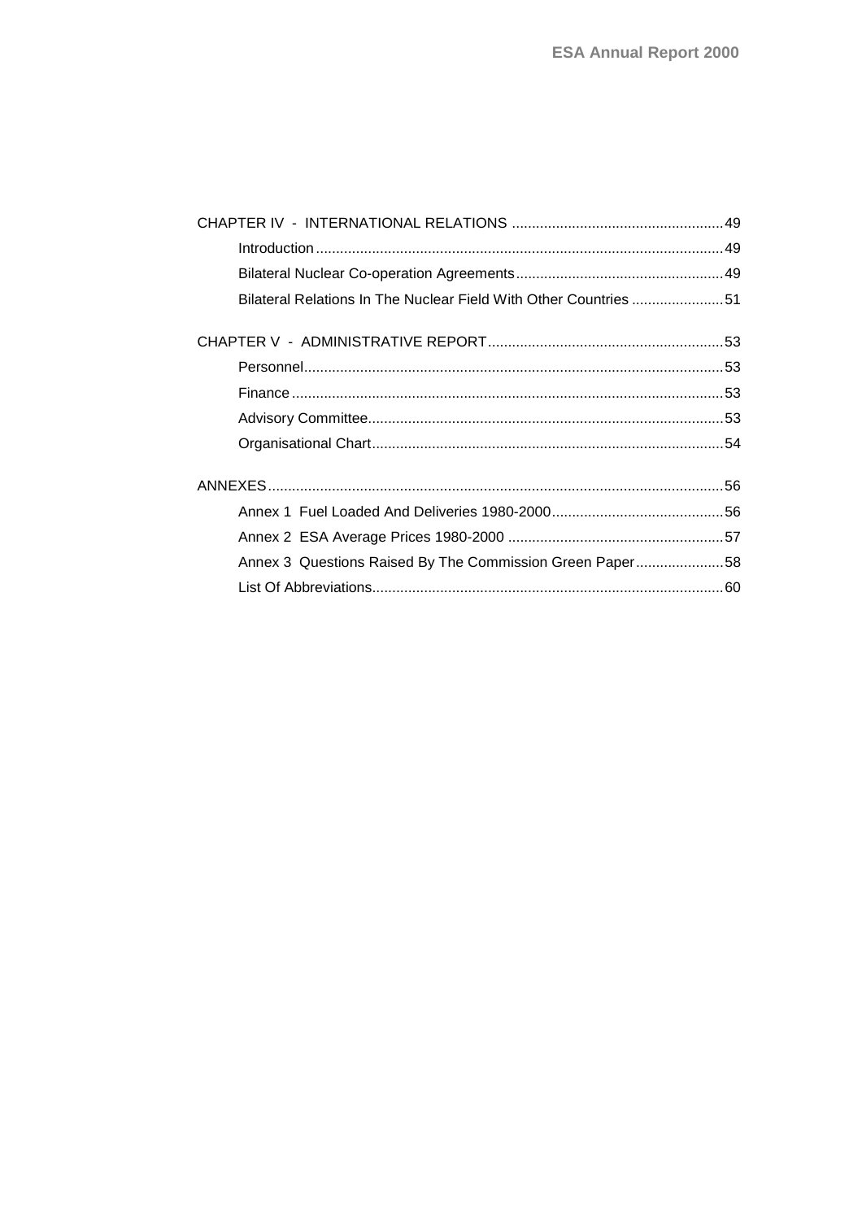CHAPTER IV - INTERNATIONAL RELATIONS ..................................................... 49

- Introduction ..................................................................................................... 49
- Bilateral Nuclear Co-operation Agreements .................................................... 49
- Bilateral Relations In The Nuclear Field With Other Countries ....................... 51

CHAPTER V - ADMINISTRATIVE REPORT ........................................................... 53

- Personnel ......................................................................................................... 53
- Finance ............................................................................................................ 53
- Advisory Committee ........................................................................................ 53
- Organisational Chart ....................................................................................... 54

ANNEXES ................................................................................................................. 56

- Annex 1 Fuel Loaded And Deliveries 1980-2000 ........................................... 56
- Annex 2 ESA Average Prices 1980-2000 ...................................................... 57
- Annex 3 Questions Raised By The Commission Green Paper ...................... 58
- List Of Abbreviations ....................................................................................... 60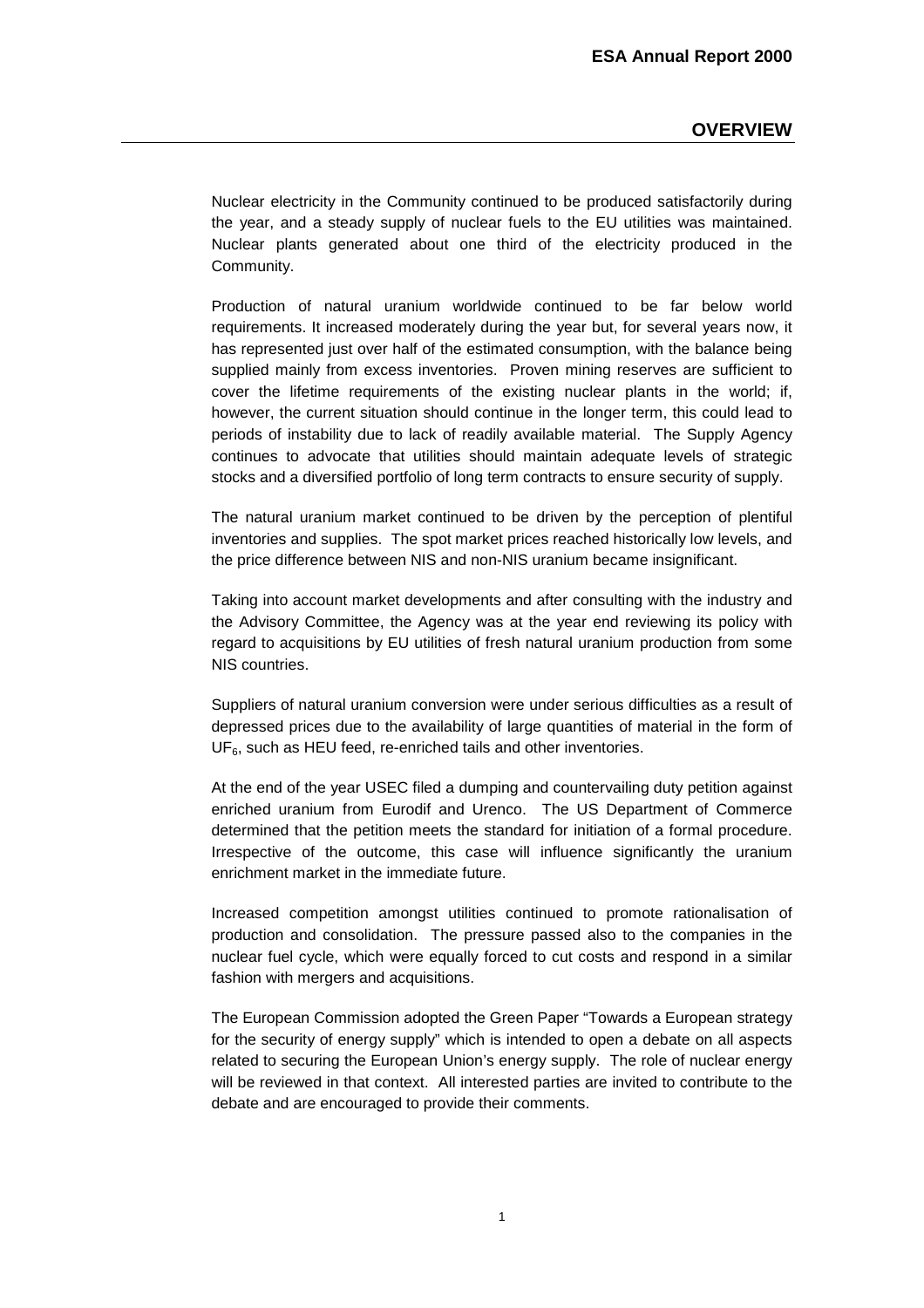# OVERVIEW

Nuclear electricity in the Community continued to be produced satisfactorily during the year, and a steady supply of nuclear fuels to the EU utilities was maintained. Nuclear plants generated about one third of the electricity produced in the Community.

Production of natural uranium worldwide continued to be far below world requirements. It increased moderately during the year but, for several years now, it has represented just over half of the estimated consumption, with the balance being supplied mainly from excess inventories. Proven mining reserves are sufficient to cover the lifetime requirements of the existing nuclear plants in the world; if, however, the current situation should continue in the longer term, this could lead to periods of instability due to lack of readily available material. The Supply Agency continues to advocate that utilities should maintain adequate levels of strategic stocks and a diversified portfolio of long term contracts to ensure security of supply.

The natural uranium market continued to be driven by the perception of plentiful inventories and supplies. The spot market prices reached historically low levels, and the price difference between NIS and non-NIS uranium became insignificant.

Taking into account market developments and after consulting with the industry and the Advisory Committee, the Agency was at the year end reviewing its policy with regard to acquisitions by EU utilities of fresh natural uranium production from some NIS countries.

Suppliers of natural uranium conversion were under serious difficulties as a result of depressed prices due to the availability of large quantities of material in the form of $UF_6$, such as HEU feed, re-enriched tails and other inventories.

At the end of the year USEC filed a dumping and countervailing duty petition against enriched uranium from Eurodif and Urenco. The US Department of Commerce determined that the petition meets the standard for initiation of a formal procedure. Irrespective of the outcome, this case will influence significantly the uranium enrichment market in the immediate future.

Increased competition amongst utilities continued to promote rationalisation of production and consolidation. The pressure passed also to the companies in the nuclear fuel cycle, which were equally forced to cut costs and respond in a similar fashion with mergers and acquisitions.

The European Commission adopted the Green Paper "Towards a European strategy for the security of energy supply" which is intended to open a debate on all aspects related to securing the European Union's energy supply. The role of nuclear energy will be reviewed in that context. All interested parties are invited to contribute to the debate and are encouraged to provide their comments.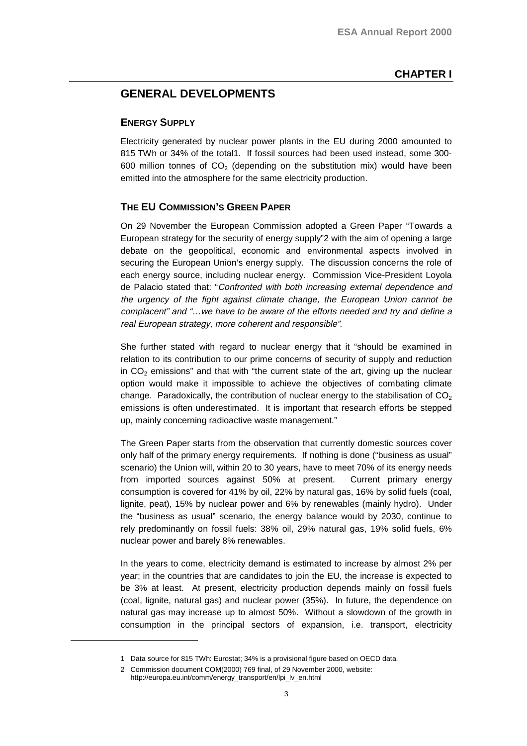## CHAPTER I

# GENERAL DEVELOPMENTS

### ENERGY SUPPLY

Electricity generated by nuclear power plants in the EU during 2000 amounted to 815 TWh or 34% of the total[1]. If fossil sources had been used instead, some 300-600 million tonnes of $CO_2$ (depending on the substitution mix) would have been emitted into the atmosphere for the same electricity production.

### THE EU COMMISSION'S GREEN PAPER

On 29 November the European Commission adopted a Green Paper "Towards a European strategy for the security of energy supply"[2] with the aim of opening a large debate on the geopolitical, economic and environmental aspects involved in securing the European Union's energy supply. The discussion concerns the role of each energy source, including nuclear energy. Commission Vice-President Loyola de Palacio stated that: "*Confronted with both increasing external dependence and the urgency of the fight against climate change, the European Union cannot be complacent" and "…we have to be aware of the efforts needed and try and define a real European strategy, more coherent and responsible".*

She further stated with regard to nuclear energy that it "should be examined in relation to its contribution to our prime concerns of security of supply and reduction in $CO_2$ emissions" and that with "the current state of the art, giving up the nuclear option would make it impossible to achieve the objectives of combating climate change. Paradoxically, the contribution of nuclear energy to the stabilisation of $CO_2$ emissions is often underestimated. It is important that research efforts be stepped up, mainly concerning radioactive waste management."

The Green Paper starts from the observation that currently domestic sources cover only half of the primary energy requirements. If nothing is done ("business as usual" scenario) the Union will, within 20 to 30 years, have to meet 70% of its energy needs from imported sources against 50% at present. Current primary energy consumption is covered for 41% by oil, 22% by natural gas, 16% by solid fuels (coal, lignite, peat), 15% by nuclear power and 6% by renewables (mainly hydro). Under the "business as usual" scenario, the energy balance would by 2030, continue to rely predominantly on fossil fuels: 38% oil, 29% natural gas, 19% solid fuels, 6% nuclear power and barely 8% renewables.

In the years to come, electricity demand is estimated to increase by almost 2% per year; in the countries that are candidates to join the EU, the increase is expected to be 3% at least. At present, electricity production depends mainly on fossil fuels (coal, lignite, natural gas) and nuclear power (35%). In future, the dependence on natural gas may increase up to almost 50%. Without a slowdown of the growth in consumption in the principal sectors of expansion, i.e. transport, electricity

---

1 Data source for 815 TWh: Eurostat; 34% is a provisional figure based on OECD data.

2 Commission document COM(2000) 769 final, of 29 November 2000, website: http://europa.eu.int/comm/energy_transport/en/lpi_lv_en.html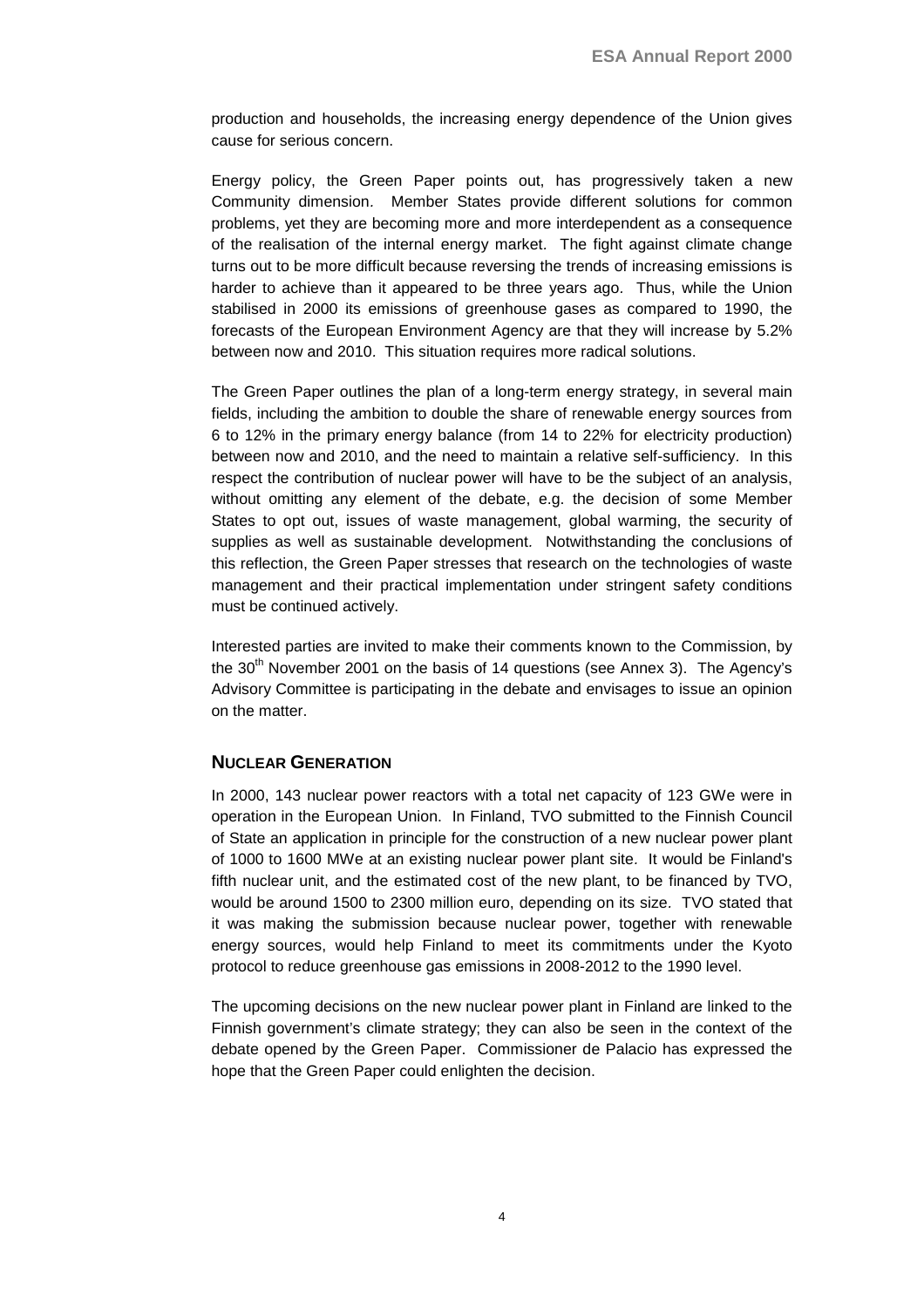production and households, the increasing energy dependence of the Union gives cause for serious concern.

Energy policy, the Green Paper points out, has progressively taken a new Community dimension. Member States provide different solutions for common problems, yet they are becoming more and more interdependent as a consequence of the realisation of the internal energy market. The fight against climate change turns out to be more difficult because reversing the trends of increasing emissions is harder to achieve than it appeared to be three years ago. Thus, while the Union stabilised in 2000 its emissions of greenhouse gases as compared to 1990, the forecasts of the European Environment Agency are that they will increase by 5.2% between now and 2010. This situation requires more radical solutions.

The Green Paper outlines the plan of a long-term energy strategy, in several main fields, including the ambition to double the share of renewable energy sources from 6 to 12% in the primary energy balance (from 14 to 22% for electricity production) between now and 2010, and the need to maintain a relative self-sufficiency. In this respect the contribution of nuclear power will have to be the subject of an analysis, without omitting any element of the debate, e.g. the decision of some Member States to opt out, issues of waste management, global warming, the security of supplies as well as sustainable development. Notwithstanding the conclusions of this reflection, the Green Paper stresses that research on the technologies of waste management and their practical implementation under stringent safety conditions must be continued actively.

Interested parties are invited to make their comments known to the Commission, by the 30th November 2001 on the basis of 14 questions (see Annex 3). The Agency's Advisory Committee is participating in the debate and envisages to issue an opinion on the matter.

## NUCLEAR GENERATION

In 2000, 143 nuclear power reactors with a total net capacity of 123 GWe were in operation in the European Union. In Finland, TVO submitted to the Finnish Council of State an application in principle for the construction of a new nuclear power plant of 1000 to 1600 MWe at an existing nuclear power plant site. It would be Finland's fifth nuclear unit, and the estimated cost of the new plant, to be financed by TVO, would be around 1500 to 2300 million euro, depending on its size. TVO stated that it was making the submission because nuclear power, together with renewable energy sources, would help Finland to meet its commitments under the Kyoto protocol to reduce greenhouse gas emissions in 2008-2012 to the 1990 level.

The upcoming decisions on the new nuclear power plant in Finland are linked to the Finnish government's climate strategy; they can also be seen in the context of the debate opened by the Green Paper. Commissioner de Palacio has expressed the hope that the Green Paper could enlighten the decision.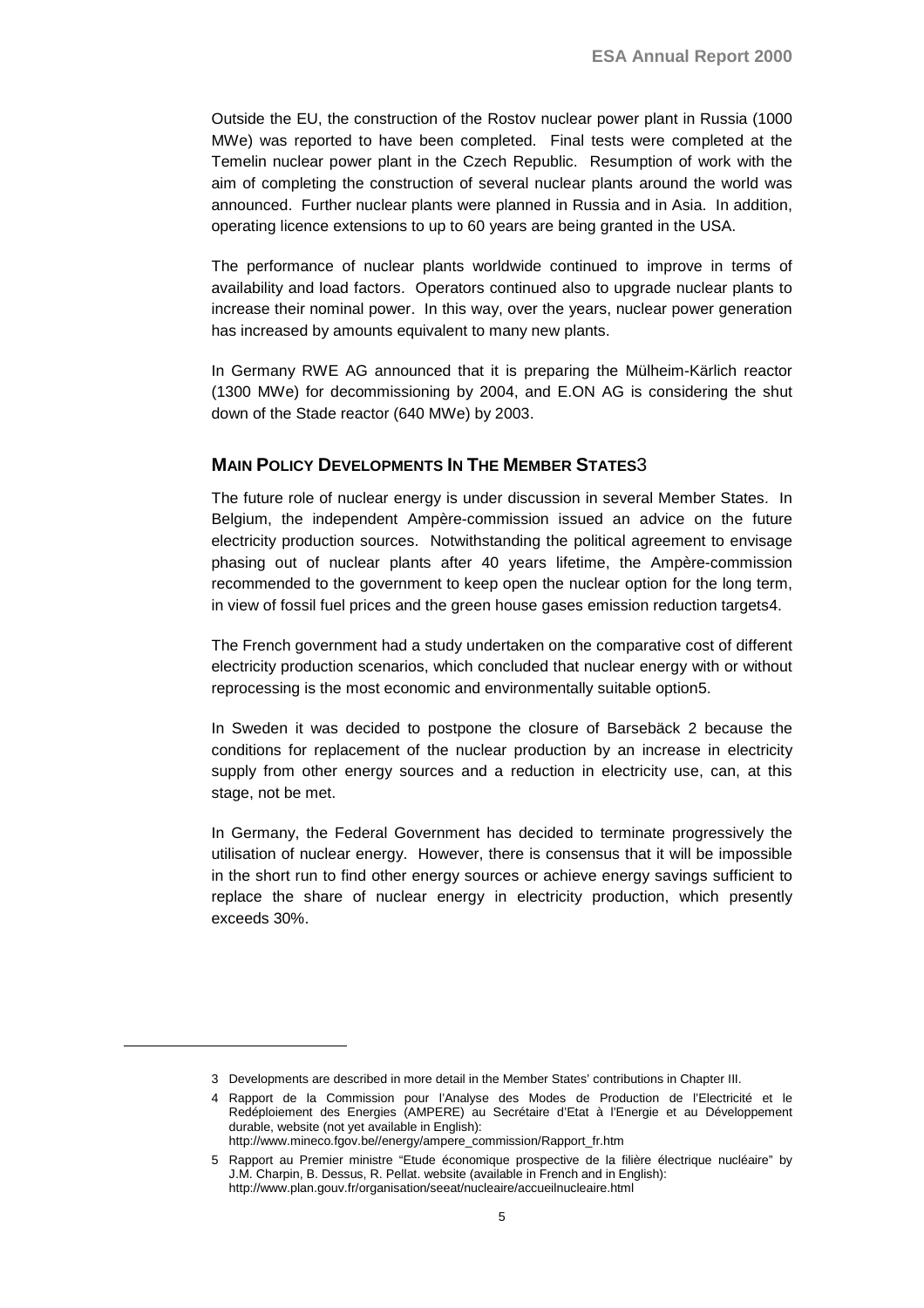Outside the EU, the construction of the Rostov nuclear power plant in Russia (1000 MWe) was reported to have been completed. Final tests were completed at the Temelin nuclear power plant in the Czech Republic. Resumption of work with the aim of completing the construction of several nuclear plants around the world was announced. Further nuclear plants were planned in Russia and in Asia. In addition, operating licence extensions to up to 60 years are being granted in the USA.

The performance of nuclear plants worldwide continued to improve in terms of availability and load factors. Operators continued also to upgrade nuclear plants to increase their nominal power. In this way, over the years, nuclear power generation has increased by amounts equivalent to many new plants.

In Germany RWE AG announced that it is preparing the Mülheim-Kärlich reactor (1300 MWe) for decommissioning by 2004, and E.ON AG is considering the shut down of the Stade reactor (640 MWe) by 2003.

## MAIN POLICY DEVELOPMENTS IN THE MEMBER STATES[3]

The future role of nuclear energy is under discussion in several Member States. In Belgium, the independent Ampère-commission issued an advice on the future electricity production sources. Notwithstanding the political agreement to envisage phasing out of nuclear plants after 40 years lifetime, the Ampère-commission recommended to the government to keep open the nuclear option for the long term, in view of fossil fuel prices and the green house gases emission reduction targets[4].

The French government had a study undertaken on the comparative cost of different electricity production scenarios, which concluded that nuclear energy with or without reprocessing is the most economic and environmentally suitable option[5].

In Sweden it was decided to postpone the closure of Barsebäck 2 because the conditions for replacement of the nuclear production by an increase in electricity supply from other energy sources and a reduction in electricity use, can, at this stage, not be met.

In Germany, the Federal Government has decided to terminate progressively the utilisation of nuclear energy. However, there is consensus that it will be impossible in the short run to find other energy sources or achieve energy savings sufficient to replace the share of nuclear energy in electricity production, which presently exceeds 30%.

---

3 Developments are described in more detail in the Member States' contributions in Chapter III.

4 Rapport de la Commission pour l'Analyse des Modes de Production de l'Electricité et le Redéploiement des Energies (AMPERE) au Secrétaire d'Etat à l'Energie et au Développement durable, website (not yet available in English): http://www.mineco.fgov.be//energy/ampere_commission/Rapport_fr.htm

5 Rapport au Premier ministre "Etude économique prospective de la filière électrique nucléaire" by J.M. Charpin, B. Dessus, R. Pellat. website (available in French and in English): http://www.plan.gouv.fr/organisation/seeat/nucleaire/accueilnucleaire.html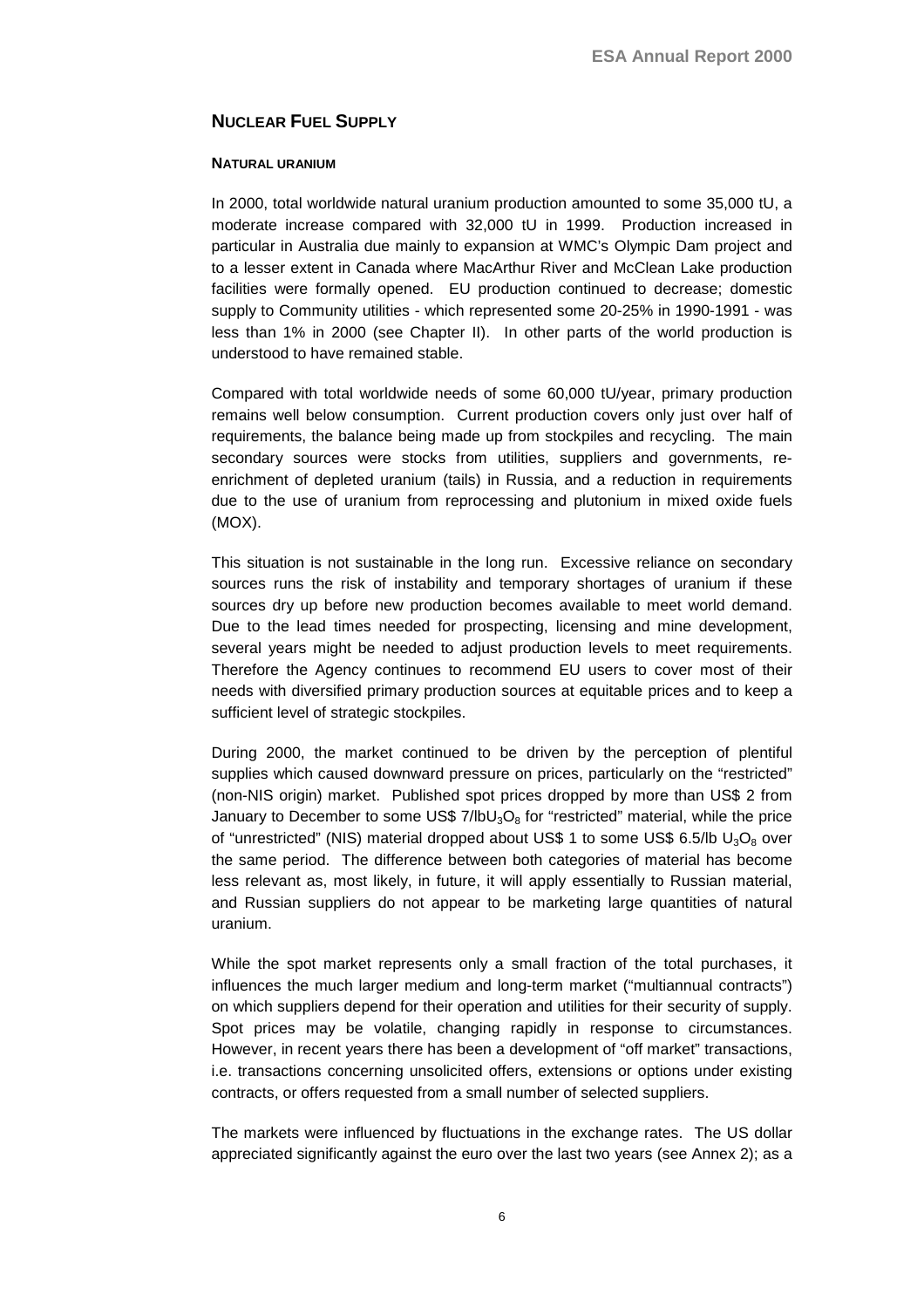## Nuclear Fuel Supply

### Natural uranium

In 2000, total worldwide natural uranium production amounted to some 35,000 tU, a moderate increase compared with 32,000 tU in 1999. Production increased in particular in Australia due mainly to expansion at WMC's Olympic Dam project and to a lesser extent in Canada where MacArthur River and McClean Lake production facilities were formally opened. EU production continued to decrease; domestic supply to Community utilities - which represented some 20-25% in 1990-1991 - was less than 1% in 2000 (see Chapter II). In other parts of the world production is understood to have remained stable.

Compared with total worldwide needs of some 60,000 tU/year, primary production remains well below consumption. Current production covers only just over half of requirements, the balance being made up from stockpiles and recycling. The main secondary sources were stocks from utilities, suppliers and governments, re-enrichment of depleted uranium (tails) in Russia, and a reduction in requirements due to the use of uranium from reprocessing and plutonium in mixed oxide fuels (MOX).

This situation is not sustainable in the long run. Excessive reliance on secondary sources runs the risk of instability and temporary shortages of uranium if these sources dry up before new production becomes available to meet world demand. Due to the lead times needed for prospecting, licensing and mine development, several years might be needed to adjust production levels to meet requirements. Therefore the Agency continues to recommend EU users to cover most of their needs with diversified primary production sources at equitable prices and to keep a sufficient level of strategic stockpiles.

During 2000, the market continued to be driven by the perception of plentiful supplies which caused downward pressure on prices, particularly on the "restricted" (non-NIS origin) market. Published spot prices dropped by more than US$ 2 from January to December to some US$ 7/lb$U_3O_8$ for "restricted" material, while the price of "unrestricted" (NIS) material dropped about US$ 1 to some US$ 6.5/lb $U_3O_8$ over the same period. The difference between both categories of material has become less relevant as, most likely, in future, it will apply essentially to Russian material, and Russian suppliers do not appear to be marketing large quantities of natural uranium.

While the spot market represents only a small fraction of the total purchases, it influences the much larger medium and long-term market ("multiannual contracts") on which suppliers depend for their operation and utilities for their security of supply. Spot prices may be volatile, changing rapidly in response to circumstances. However, in recent years there has been a development of "off market" transactions, i.e. transactions concerning unsolicited offers, extensions or options under existing contracts, or offers requested from a small number of selected suppliers.

The markets were influenced by fluctuations in the exchange rates. The US dollar appreciated significantly against the euro over the last two years (see Annex 2); as a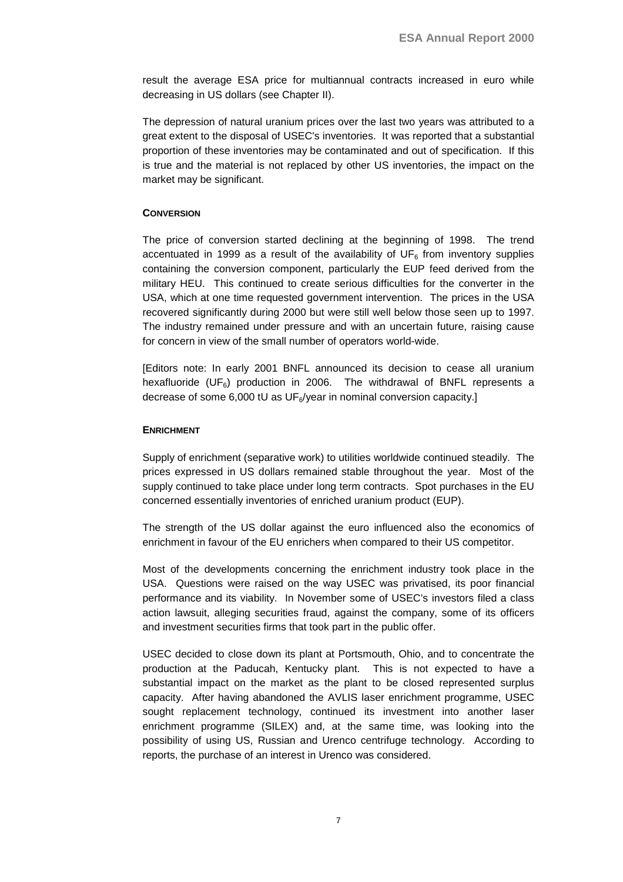result the average ESA price for multiannual contracts increased in euro while decreasing in US dollars (see Chapter II).

The depression of natural uranium prices over the last two years was attributed to a great extent to the disposal of USEC's inventories. It was reported that a substantial proportion of these inventories may be contaminated and out of specification. If this is true and the material is not replaced by other US inventories, the impact on the market may be significant.

#### CONVERSION

The price of conversion started declining at the beginning of 1998. The trend accentuated in 1999 as a result of the availability of $UF_6$ from inventory supplies containing the conversion component, particularly the EUP feed derived from the military HEU. This continued to create serious difficulties for the converter in the USA, which at one time requested government intervention. The prices in the USA recovered significantly during 2000 but were still well below those seen up to 1997. The industry remained under pressure and with an uncertain future, raising cause for concern in view of the small number of operators world-wide.

[Editors note: In early 2001 BNFL announced its decision to cease all uranium hexafluoride ($UF_6$) production in 2006. The withdrawal of BNFL represents a decrease of some 6,000 tU as $UF_6$/year in nominal conversion capacity.]

#### ENRICHMENT

Supply of enrichment (separative work) to utilities worldwide continued steadily. The prices expressed in US dollars remained stable throughout the year. Most of the supply continued to take place under long term contracts. Spot purchases in the EU concerned essentially inventories of enriched uranium product (EUP).

The strength of the US dollar against the euro influenced also the economics of enrichment in favour of the EU enrichers when compared to their US competitor.

Most of the developments concerning the enrichment industry took place in the USA. Questions were raised on the way USEC was privatised, its poor financial performance and its viability. In November some of USEC's investors filed a class action lawsuit, alleging securities fraud, against the company, some of its officers and investment securities firms that took part in the public offer.

USEC decided to close down its plant at Portsmouth, Ohio, and to concentrate the production at the Paducah, Kentucky plant. This is not expected to have a substantial impact on the market as the plant to be closed represented surplus capacity. After having abandoned the AVLIS laser enrichment programme, USEC sought replacement technology, continued its investment into another laser enrichment programme (SILEX) and, at the same time, was looking into the possibility of using US, Russian and Urenco centrifuge technology. According to reports, the purchase of an interest in Urenco was considered.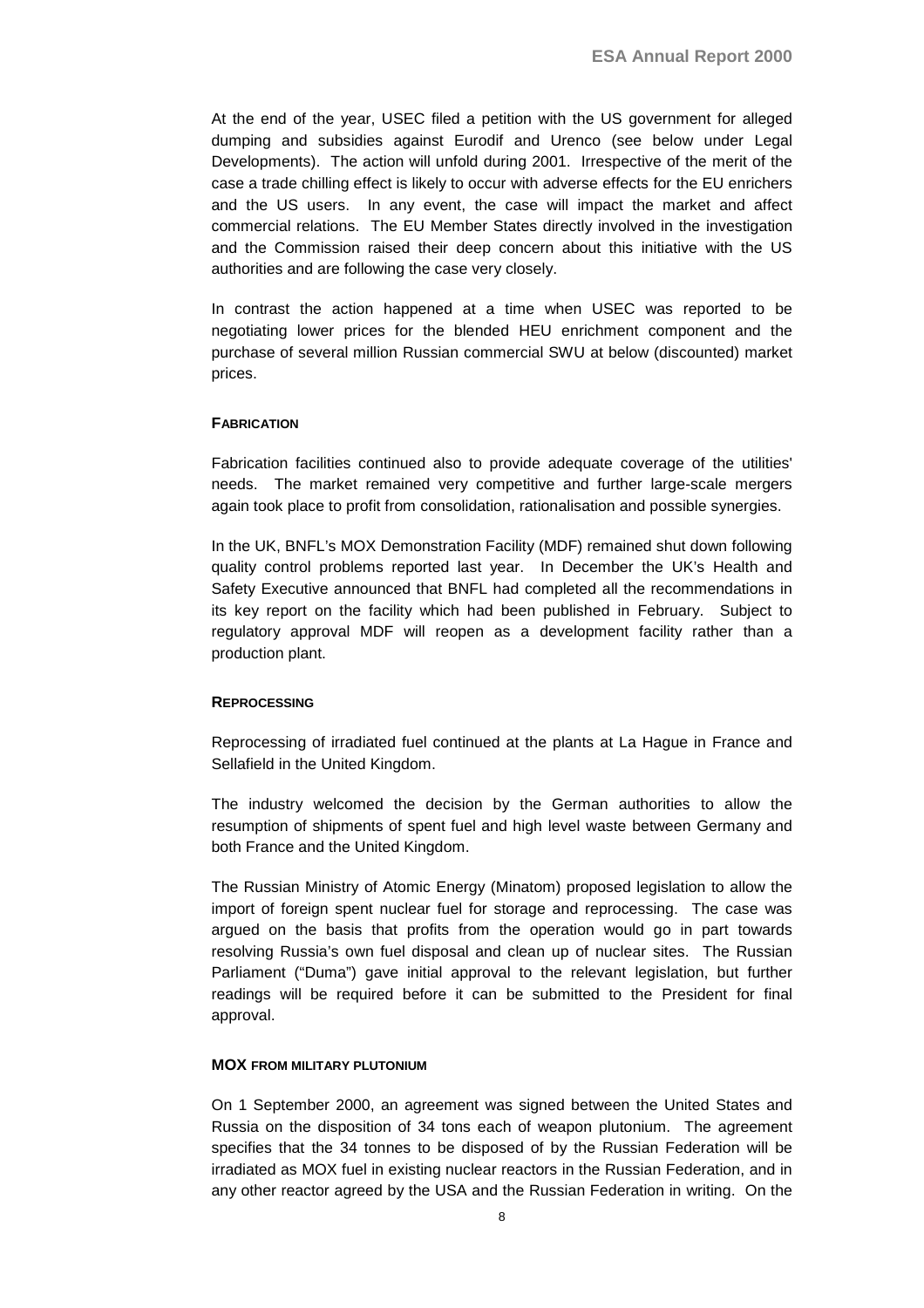At the end of the year, USEC filed a petition with the US government for alleged dumping and subsidies against Eurodif and Urenco (see below under Legal Developments). The action will unfold during 2001. Irrespective of the merit of the case a trade chilling effect is likely to occur with adverse effects for the EU enrichers and the US users. In any event, the case will impact the market and affect commercial relations. The EU Member States directly involved in the investigation and the Commission raised their deep concern about this initiative with the US authorities and are following the case very closely.

In contrast the action happened at a time when USEC was reported to be negotiating lower prices for the blended HEU enrichment component and the purchase of several million Russian commercial SWU at below (discounted) market prices.

#### FABRICATION

Fabrication facilities continued also to provide adequate coverage of the utilities' needs. The market remained very competitive and further large-scale mergers again took place to profit from consolidation, rationalisation and possible synergies.

In the UK, BNFL's MOX Demonstration Facility (MDF) remained shut down following quality control problems reported last year. In December the UK's Health and Safety Executive announced that BNFL had completed all the recommendations in its key report on the facility which had been published in February. Subject to regulatory approval MDF will reopen as a development facility rather than a production plant.

#### REPROCESSING

Reprocessing of irradiated fuel continued at the plants at La Hague in France and Sellafield in the United Kingdom.

The industry welcomed the decision by the German authorities to allow the resumption of shipments of spent fuel and high level waste between Germany and both France and the United Kingdom.

The Russian Ministry of Atomic Energy (Minatom) proposed legislation to allow the import of foreign spent nuclear fuel for storage and reprocessing. The case was argued on the basis that profits from the operation would go in part towards resolving Russia's own fuel disposal and clean up of nuclear sites. The Russian Parliament ("Duma") gave initial approval to the relevant legislation, but further readings will be required before it can be submitted to the President for final approval.

#### MOX FROM MILITARY PLUTONIUM

On 1 September 2000, an agreement was signed between the United States and Russia on the disposition of 34 tons each of weapon plutonium. The agreement specifies that the 34 tonnes to be disposed of by the Russian Federation will be irradiated as MOX fuel in existing nuclear reactors in the Russian Federation, and in any other reactor agreed by the USA and the Russian Federation in writing. On the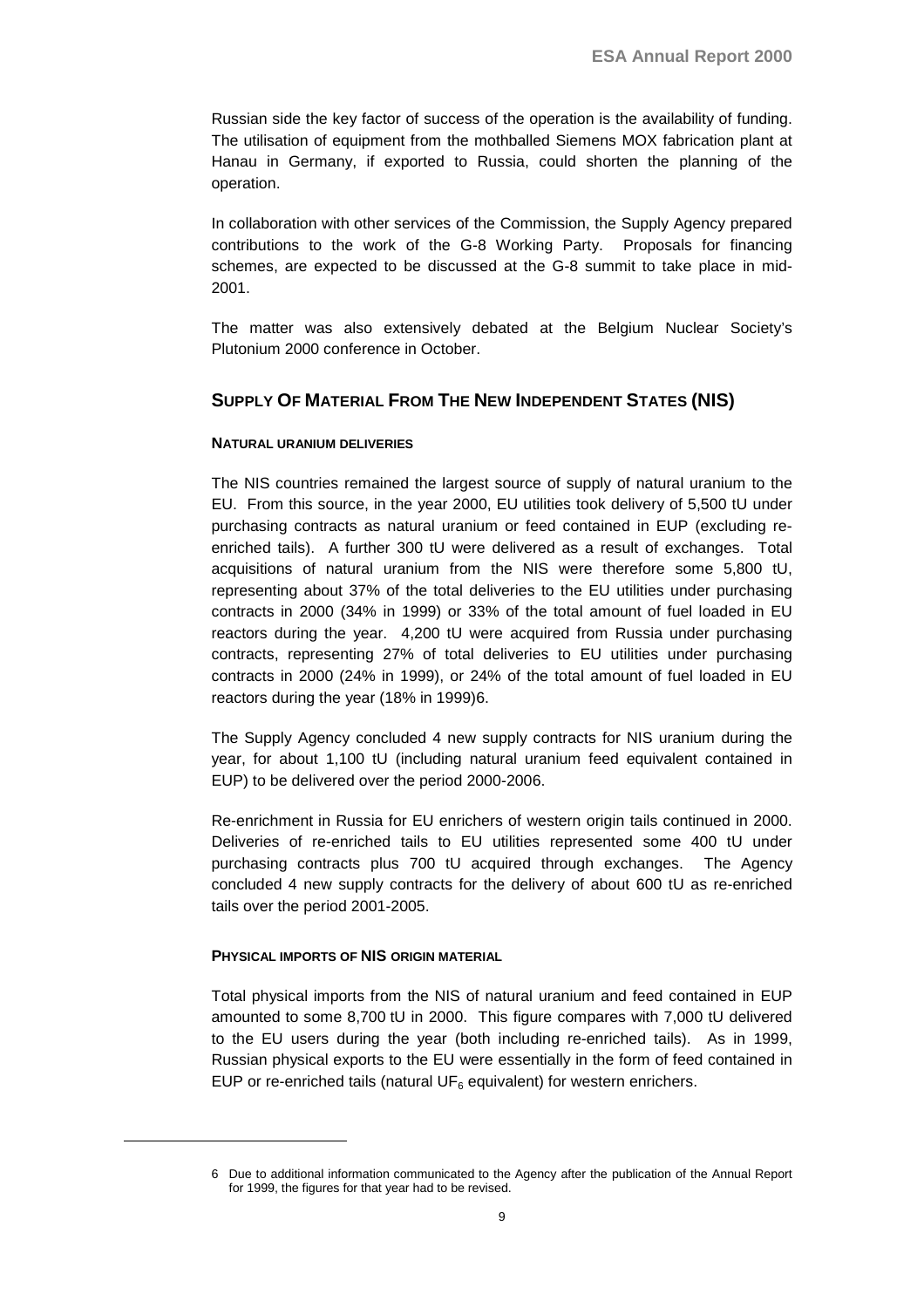Russian side the key factor of success of the operation is the availability of funding. The utilisation of equipment from the mothballed Siemens MOX fabrication plant at Hanau in Germany, if exported to Russia, could shorten the planning of the operation.

In collaboration with other services of the Commission, the Supply Agency prepared contributions to the work of the G-8 Working Party. Proposals for financing schemes, are expected to be discussed at the G-8 summit to take place in mid-2001.

The matter was also extensively debated at the Belgium Nuclear Society's Plutonium 2000 conference in October.

## SUPPLY OF MATERIAL FROM THE NEW INDEPENDENT STATES (NIS)

#### NATURAL URANIUM DELIVERIES

The NIS countries remained the largest source of supply of natural uranium to the EU. From this source, in the year 2000, EU utilities took delivery of 5,500 tU under purchasing contracts as natural uranium or feed contained in EUP (excluding re-enriched tails). A further 300 tU were delivered as a result of exchanges. Total acquisitions of natural uranium from the NIS were therefore some 5,800 tU, representing about 37% of the total deliveries to the EU utilities under purchasing contracts in 2000 (34% in 1999) or 33% of the total amount of fuel loaded in EU reactors during the year. 4,200 tU were acquired from Russia under purchasing contracts, representing 27% of total deliveries to EU utilities under purchasing contracts in 2000 (24% in 1999), or 24% of the total amount of fuel loaded in EU reactors during the year (18% in 1999)[6].

The Supply Agency concluded 4 new supply contracts for NIS uranium during the year, for about 1,100 tU (including natural uranium feed equivalent contained in EUP) to be delivered over the period 2000-2006.

Re-enrichment in Russia for EU enrichers of western origin tails continued in 2000. Deliveries of re-enriched tails to EU utilities represented some 400 tU under purchasing contracts plus 700 tU acquired through exchanges. The Agency concluded 4 new supply contracts for the delivery of about 600 tU as re-enriched tails over the period 2001-2005.

#### PHYSICAL IMPORTS OF NIS ORIGIN MATERIAL

Total physical imports from the NIS of natural uranium and feed contained in EUP amounted to some 8,700 tU in 2000. This figure compares with 7,000 tU delivered to the EU users during the year (both including re-enriched tails). As in 1999, Russian physical exports to the EU were essentially in the form of feed contained in EUP or re-enriched tails (natural $UF_6$ equivalent) for western enrichers.

---

6 Due to additional information communicated to the Agency after the publication of the Annual Report for 1999, the figures for that year had to be revised.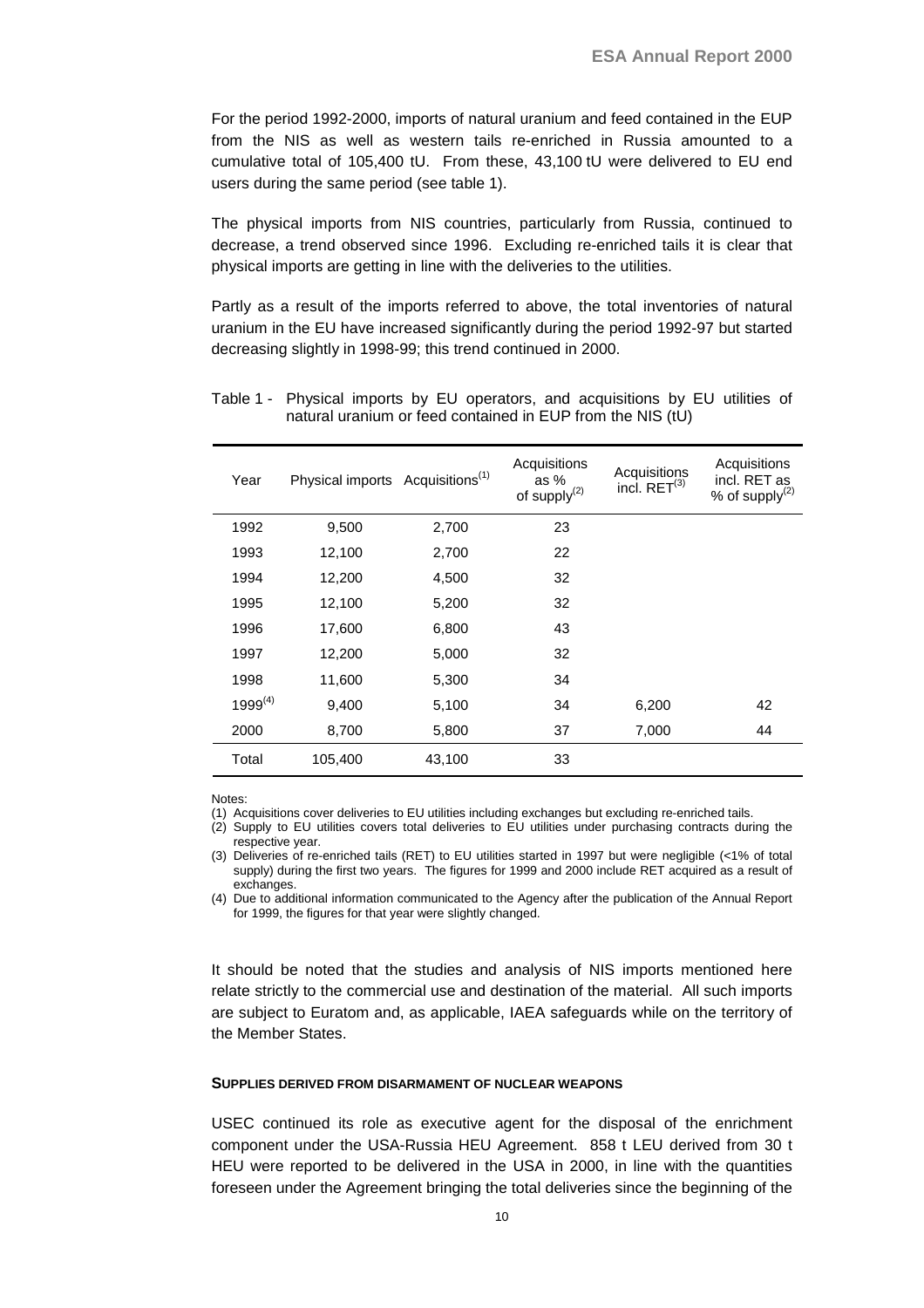For the period 1992-2000, imports of natural uranium and feed contained in the EUP from the NIS as well as western tails re-enriched in Russia amounted to a cumulative total of 105,400 tU. From these, 43,100 tU were delivered to EU end users during the same period (see table 1).

The physical imports from NIS countries, particularly from Russia, continued to decrease, a trend observed since 1996. Excluding re-enriched tails it is clear that physical imports are getting in line with the deliveries to the utilities.

Partly as a result of the imports referred to above, the total inventories of natural uranium in the EU have increased significantly during the period 1992-97 but started decreasing slightly in 1998-99; this trend continued in 2000.

Table 1 - Physical imports by EU operators, and acquisitions by EU utilities of natural uranium or feed contained in EUP from the NIS (tU)

| Year | Physical imports | Acquisitions[(1)] | Acquisitions as % of supply[(2)] | Acquisitions incl. RET[(3)] | Acquisitions incl. RET as % of supply[(2)] |
|---|---|---|---|---|---|
| 1992 | 9,500 | 2,700 | 23 | | |
| 1993 | 12,100 | 2,700 | 22 | | |
| 1994 | 12,200 | 4,500 | 32 | | |
| 1995 | 12,100 | 5,200 | 32 | | |
| 1996 | 17,600 | 6,800 | 43 | | |
| 1997 | 12,200 | 5,000 | 32 | | |
| 1998 | 11,600 | 5,300 | 34 | | |
| 1999[(4)] | 9,400 | 5,100 | 34 | 6,200 | 42 |
| 2000 | 8,700 | 5,800 | 37 | 7,000 | 44 |
| Total | 105,400 | 43,100 | 33 | | |

Notes:

(1) Acquisitions cover deliveries to EU utilities including exchanges but excluding re-enriched tails.

(2) Supply to EU utilities covers total deliveries to EU utilities under purchasing contracts during the respective year.

(3) Deliveries of re-enriched tails (RET) to EU utilities started in 1997 but were negligible (<1% of total supply) during the first two years. The figures for 1999 and 2000 include RET acquired as a result of exchanges.

(4) Due to additional information communicated to the Agency after the publication of the Annual Report for 1999, the figures for that year were slightly changed.

It should be noted that the studies and analysis of NIS imports mentioned here relate strictly to the commercial use and destination of the material. All such imports are subject to Euratom and, as applicable, IAEA safeguards while on the territory of the Member States.

#### SUPPLIES DERIVED FROM DISARMAMENT OF NUCLEAR WEAPONS

USEC continued its role as executive agent for the disposal of the enrichment component under the USA-Russia HEU Agreement. 858 t LEU derived from 30 t HEU were reported to be delivered in the USA in 2000, in line with the quantities foreseen under the Agreement bringing the total deliveries since the beginning of the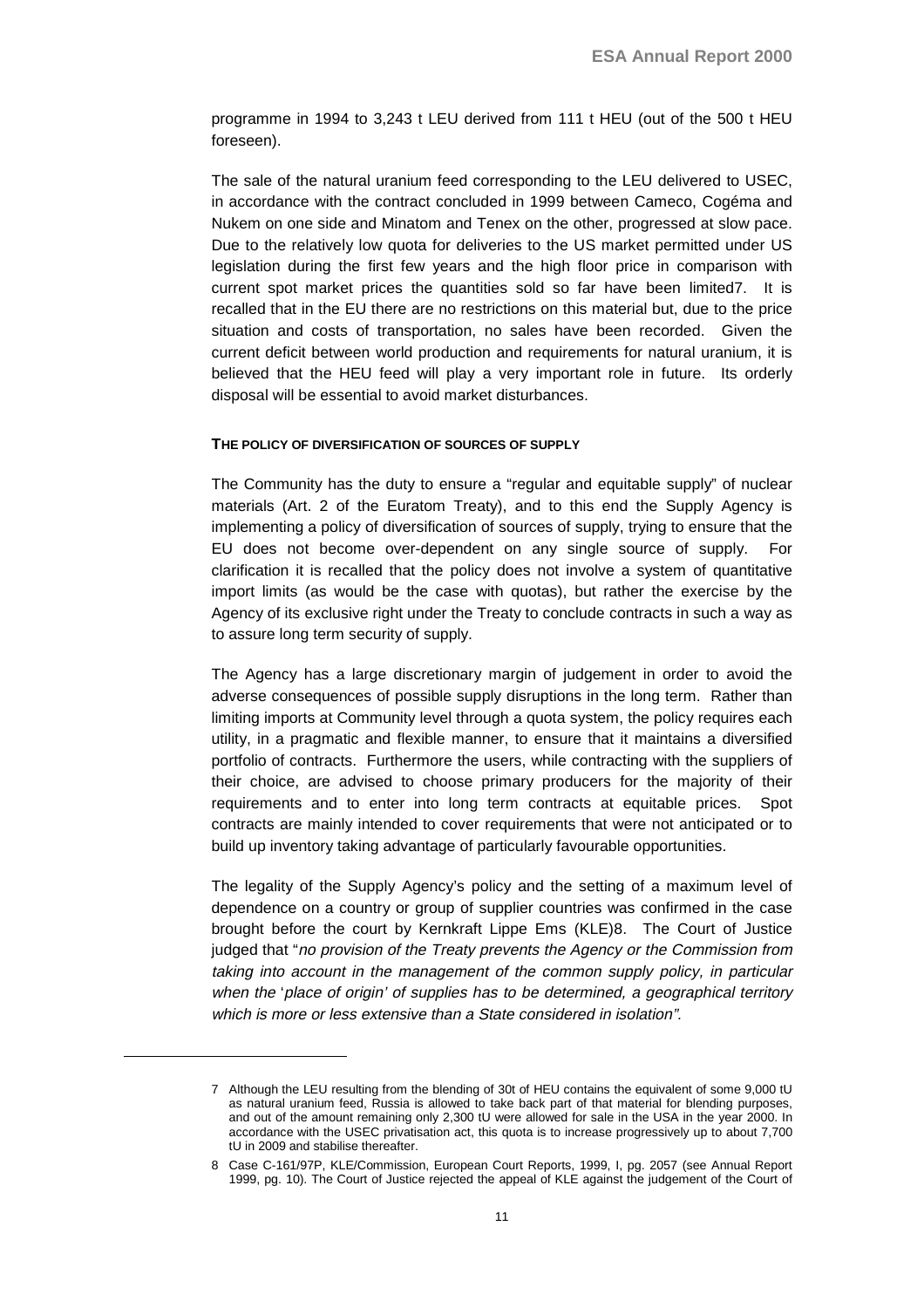programme in 1994 to 3,243 t LEU derived from 111 t HEU (out of the 500 t HEU foreseen).

The sale of the natural uranium feed corresponding to the LEU delivered to USEC, in accordance with the contract concluded in 1999 between Cameco, Cogéma and Nukem on one side and Minatom and Tenex on the other, progressed at slow pace. Due to the relatively low quota for deliveries to the US market permitted under US legislation during the first few years and the high floor price in comparison with current spot market prices the quantities sold so far have been limited[7]. It is recalled that in the EU there are no restrictions on this material but, due to the price situation and costs of transportation, no sales have been recorded. Given the current deficit between world production and requirements for natural uranium, it is believed that the HEU feed will play a very important role in future. Its orderly disposal will be essential to avoid market disturbances.

#### THE POLICY OF DIVERSIFICATION OF SOURCES OF SUPPLY

The Community has the duty to ensure a "regular and equitable supply" of nuclear materials (Art. 2 of the Euratom Treaty), and to this end the Supply Agency is implementing a policy of diversification of sources of supply, trying to ensure that the EU does not become over-dependent on any single source of supply. For clarification it is recalled that the policy does not involve a system of quantitative import limits (as would be the case with quotas), but rather the exercise by the Agency of its exclusive right under the Treaty to conclude contracts in such a way as to assure long term security of supply.

The Agency has a large discretionary margin of judgement in order to avoid the adverse consequences of possible supply disruptions in the long term. Rather than limiting imports at Community level through a quota system, the policy requires each utility, in a pragmatic and flexible manner, to ensure that it maintains a diversified portfolio of contracts. Furthermore the users, while contracting with the suppliers of their choice, are advised to choose primary producers for the majority of their requirements and to enter into long term contracts at equitable prices. Spot contracts are mainly intended to cover requirements that were not anticipated or to build up inventory taking advantage of particularly favourable opportunities.

The legality of the Supply Agency's policy and the setting of a maximum level of dependence on a country or group of supplier countries was confirmed in the case brought before the court by Kernkraft Lippe Ems (KLE)[8]. The Court of Justice judged that "*no provision of the Treaty prevents the Agency or the Commission from taking into account in the management of the common supply policy, in particular when the 'place of origin' of supplies has to be determined, a geographical territory which is more or less extensive than a State considered in isolation".*

---

[7] Although the LEU resulting from the blending of 30t of HEU contains the equivalent of some 9,000 tU as natural uranium feed, Russia is allowed to take back part of that material for blending purposes, and out of the amount remaining only 2,300 tU were allowed for sale in the USA in the year 2000. In accordance with the USEC privatisation act, this quota is to increase progressively up to about 7,700 tU in 2009 and stabilise thereafter.

[8] Case C-161/97P, KLE/Commission, European Court Reports, 1999, I, pg. 2057 (see Annual Report 1999, pg. 10). The Court of Justice rejected the appeal of KLE against the judgement of the Court of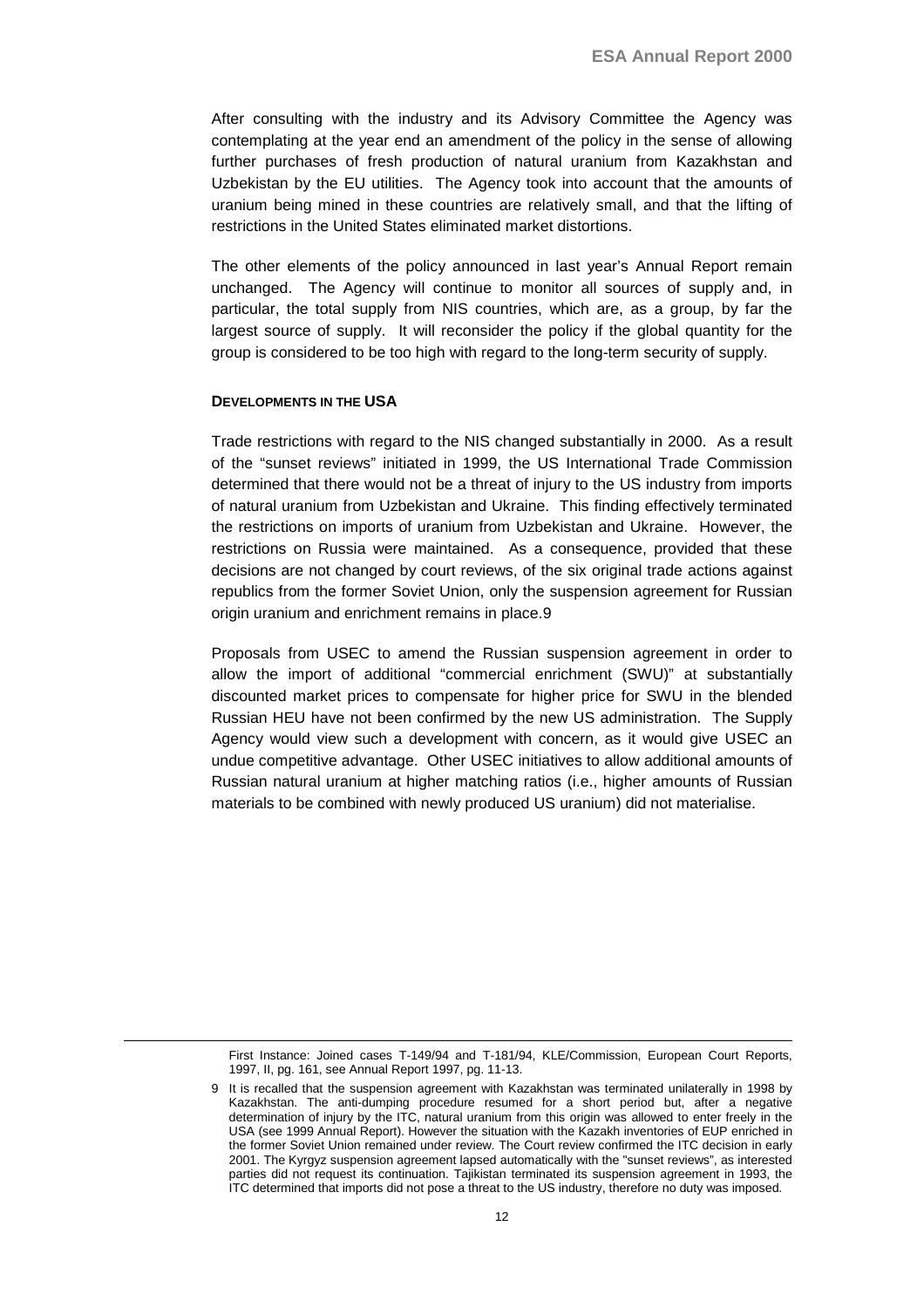After consulting with the industry and its Advisory Committee the Agency was contemplating at the year end an amendment of the policy in the sense of allowing further purchases of fresh production of natural uranium from Kazakhstan and Uzbekistan by the EU utilities. The Agency took into account that the amounts of uranium being mined in these countries are relatively small, and that the lifting of restrictions in the United States eliminated market distortions.

The other elements of the policy announced in last year's Annual Report remain unchanged. The Agency will continue to monitor all sources of supply and, in particular, the total supply from NIS countries, which are, as a group, by far the largest source of supply. It will reconsider the policy if the global quantity for the group is considered to be too high with regard to the long-term security of supply.

#### DEVELOPMENTS IN THE USA

Trade restrictions with regard to the NIS changed substantially in 2000. As a result of the "sunset reviews" initiated in 1999, the US International Trade Commission determined that there would not be a threat of injury to the US industry from imports of natural uranium from Uzbekistan and Ukraine. This finding effectively terminated the restrictions on imports of uranium from Uzbekistan and Ukraine. However, the restrictions on Russia were maintained. As a consequence, provided that these decisions are not changed by court reviews, of the six original trade actions against republics from the former Soviet Union, only the suspension agreement for Russian origin uranium and enrichment remains in place.[9]

Proposals from USEC to amend the Russian suspension agreement in order to allow the import of additional "commercial enrichment (SWU)" at substantially discounted market prices to compensate for higher price for SWU in the blended Russian HEU have not been confirmed by the new US administration. The Supply Agency would view such a development with concern, as it would give USEC an undue competitive advantage. Other USEC initiatives to allow additional amounts of Russian natural uranium at higher matching ratios (i.e., higher amounts of Russian materials to be combined with newly produced US uranium) did not materialise.

---

First Instance: Joined cases T-149/94 and T-181/94, KLE/Commission, European Court Reports, 1997, II, pg. 161, see Annual Report 1997, pg. 11-13.

9 It is recalled that the suspension agreement with Kazakhstan was terminated unilaterally in 1998 by Kazakhstan. The anti-dumping procedure resumed for a short period but, after a negative determination of injury by the ITC, natural uranium from this origin was allowed to enter freely in the USA (see 1999 Annual Report). However the situation with the Kazakh inventories of EUP enriched in the former Soviet Union remained under review. The Court review confirmed the ITC decision in early 2001. The Kyrgyz suspension agreement lapsed automatically with the "sunset reviews", as interested parties did not request its continuation. Tajikistan terminated its suspension agreement in 1993, the ITC determined that imports did not pose a threat to the US industry, therefore no duty was imposed.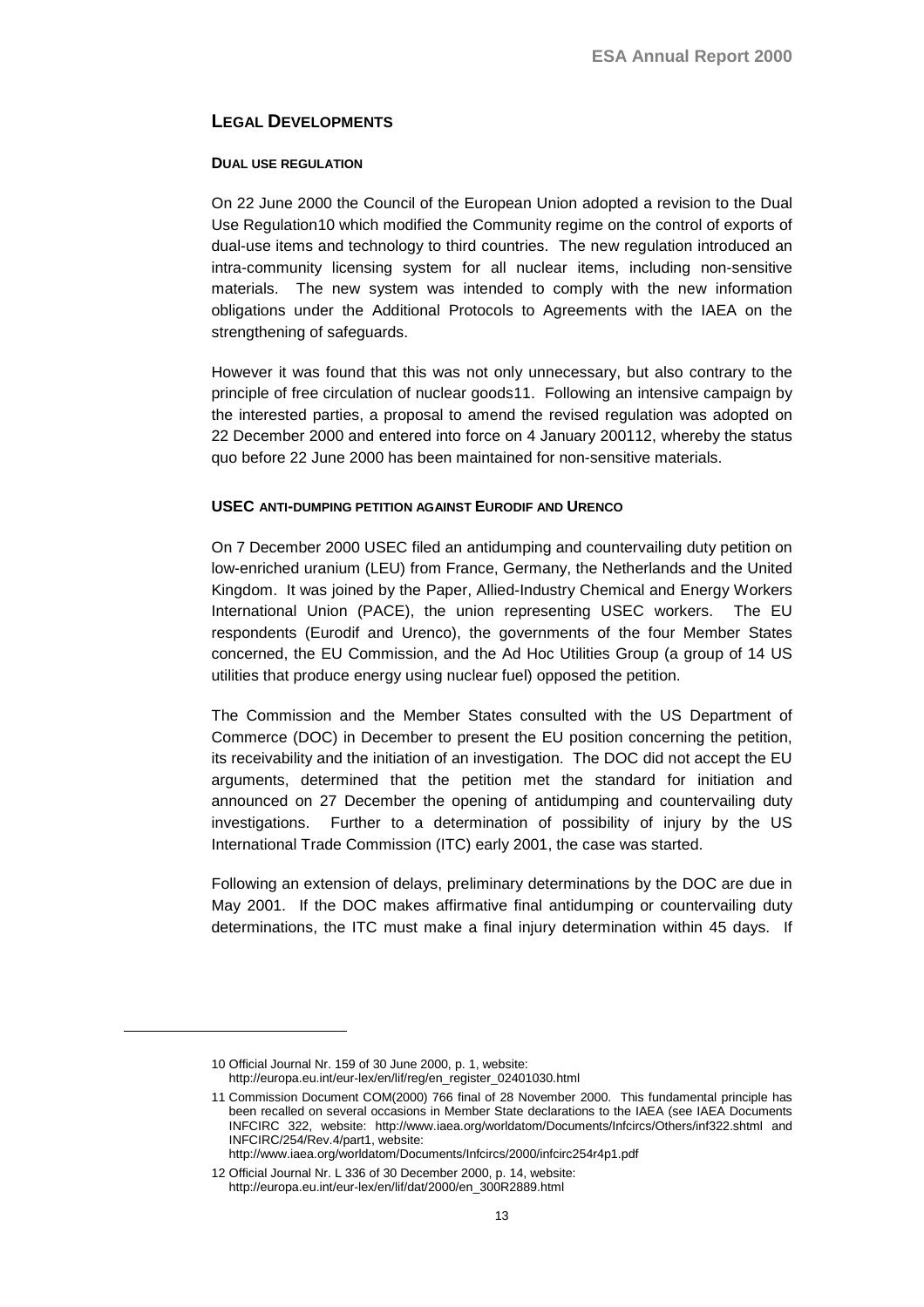## Legal Developments

### Dual use regulation

On 22 June 2000 the Council of the European Union adopted a revision to the Dual Use Regulation[10] which modified the Community regime on the control of exports of dual-use items and technology to third countries. The new regulation introduced an intra-community licensing system for all nuclear items, including non-sensitive materials. The new system was intended to comply with the new information obligations under the Additional Protocols to Agreements with the IAEA on the strengthening of safeguards.

However it was found that this was not only unnecessary, but also contrary to the principle of free circulation of nuclear goods[11]. Following an intensive campaign by the interested parties, a proposal to amend the revised regulation was adopted on 22 December 2000 and entered into force on 4 January 2001[12], whereby the status quo before 22 June 2000 has been maintained for non-sensitive materials.

### USEC anti-dumping petition against Eurodif and Urenco

On 7 December 2000 USEC filed an antidumping and countervailing duty petition on low-enriched uranium (LEU) from France, Germany, the Netherlands and the United Kingdom. It was joined by the Paper, Allied-Industry Chemical and Energy Workers International Union (PACE), the union representing USEC workers. The EU respondents (Eurodif and Urenco), the governments of the four Member States concerned, the EU Commission, and the Ad Hoc Utilities Group (a group of 14 US utilities that produce energy using nuclear fuel) opposed the petition.

The Commission and the Member States consulted with the US Department of Commerce (DOC) in December to present the EU position concerning the petition, its receivability and the initiation of an investigation. The DOC did not accept the EU arguments, determined that the petition met the standard for initiation and announced on 27 December the opening of antidumping and countervailing duty investigations. Further to a determination of possibility of injury by the US International Trade Commission (ITC) early 2001, the case was started.

Following an extension of delays, preliminary determinations by the DOC are due in May 2001. If the DOC makes affirmative final antidumping or countervailing duty determinations, the ITC must make a final injury determination within 45 days. If

---

10 Official Journal Nr. 159 of 30 June 2000, p. 1, website: http://europa.eu.int/eur-lex/en/lif/reg/en_register_02401030.html

11 Commission Document COM(2000) 766 final of 28 November 2000. This fundamental principle has been recalled on several occasions in Member State declarations to the IAEA (see IAEA Documents INFCIRC 322, website: http://www.iaea.org/worldatom/Documents/Infcircs/Others/inf322.shtml and INFCIRC/254/Rev.4/part1, website: http://www.iaea.org/worldatom/Documents/Infcircs/2000/infcirc254r4p1.pdf

12 Official Journal Nr. L 336 of 30 December 2000, p. 14, website: http://europa.eu.int/eur-lex/en/lif/dat/2000/en_300R2889.html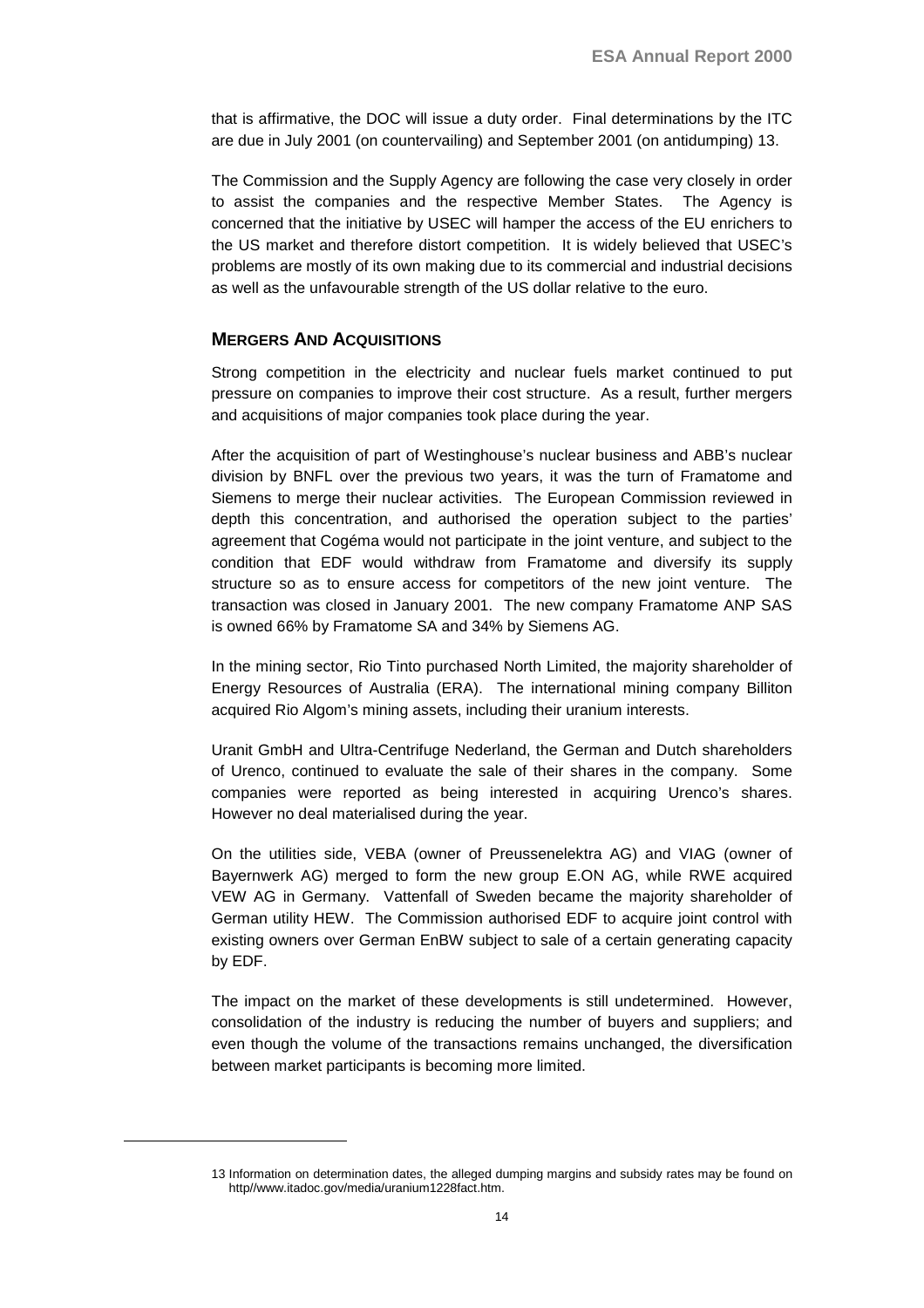that is affirmative, the DOC will issue a duty order. Final determinations by the ITC are due in July 2001 (on countervailing) and September 2001 (on antidumping) 13.

The Commission and the Supply Agency are following the case very closely in order to assist the companies and the respective Member States. The Agency is concerned that the initiative by USEC will hamper the access of the EU enrichers to the US market and therefore distort competition. It is widely believed that USEC's problems are mostly of its own making due to its commercial and industrial decisions as well as the unfavourable strength of the US dollar relative to the euro.

## MERGERS AND ACQUISITIONS

Strong competition in the electricity and nuclear fuels market continued to put pressure on companies to improve their cost structure. As a result, further mergers and acquisitions of major companies took place during the year.

After the acquisition of part of Westinghouse's nuclear business and ABB's nuclear division by BNFL over the previous two years, it was the turn of Framatome and Siemens to merge their nuclear activities. The European Commission reviewed in depth this concentration, and authorised the operation subject to the parties' agreement that Cogéma would not participate in the joint venture, and subject to the condition that EDF would withdraw from Framatome and diversify its supply structure so as to ensure access for competitors of the new joint venture. The transaction was closed in January 2001. The new company Framatome ANP SAS is owned 66% by Framatome SA and 34% by Siemens AG.

In the mining sector, Rio Tinto purchased North Limited, the majority shareholder of Energy Resources of Australia (ERA). The international mining company Billiton acquired Rio Algom's mining assets, including their uranium interests.

Uranit GmbH and Ultra-Centrifuge Nederland, the German and Dutch shareholders of Urenco, continued to evaluate the sale of their shares in the company. Some companies were reported as being interested in acquiring Urenco's shares. However no deal materialised during the year.

On the utilities side, VEBA (owner of Preussenelektra AG) and VIAG (owner of Bayernwerk AG) merged to form the new group E.ON AG, while RWE acquired VEW AG in Germany. Vattenfall of Sweden became the majority shareholder of German utility HEW. The Commission authorised EDF to acquire joint control with existing owners over German EnBW subject to sale of a certain generating capacity by EDF.

The impact on the market of these developments is still undetermined. However, consolidation of the industry is reducing the number of buyers and suppliers; and even though the volume of the transactions remains unchanged, the diversification between market participants is becoming more limited.

---

13 Information on determination dates, the alleged dumping margins and subsidy rates may be found on http//www.itadoc.gov/media/uranium1228fact.htm.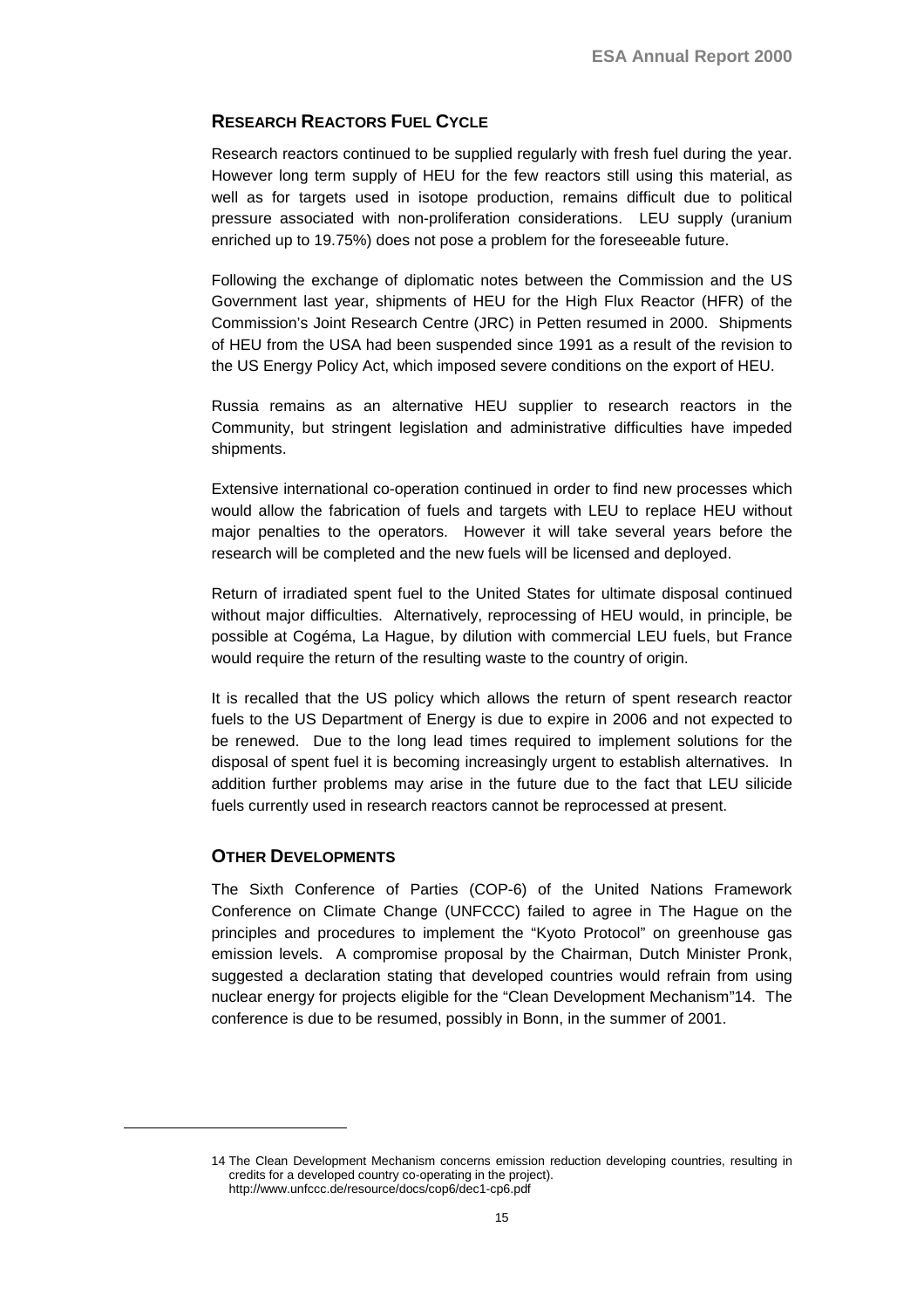## RESEARCH REACTORS FUEL CYCLE

Research reactors continued to be supplied regularly with fresh fuel during the year. However long term supply of HEU for the few reactors still using this material, as well as for targets used in isotope production, remains difficult due to political pressure associated with non-proliferation considerations. LEU supply (uranium enriched up to 19.75%) does not pose a problem for the foreseeable future.

Following the exchange of diplomatic notes between the Commission and the US Government last year, shipments of HEU for the High Flux Reactor (HFR) of the Commission's Joint Research Centre (JRC) in Petten resumed in 2000. Shipments of HEU from the USA had been suspended since 1991 as a result of the revision to the US Energy Policy Act, which imposed severe conditions on the export of HEU.

Russia remains as an alternative HEU supplier to research reactors in the Community, but stringent legislation and administrative difficulties have impeded shipments.

Extensive international co-operation continued in order to find new processes which would allow the fabrication of fuels and targets with LEU to replace HEU without major penalties to the operators. However it will take several years before the research will be completed and the new fuels will be licensed and deployed.

Return of irradiated spent fuel to the United States for ultimate disposal continued without major difficulties. Alternatively, reprocessing of HEU would, in principle, be possible at Cogéma, La Hague, by dilution with commercial LEU fuels, but France would require the return of the resulting waste to the country of origin.

It is recalled that the US policy which allows the return of spent research reactor fuels to the US Department of Energy is due to expire in 2006 and not expected to be renewed. Due to the long lead times required to implement solutions for the disposal of spent fuel it is becoming increasingly urgent to establish alternatives. In addition further problems may arise in the future due to the fact that LEU silicide fuels currently used in research reactors cannot be reprocessed at present.

## OTHER DEVELOPMENTS

The Sixth Conference of Parties (COP-6) of the United Nations Framework Conference on Climate Change (UNFCCC) failed to agree in The Hague on the principles and procedures to implement the "Kyoto Protocol" on greenhouse gas emission levels. A compromise proposal by the Chairman, Dutch Minister Pronk, suggested a declaration stating that developed countries would refrain from using nuclear energy for projects eligible for the "Clean Development Mechanism"[14]. The conference is due to be resumed, possibly in Bonn, in the summer of 2001.

---

[14] The Clean Development Mechanism concerns emission reduction developing countries, resulting in credits for a developed country co-operating in the project). http://www.unfccc.de/resource/docs/cop6/dec1-cp6.pdf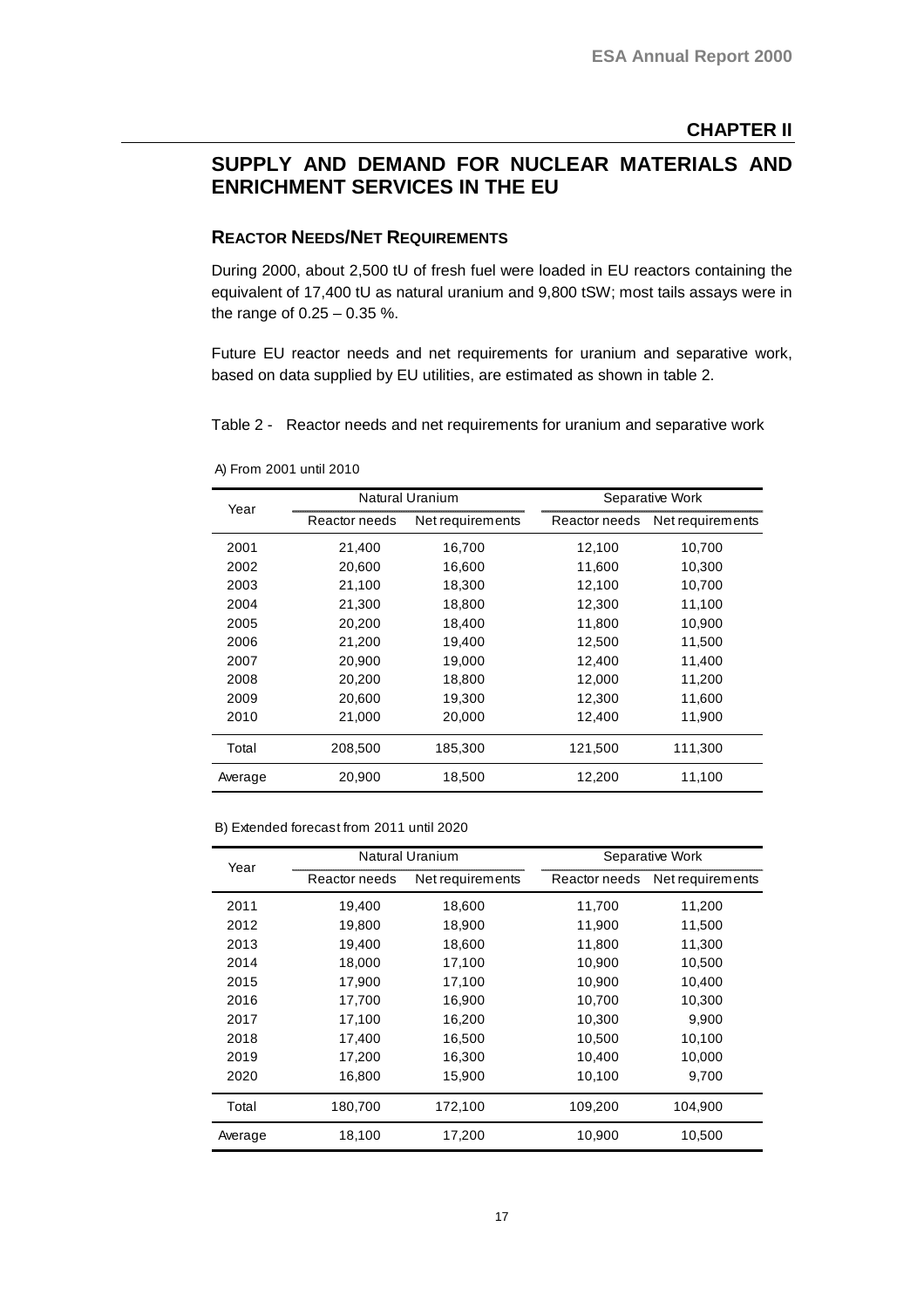## CHAPTER II

# SUPPLY AND DEMAND FOR NUCLEAR MATERIALS AND ENRICHMENT SERVICES IN THE EU

### REACTOR NEEDS/NET REQUIREMENTS

During 2000, about 2,500 tU of fresh fuel were loaded in EU reactors containing the equivalent of 17,400 tU as natural uranium and 9,800 tSW; most tails assays were in the range of 0.25 – 0.35 %.

Future EU reactor needs and net requirements for uranium and separative work, based on data supplied by EU utilities, are estimated as shown in table 2.

Table 2 - Reactor needs and net requirements for uranium and separative work

A) From 2001 until 2010

| Year | Natural Uranium | | Separative Work | |
|---|---|---|---|---|
| | Reactor needs | Net requirements | Reactor needs | Net requirements |
| 2001 | 21,400 | 16,700 | 12,100 | 10,700 |
| 2002 | 20,600 | 16,600 | 11,600 | 10,300 |
| 2003 | 21,100 | 18,300 | 12,100 | 10,700 |
| 2004 | 21,300 | 18,800 | 12,300 | 11,100 |
| 2005 | 20,200 | 18,400 | 11,800 | 10,900 |
| 2006 | 21,200 | 19,400 | 12,500 | 11,500 |
| 2007 | 20,900 | 19,000 | 12,400 | 11,400 |
| 2008 | 20,200 | 18,800 | 12,000 | 11,200 |
| 2009 | 20,600 | 19,300 | 12,300 | 11,600 |
| 2010 | 21,000 | 20,000 | 12,400 | 11,900 |
| Total | 208,500 | 185,300 | 121,500 | 111,300 |
| Average | 20,900 | 18,500 | 12,200 | 11,100 |

B) Extended forecast from 2011 until 2020

| Year | Natural Uranium | | Separative Work | |
|---|---|---|---|---|
| | Reactor needs | Net requirements | Reactor needs | Net requirements |
| 2011 | 19,400 | 18,600 | 11,700 | 11,200 |
| 2012 | 19,800 | 18,900 | 11,900 | 11,500 |
| 2013 | 19,400 | 18,600 | 11,800 | 11,300 |
| 2014 | 18,000 | 17,100 | 10,900 | 10,500 |
| 2015 | 17,900 | 17,100 | 10,900 | 10,400 |
| 2016 | 17,700 | 16,900 | 10,700 | 10,300 |
| 2017 | 17,100 | 16,200 | 10,300 | 9,900 |
| 2018 | 17,400 | 16,500 | 10,500 | 10,100 |
| 2019 | 17,200 | 16,300 | 10,400 | 10,000 |
| 2020 | 16,800 | 15,900 | 10,100 | 9,700 |
| Total | 180,700 | 172,100 | 109,200 | 104,900 |
| Average | 18,100 | 17,200 | 10,900 | 10,500 |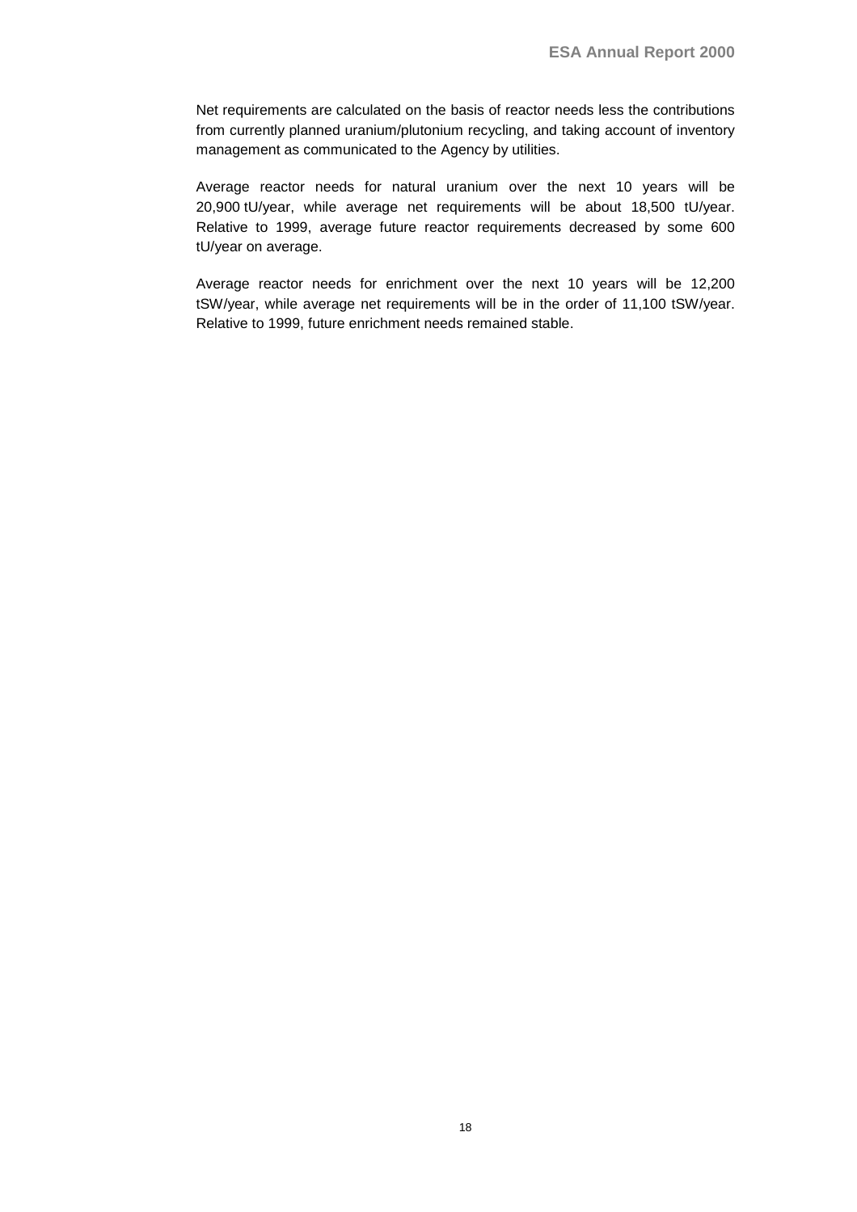Net requirements are calculated on the basis of reactor needs less the contributions from currently planned uranium/plutonium recycling, and taking account of inventory management as communicated to the Agency by utilities.

Average reactor needs for natural uranium over the next 10 years will be 20,900 tU/year, while average net requirements will be about 18,500 tU/year. Relative to 1999, average future reactor requirements decreased by some 600 tU/year on average.

Average reactor needs for enrichment over the next 10 years will be 12,200 tSW/year, while average net requirements will be in the order of 11,100 tSW/year. Relative to 1999, future enrichment needs remained stable.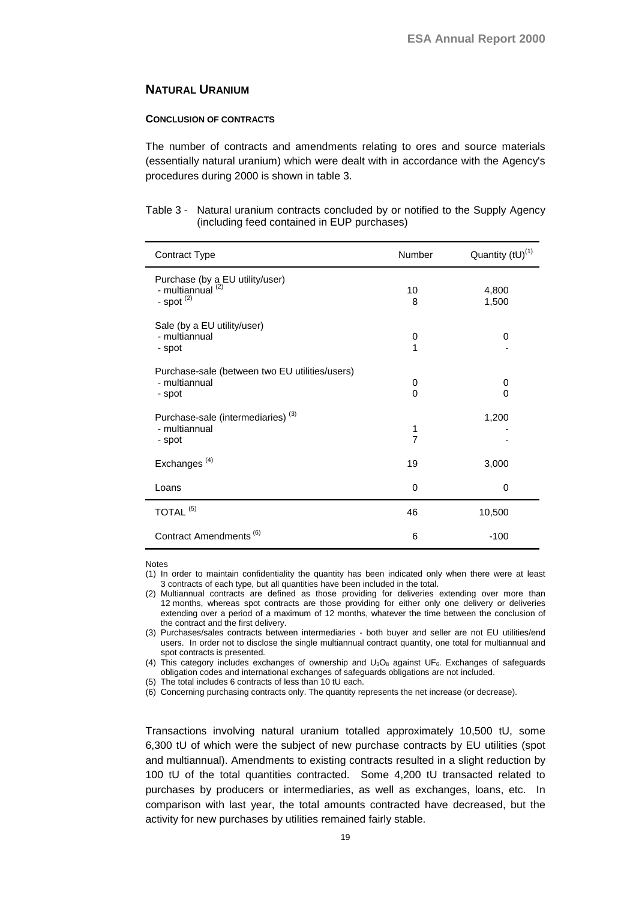## NATURAL URANIUM

### CONCLUSION OF CONTRACTS

The number of contracts and amendments relating to ores and source materials (essentially natural uranium) which were dealt with in accordance with the Agency's procedures during 2000 is shown in table 3.

Table 3 - Natural uranium contracts concluded by or notified to the Supply Agency (including feed contained in EUP purchases)

| Contract Type | Number | Quantity (tU)[1] |
|---|---|---|
| Purchase (by a EU utility/user) | | |
| - multiannual [2] | 10 | 4,800 |
| - spot [2] | 8 | 1,500 |
| Sale (by a EU utility/user) | | |
| - multiannual | 0 | 0 |
| - spot | 1 | - |
| Purchase-sale (between two EU utilities/users) | | |
| - multiannual | 0 | 0 |
| - spot | 0 | 0 |
| Purchase-sale (intermediaries) [3] | | 1,200 |
| - multiannual | 1 | - |
| - spot | 7 | - |
| Exchanges [4] | 19 | 3,000 |
| Loans | 0 | 0 |
| TOTAL [5] | 46 | 10,500 |
| Contract Amendments [6] | 6 | -100 |

Notes

(1) In order to maintain confidentiality the quantity has been indicated only when there were at least 3 contracts of each type, but all quantities have been included in the total.

(2) Multiannual contracts are defined as those providing for deliveries extending over more than 12 months, whereas spot contracts are those providing for either only one delivery or deliveries extending over a period of a maximum of 12 months, whatever the time between the conclusion of the contract and the first delivery.

(3) Purchases/sales contracts between intermediaries - both buyer and seller are not EU utilities/end users. In order not to disclose the single multiannual contract quantity, one total for multiannual and spot contracts is presented.

(4) This category includes exchanges of ownership and $U_3O_8$ against $UF_6$. Exchanges of safeguards obligation codes and international exchanges of safeguards obligations are not included.

(5) The total includes 6 contracts of less than 10 tU each.

(6) Concerning purchasing contracts only. The quantity represents the net increase (or decrease).

Transactions involving natural uranium totalled approximately 10,500 tU, some 6,300 tU of which were the subject of new purchase contracts by EU utilities (spot and multiannual). Amendments to existing contracts resulted in a slight reduction by 100 tU of the total quantities contracted. Some 4,200 tU transacted related to purchases by producers or intermediaries, as well as exchanges, loans, etc. In comparison with last year, the total amounts contracted have decreased, but the activity for new purchases by utilities remained fairly stable.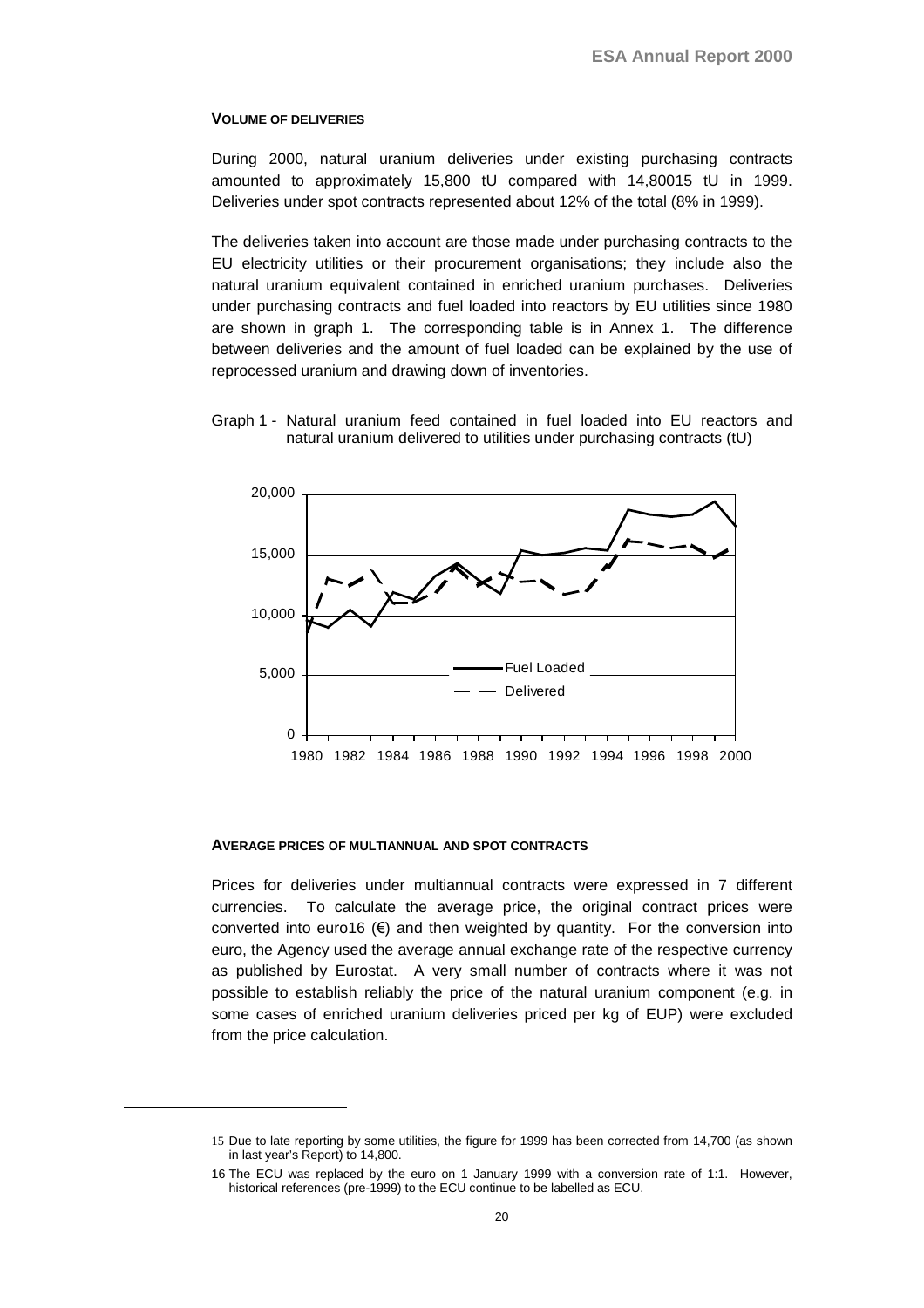#### VOLUME OF DELIVERIES

During 2000, natural uranium deliveries under existing purchasing contracts amounted to approximately 15,800 tU compared with 14,800[15] tU in 1999. Deliveries under spot contracts represented about 12% of the total (8% in 1999).

The deliveries taken into account are those made under purchasing contracts to the EU electricity utilities or their procurement organisations; they include also the natural uranium equivalent contained in enriched uranium purchases. Deliveries under purchasing contracts and fuel loaded into reactors by EU utilities since 1980 are shown in graph 1. The corresponding table is in Annex 1. The difference between deliveries and the amount of fuel loaded can be explained by the use of reprocessed uranium and drawing down of inventories.

Graph 1 - Natural uranium feed contained in fuel loaded into EU reactors and natural uranium delivered to utilities under purchasing contracts (tU)

#### AVERAGE PRICES OF MULTIANNUAL AND SPOT CONTRACTS

Prices for deliveries under multiannual contracts were expressed in 7 different currencies. To calculate the average price, the original contract prices were converted into euro[16] (€) and then weighted by quantity. For the conversion into euro, the Agency used the average annual exchange rate of the respective currency as published by Eurostat. A very small number of contracts where it was not possible to establish reliably the price of the natural uranium component (e.g. in some cases of enriched uranium deliveries priced per kg of EUP) were excluded from the price calculation.

---

15 Due to late reporting by some utilities, the figure for 1999 has been corrected from 14,700 (as shown in last year's Report) to 14,800.

16 The ECU was replaced by the euro on 1 January 1999 with a conversion rate of 1:1. However, historical references (pre-1999) to the ECU continue to be labelled as ECU.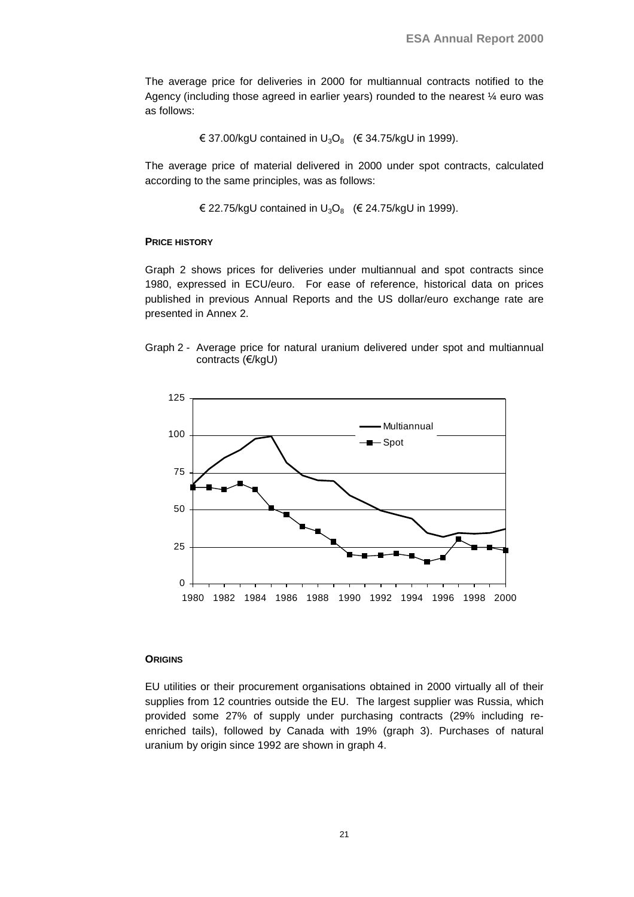The average price for deliveries in 2000 for multiannual contracts notified to the Agency (including those agreed in earlier years) rounded to the nearest ¼ euro was as follows:

€ 37.00/kgU contained in $U_3O_8$ (€ 34.75/kgU in 1999).

The average price of material delivered in 2000 under spot contracts, calculated according to the same principles, was as follows:

€ 22.75/kgU contained in $U_3O_8$ (€ 24.75/kgU in 1999).

#### PRICE HISTORY

Graph 2 shows prices for deliveries under multiannual and spot contracts since 1980, expressed in ECU/euro. For ease of reference, historical data on prices published in previous Annual Reports and the US dollar/euro exchange rate are presented in Annex 2.

Graph 2 - Average price for natural uranium delivered under spot and multiannual contracts (€/kgU)

#### ORIGINS

EU utilities or their procurement organisations obtained in 2000 virtually all of their supplies from 12 countries outside the EU. The largest supplier was Russia, which provided some 27% of supply under purchasing contracts (29% including re-enriched tails), followed by Canada with 19% (graph 3). Purchases of natural uranium by origin since 1992 are shown in graph 4.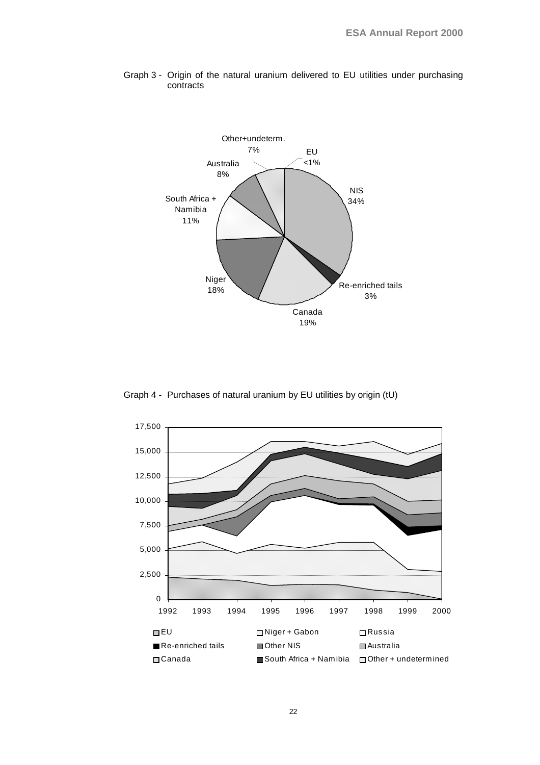Graph 3 - Origin of the natural uranium delivered to EU utilities under purchasing contracts

Graph 4 - Purchases of natural uranium by EU utilities by origin (tU)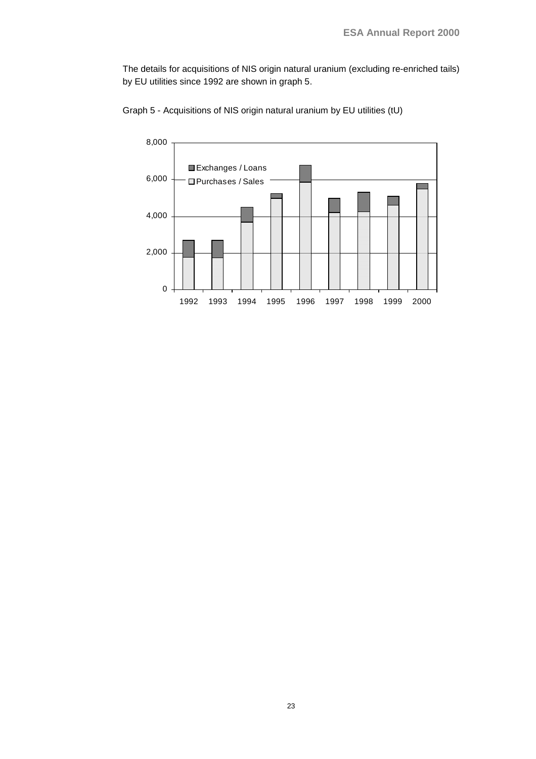The details for acquisitions of NIS origin natural uranium (excluding re-enriched tails) by EU utilities since 1992 are shown in graph 5.

Graph 5 - Acquisitions of NIS origin natural uranium by EU utilities (tU)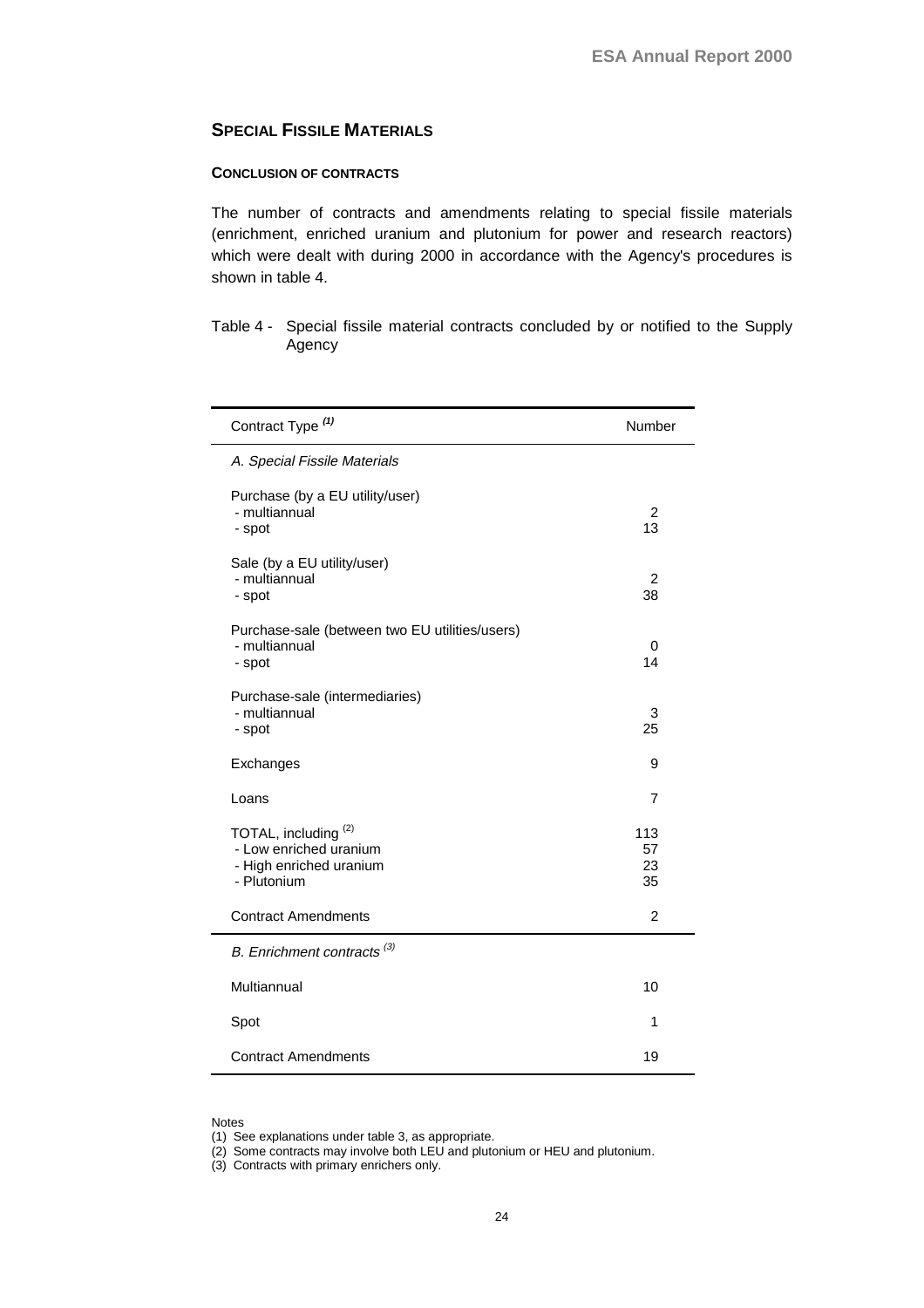## Special Fissile Materials

### Conclusion of contracts

The number of contracts and amendments relating to special fissile materials (enrichment, enriched uranium and plutonium for power and research reactors) which were dealt with during 2000 in accordance with the Agency's procedures is shown in table 4.

Table 4 - Special fissile material contracts concluded by or notified to the Supply Agency

| Contract Type [1] | Number |
|---|---|
| *A. Special Fissile Materials* | |
| Purchase (by a EU utility/user) | |
| - multiannual | 2 |
| - spot | 13 |
| Sale (by a EU utility/user) | |
| - multiannual | 2 |
| - spot | 38 |
| Purchase-sale (between two EU utilities/users) | |
| - multiannual | 0 |
| - spot | 14 |
| Purchase-sale (intermediaries) | |
| - multiannual | 3 |
| - spot | 25 |
| Exchanges | 9 |
| Loans | 7 |
| TOTAL, including [2] | 113 |
| - Low enriched uranium | 57 |
| - High enriched uranium | 23 |
| - Plutonium | 35 |
| Contract Amendments | 2 |
| *B. Enrichment contracts [3]* | |
| Multiannual | 10 |
| Spot | 1 |
| Contract Amendments | 19 |

Notes

(1) See explanations under table 3, as appropriate.

(2) Some contracts may involve both LEU and plutonium or HEU and plutonium.

(3) Contracts with primary enrichers only.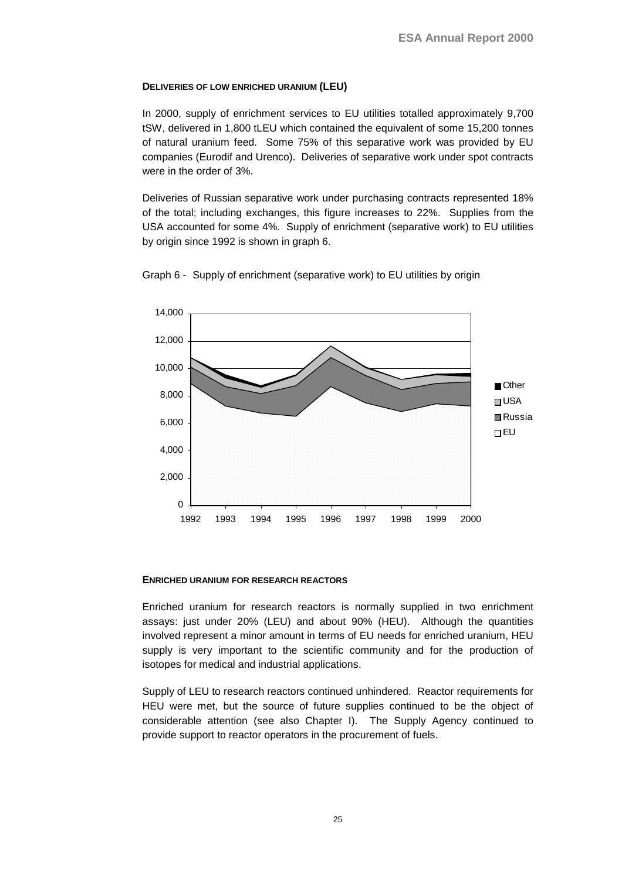#### DELIVERIES OF LOW ENRICHED URANIUM (LEU)

In 2000, supply of enrichment services to EU utilities totalled approximately 9,700 tSW, delivered in 1,800 tLEU which contained the equivalent of some 15,200 tonnes of natural uranium feed. Some 75% of this separative work was provided by EU companies (Eurodif and Urenco). Deliveries of separative work under spot contracts were in the order of 3%.

Deliveries of Russian separative work under purchasing contracts represented 18% of the total; including exchanges, this figure increases to 22%. Supplies from the USA accounted for some 4%. Supply of enrichment (separative work) to EU utilities by origin since 1992 is shown in graph 6.

Graph 6 - Supply of enrichment (separative work) to EU utilities by origin

#### ENRICHED URANIUM FOR RESEARCH REACTORS

Enriched uranium for research reactors is normally supplied in two enrichment assays: just under 20% (LEU) and about 90% (HEU). Although the quantities involved represent a minor amount in terms of EU needs for enriched uranium, HEU supply is very important to the scientific community and for the production of isotopes for medical and industrial applications.

Supply of LEU to research reactors continued unhindered. Reactor requirements for HEU were met, but the source of future supplies continued to be the object of considerable attention (see also Chapter I). The Supply Agency continued to provide support to reactor operators in the procurement of fuels.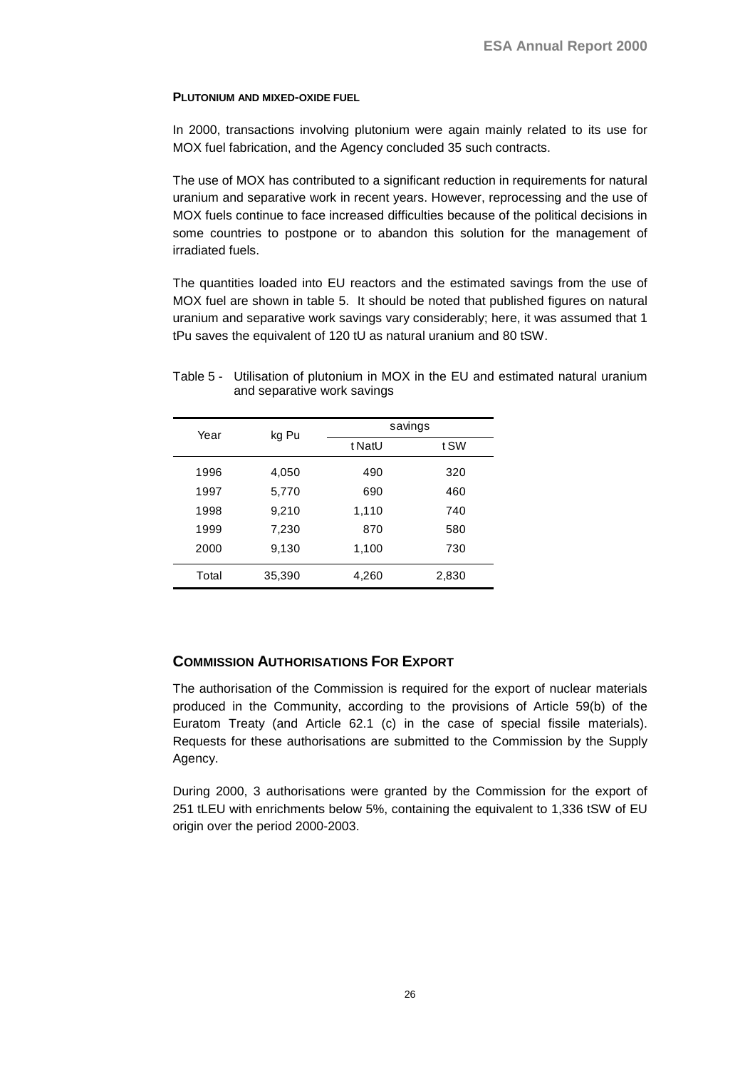**PLUTONIUM AND MIXED-OXIDE FUEL**

In 2000, transactions involving plutonium were again mainly related to its use for MOX fuel fabrication, and the Agency concluded 35 such contracts.

The use of MOX has contributed to a significant reduction in requirements for natural uranium and separative work in recent years. However, reprocessing and the use of MOX fuels continue to face increased difficulties because of the political decisions in some countries to postpone or to abandon this solution for the management of irradiated fuels.

The quantities loaded into EU reactors and the estimated savings from the use of MOX fuel are shown in table 5. It should be noted that published figures on natural uranium and separative work savings vary considerably; here, it was assumed that 1 tPu saves the equivalent of 120 tU as natural uranium and 80 tSW.

Table 5 - Utilisation of plutonium in MOX in the EU and estimated natural uranium and separative work savings

| Year | kg Pu | savings | |
|---|---|---|---|
| | | t NatU | t SW |
| 1996 | 4,050 | 490 | 320 |
| 1997 | 5,770 | 690 | 460 |
| 1998 | 9,210 | 1,110 | 740 |
| 1999 | 7,230 | 870 | 580 |
| 2000 | 9,130 | 1,100 | 730 |
| Total | 35,390 | 4,260 | 2,830 |

## COMMISSION AUTHORISATIONS FOR EXPORT

The authorisation of the Commission is required for the export of nuclear materials produced in the Community, according to the provisions of Article 59(b) of the Euratom Treaty (and Article 62.1 (c) in the case of special fissile materials). Requests for these authorisations are submitted to the Commission by the Supply Agency.

During 2000, 3 authorisations were granted by the Commission for the export of 251 tLEU with enrichments below 5%, containing the equivalent to 1,336 tSW of EU origin over the period 2000-2003.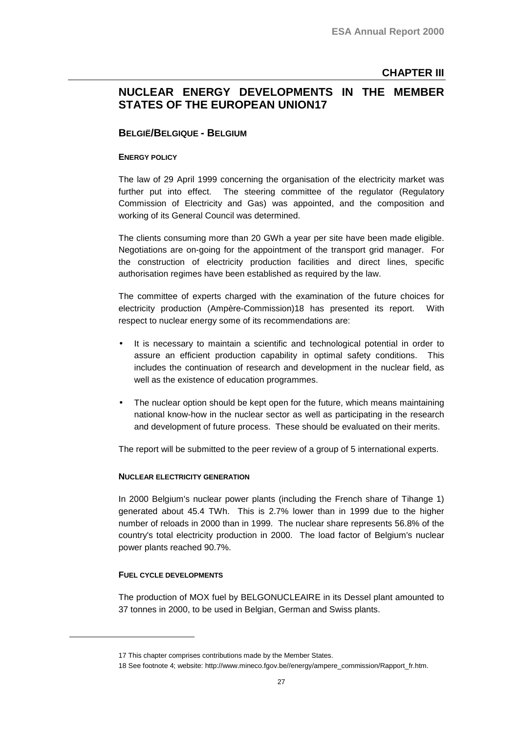# CHAPTER III

## NUCLEAR ENERGY DEVELOPMENTS IN THE MEMBER STATES OF THE EUROPEAN UNION[17]

### BELGIË/BELGIQUE - BELGIUM

#### ENERGY POLICY

The law of 29 April 1999 concerning the organisation of the electricity market was further put into effect. The steering committee of the regulator (Regulatory Commission of Electricity and Gas) was appointed, and the composition and working of its General Council was determined.

The clients consuming more than 20 GWh a year per site have been made eligible. Negotiations are on-going for the appointment of the transport grid manager. For the construction of electricity production facilities and direct lines, specific authorisation regimes have been established as required by the law.

The committee of experts charged with the examination of the future choices for electricity production (Ampère-Commission)[18] has presented its report. With respect to nuclear energy some of its recommendations are:

- It is necessary to maintain a scientific and technological potential in order to assure an efficient production capability in optimal safety conditions. This includes the continuation of research and development in the nuclear field, as well as the existence of education programmes.
- The nuclear option should be kept open for the future, which means maintaining national know-how in the nuclear sector as well as participating in the research and development of future process. These should be evaluated on their merits.

The report will be submitted to the peer review of a group of 5 international experts.

#### NUCLEAR ELECTRICITY GENERATION

In 2000 Belgium's nuclear power plants (including the French share of Tihange 1) generated about 45.4 TWh. This is 2.7% lower than in 1999 due to the higher number of reloads in 2000 than in 1999. The nuclear share represents 56.8% of the country's total electricity production in 2000. The load factor of Belgium's nuclear power plants reached 90.7%.

#### FUEL CYCLE DEVELOPMENTS

The production of MOX fuel by BELGONUCLEAIRE in its Dessel plant amounted to 37 tonnes in 2000, to be used in Belgian, German and Swiss plants.

---

[17] This chapter comprises contributions made by the Member States.

[18] See footnote 4; website: http://www.mineco.fgov.be//energy/ampere_commission/Rapport_fr.htm.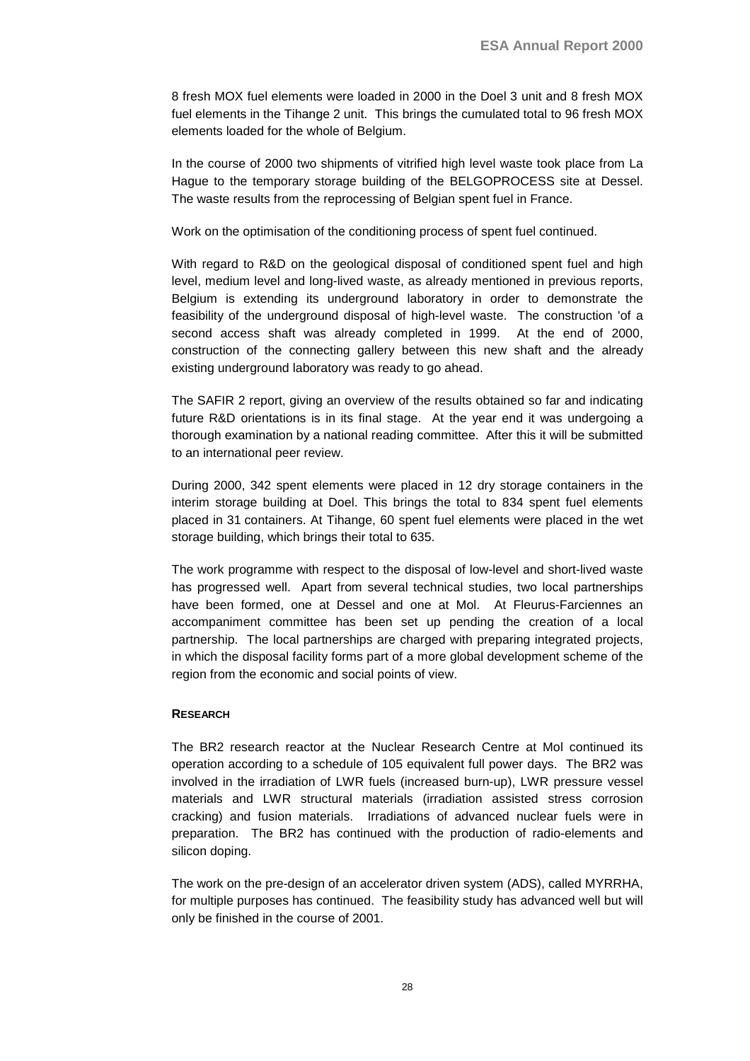8 fresh MOX fuel elements were loaded in 2000 in the Doel 3 unit and 8 fresh MOX fuel elements in the Tihange 2 unit. This brings the cumulated total to 96 fresh MOX elements loaded for the whole of Belgium.

In the course of 2000 two shipments of vitrified high level waste took place from La Hague to the temporary storage building of the BELGOPROCESS site at Dessel. The waste results from the reprocessing of Belgian spent fuel in France.

Work on the optimisation of the conditioning process of spent fuel continued.

With regard to R&D on the geological disposal of conditioned spent fuel and high level, medium level and long-lived waste, as already mentioned in previous reports, Belgium is extending its underground laboratory in order to demonstrate the feasibility of the underground disposal of high-level waste. The construction 'of a second access shaft was already completed in 1999. At the end of 2000, construction of the connecting gallery between this new shaft and the already existing underground laboratory was ready to go ahead.

The SAFIR 2 report, giving an overview of the results obtained so far and indicating future R&D orientations is in its final stage. At the year end it was undergoing a thorough examination by a national reading committee. After this it will be submitted to an international peer review.

During 2000, 342 spent elements were placed in 12 dry storage containers in the interim storage building at Doel. This brings the total to 834 spent fuel elements placed in 31 containers. At Tihange, 60 spent fuel elements were placed in the wet storage building, which brings their total to 635.

The work programme with respect to the disposal of low-level and short-lived waste has progressed well. Apart from several technical studies, two local partnerships have been formed, one at Dessel and one at Mol. At Fleurus-Farciennes an accompaniment committee has been set up pending the creation of a local partnership. The local partnerships are charged with preparing integrated projects, in which the disposal facility forms part of a more global development scheme of the region from the economic and social points of view.

**RESEARCH**

The BR2 research reactor at the Nuclear Research Centre at Mol continued its operation according to a schedule of 105 equivalent full power days. The BR2 was involved in the irradiation of LWR fuels (increased burn-up), LWR pressure vessel materials and LWR structural materials (irradiation assisted stress corrosion cracking) and fusion materials. Irradiations of advanced nuclear fuels were in preparation. The BR2 has continued with the production of radio-elements and silicon doping.

The work on the pre-design of an accelerator driven system (ADS), called MYRRHA, for multiple purposes has continued. The feasibility study has advanced well but will only be finished in the course of 2001.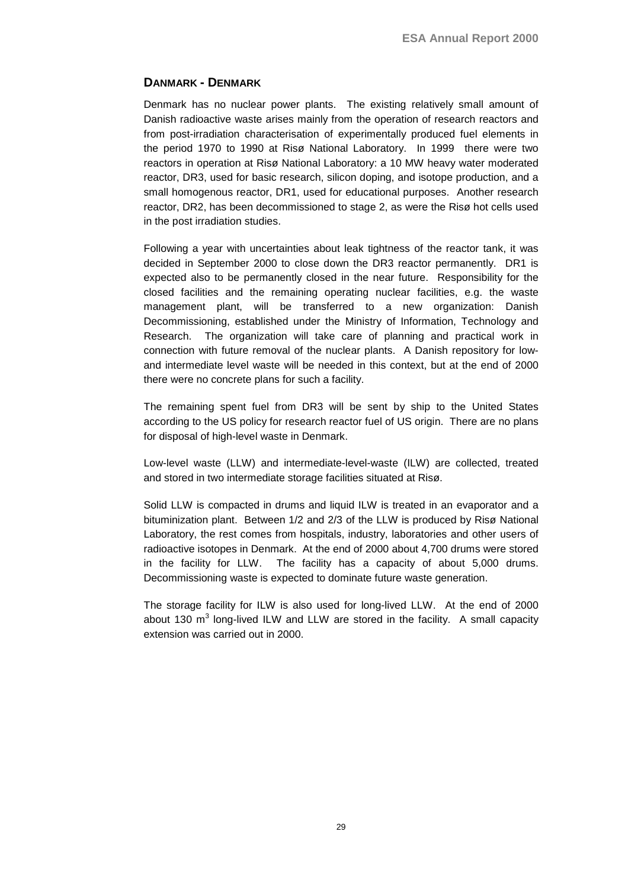## DANMARK - DENMARK

Denmark has no nuclear power plants. The existing relatively small amount of Danish radioactive waste arises mainly from the operation of research reactors and from post-irradiation characterisation of experimentally produced fuel elements in the period 1970 to 1990 at Risø National Laboratory. In 1999 there were two reactors in operation at Risø National Laboratory: a 10 MW heavy water moderated reactor, DR3, used for basic research, silicon doping, and isotope production, and a small homogenous reactor, DR1, used for educational purposes. Another research reactor, DR2, has been decommissioned to stage 2, as were the Risø hot cells used in the post irradiation studies.

Following a year with uncertainties about leak tightness of the reactor tank, it was decided in September 2000 to close down the DR3 reactor permanently. DR1 is expected also to be permanently closed in the near future. Responsibility for the closed facilities and the remaining operating nuclear facilities, e.g. the waste management plant, will be transferred to a new organization: Danish Decommissioning, established under the Ministry of Information, Technology and Research. The organization will take care of planning and practical work in connection with future removal of the nuclear plants. A Danish repository for low- and intermediate level waste will be needed in this context, but at the end of 2000 there were no concrete plans for such a facility.

The remaining spent fuel from DR3 will be sent by ship to the United States according to the US policy for research reactor fuel of US origin. There are no plans for disposal of high-level waste in Denmark.

Low-level waste (LLW) and intermediate-level-waste (ILW) are collected, treated and stored in two intermediate storage facilities situated at Risø.

Solid LLW is compacted in drums and liquid ILW is treated in an evaporator and a bituminization plant. Between 1/2 and 2/3 of the LLW is produced by Risø National Laboratory, the rest comes from hospitals, industry, laboratories and other users of radioactive isotopes in Denmark. At the end of 2000 about 4,700 drums were stored in the facility for LLW. The facility has a capacity of about 5,000 drums. Decommissioning waste is expected to dominate future waste generation.

The storage facility for ILW is also used for long-lived LLW. At the end of 2000 about 130 $m^3$ long-lived ILW and LLW are stored in the facility. A small capacity extension was carried out in 2000.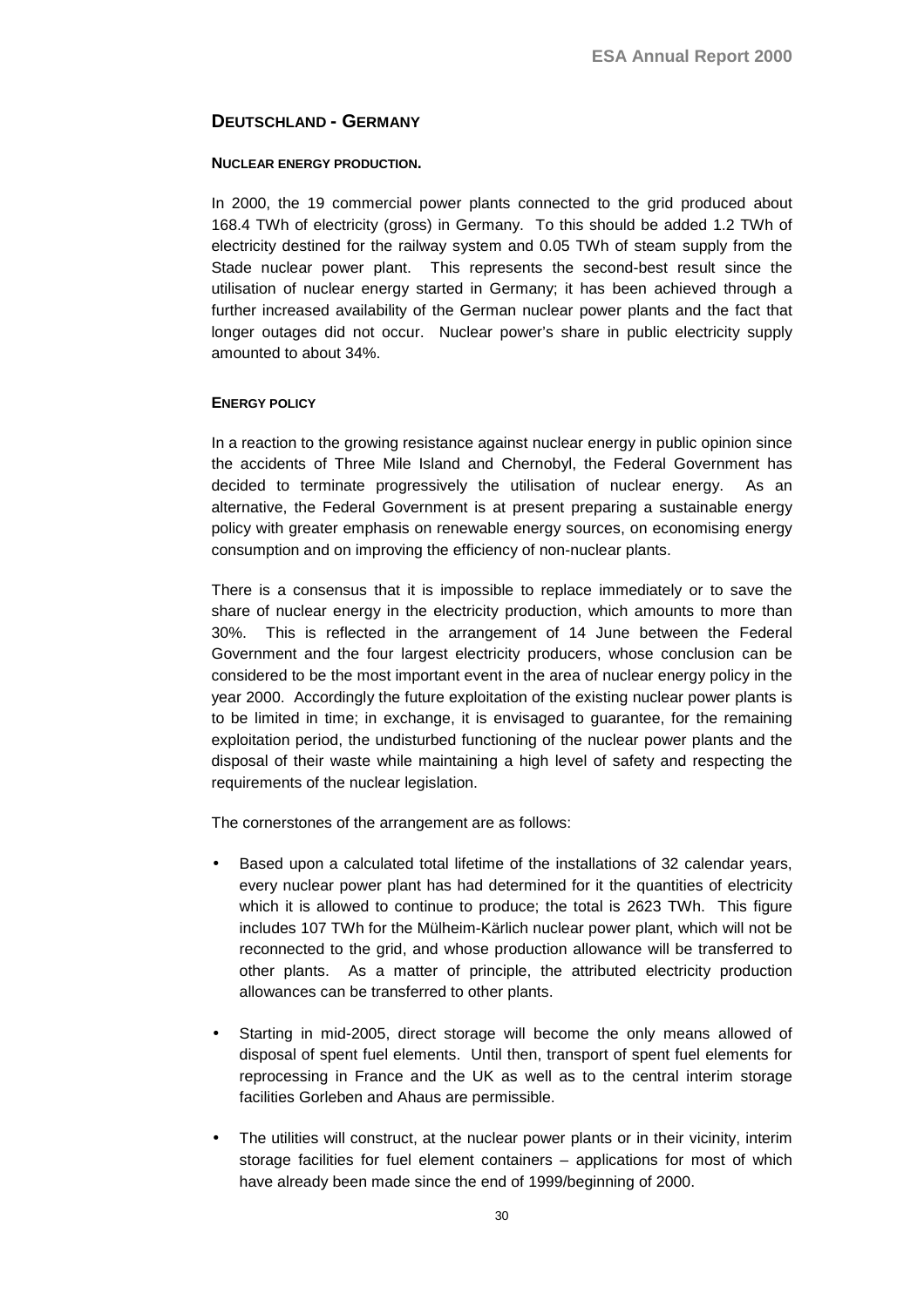## Deutschland - Germany

### Nuclear energy production.

In 2000, the 19 commercial power plants connected to the grid produced about 168.4 TWh of electricity (gross) in Germany. To this should be added 1.2 TWh of electricity destined for the railway system and 0.05 TWh of steam supply from the Stade nuclear power plant. This represents the second-best result since the utilisation of nuclear energy started in Germany; it has been achieved through a further increased availability of the German nuclear power plants and the fact that longer outages did not occur. Nuclear power's share in public electricity supply amounted to about 34%.

### Energy policy

In a reaction to the growing resistance against nuclear energy in public opinion since the accidents of Three Mile Island and Chernobyl, the Federal Government has decided to terminate progressively the utilisation of nuclear energy. As an alternative, the Federal Government is at present preparing a sustainable energy policy with greater emphasis on renewable energy sources, on economising energy consumption and on improving the efficiency of non-nuclear plants.

There is a consensus that it is impossible to replace immediately or to save the share of nuclear energy in the electricity production, which amounts to more than 30%. This is reflected in the arrangement of 14 June between the Federal Government and the four largest electricity producers, whose conclusion can be considered to be the most important event in the area of nuclear energy policy in the year 2000. Accordingly the future exploitation of the existing nuclear power plants is to be limited in time; in exchange, it is envisaged to guarantee, for the remaining exploitation period, the undisturbed functioning of the nuclear power plants and the disposal of their waste while maintaining a high level of safety and respecting the requirements of the nuclear legislation.

The cornerstones of the arrangement are as follows:

- Based upon a calculated total lifetime of the installations of 32 calendar years, every nuclear power plant has had determined for it the quantities of electricity which it is allowed to continue to produce; the total is 2623 TWh. This figure includes 107 TWh for the Mülheim-Kärlich nuclear power plant, which will not be reconnected to the grid, and whose production allowance will be transferred to other plants. As a matter of principle, the attributed electricity production allowances can be transferred to other plants.
- Starting in mid-2005, direct storage will become the only means allowed of disposal of spent fuel elements. Until then, transport of spent fuel elements for reprocessing in France and the UK as well as to the central interim storage facilities Gorleben and Ahaus are permissible.
- The utilities will construct, at the nuclear power plants or in their vicinity, interim storage facilities for fuel element containers – applications for most of which have already been made since the end of 1999/beginning of 2000.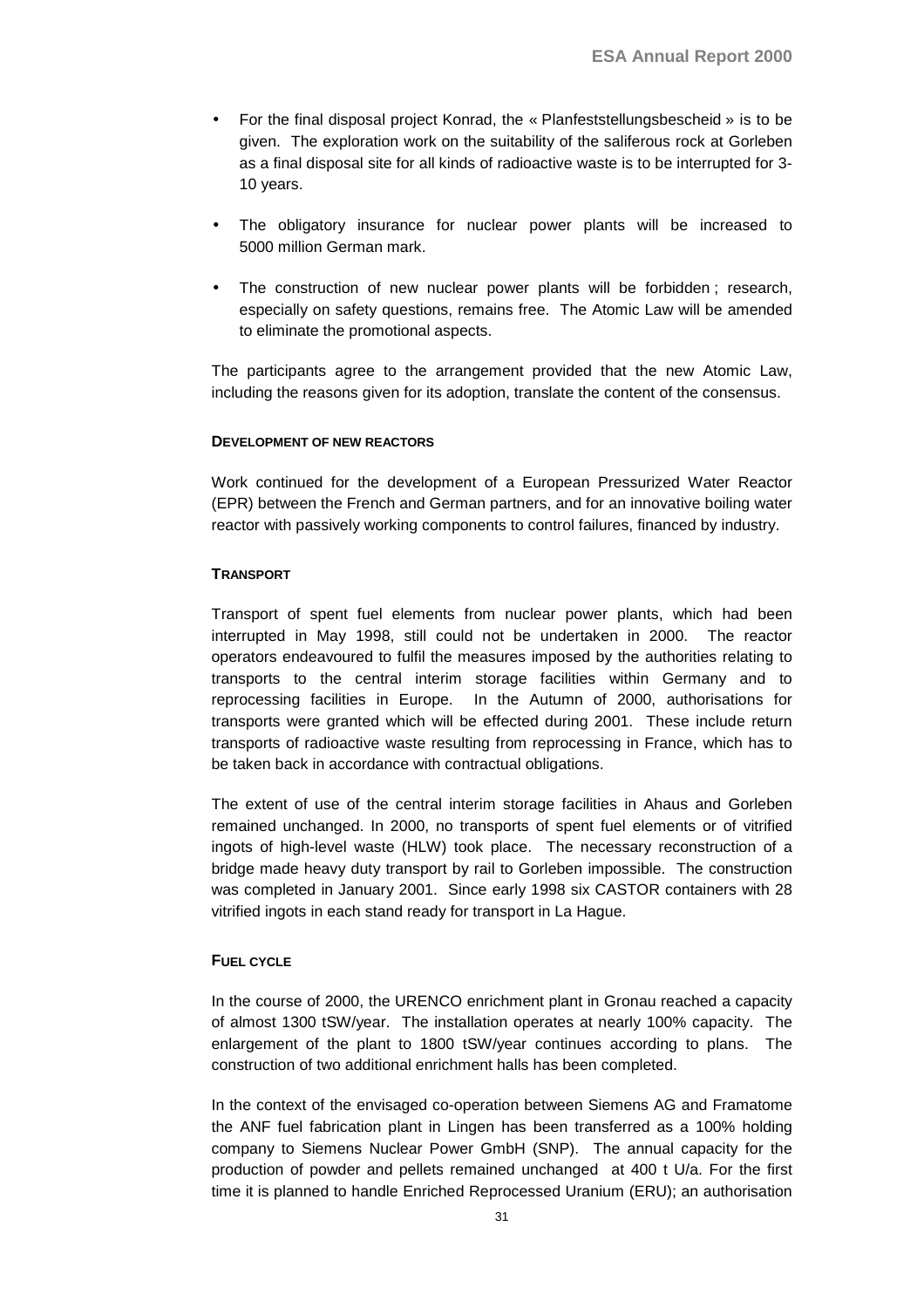- For the final disposal project Konrad, the « Planfeststellungsbescheid » is to be given. The exploration work on the suitability of the saliferous rock at Gorleben as a final disposal site for all kinds of radioactive waste is to be interrupted for 3-10 years.
- The obligatory insurance for nuclear power plants will be increased to 5000 million German mark.
- The construction of new nuclear power plants will be forbidden ; research, especially on safety questions, remains free. The Atomic Law will be amended to eliminate the promotional aspects.

The participants agree to the arrangement provided that the new Atomic Law, including the reasons given for its adoption, translate the content of the consensus.

#### DEVELOPMENT OF NEW REACTORS

Work continued for the development of a European Pressurized Water Reactor (EPR) between the French and German partners, and for an innovative boiling water reactor with passively working components to control failures, financed by industry.

#### TRANSPORT

Transport of spent fuel elements from nuclear power plants, which had been interrupted in May 1998, still could not be undertaken in 2000. The reactor operators endeavoured to fulfil the measures imposed by the authorities relating to transports to the central interim storage facilities within Germany and to reprocessing facilities in Europe. In the Autumn of 2000, authorisations for transports were granted which will be effected during 2001. These include return transports of radioactive waste resulting from reprocessing in France, which has to be taken back in accordance with contractual obligations.

The extent of use of the central interim storage facilities in Ahaus and Gorleben remained unchanged. In 2000, no transports of spent fuel elements or of vitrified ingots of high-level waste (HLW) took place. The necessary reconstruction of a bridge made heavy duty transport by rail to Gorleben impossible. The construction was completed in January 2001. Since early 1998 six CASTOR containers with 28 vitrified ingots in each stand ready for transport in La Hague.

#### FUEL CYCLE

In the course of 2000, the URENCO enrichment plant in Gronau reached a capacity of almost 1300 tSW/year. The installation operates at nearly 100% capacity. The enlargement of the plant to 1800 tSW/year continues according to plans. The construction of two additional enrichment halls has been completed.

In the context of the envisaged co-operation between Siemens AG and Framatome the ANF fuel fabrication plant in Lingen has been transferred as a 100% holding company to Siemens Nuclear Power GmbH (SNP). The annual capacity for the production of powder and pellets remained unchanged at 400 t U/a. For the first time it is planned to handle Enriched Reprocessed Uranium (ERU); an authorisation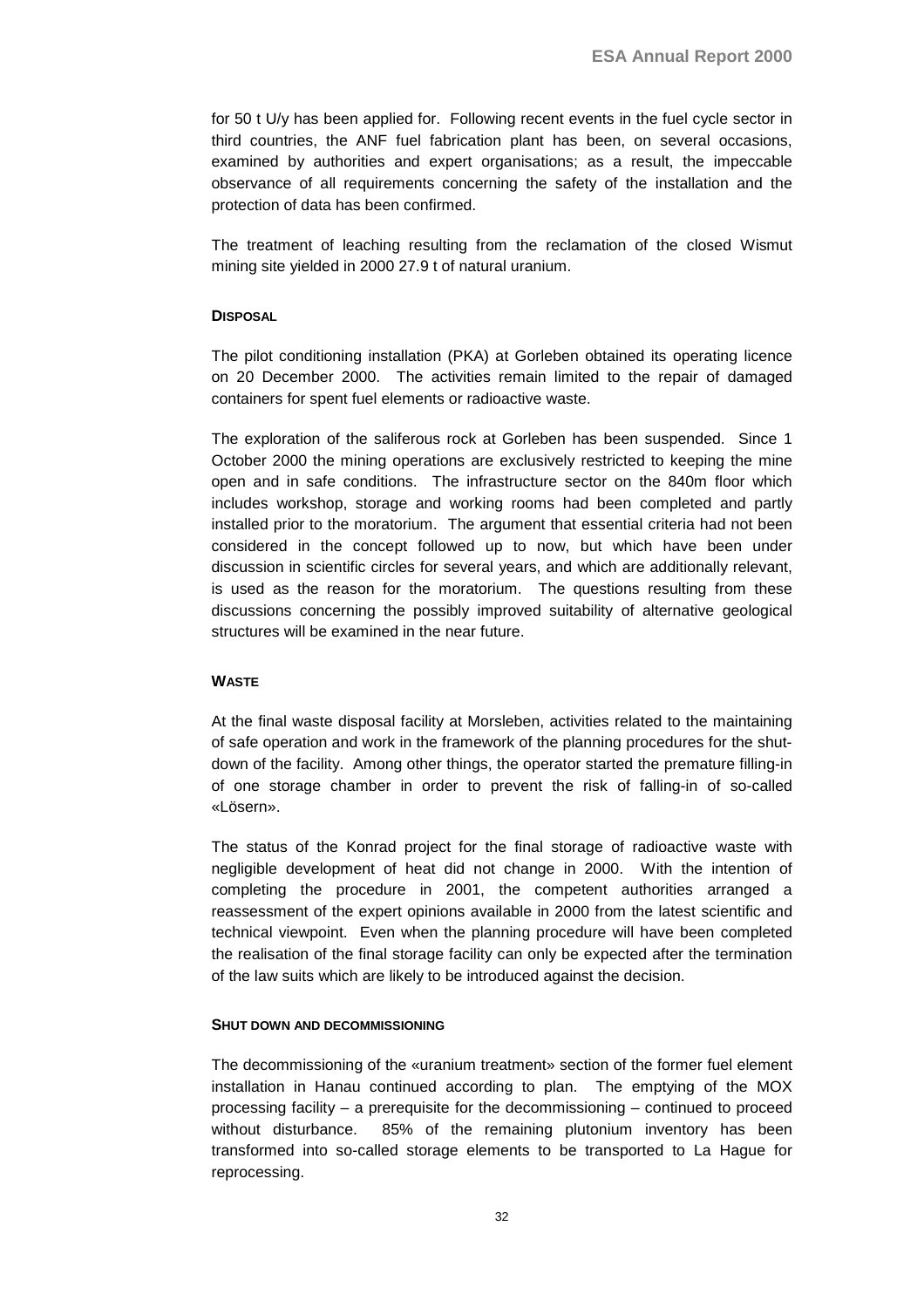for 50 t U/y has been applied for. Following recent events in the fuel cycle sector in third countries, the ANF fuel fabrication plant has been, on several occasions, examined by authorities and expert organisations; as a result, the impeccable observance of all requirements concerning the safety of the installation and the protection of data has been confirmed.

The treatment of leaching resulting from the reclamation of the closed Wismut mining site yielded in 2000 27.9 t of natural uranium.

#### DISPOSAL

The pilot conditioning installation (PKA) at Gorleben obtained its operating licence on 20 December 2000. The activities remain limited to the repair of damaged containers for spent fuel elements or radioactive waste.

The exploration of the saliferous rock at Gorleben has been suspended. Since 1 October 2000 the mining operations are exclusively restricted to keeping the mine open and in safe conditions. The infrastructure sector on the 840m floor which includes workshop, storage and working rooms had been completed and partly installed prior to the moratorium. The argument that essential criteria had not been considered in the concept followed up to now, but which have been under discussion in scientific circles for several years, and which are additionally relevant, is used as the reason for the moratorium. The questions resulting from these discussions concerning the possibly improved suitability of alternative geological structures will be examined in the near future.

#### WASTE

At the final waste disposal facility at Morsleben, activities related to the maintaining of safe operation and work in the framework of the planning procedures for the shut-down of the facility. Among other things, the operator started the premature filling-in of one storage chamber in order to prevent the risk of falling-in of so-called «Lösern».

The status of the Konrad project for the final storage of radioactive waste with negligible development of heat did not change in 2000. With the intention of completing the procedure in 2001, the competent authorities arranged a reassessment of the expert opinions available in 2000 from the latest scientific and technical viewpoint. Even when the planning procedure will have been completed the realisation of the final storage facility can only be expected after the termination of the law suits which are likely to be introduced against the decision.

#### SHUT DOWN AND DECOMMISSIONING

The decommissioning of the «uranium treatment» section of the former fuel element installation in Hanau continued according to plan. The emptying of the MOX processing facility – a prerequisite for the decommissioning – continued to proceed without disturbance. 85% of the remaining plutonium inventory has been transformed into so-called storage elements to be transported to La Hague for reprocessing.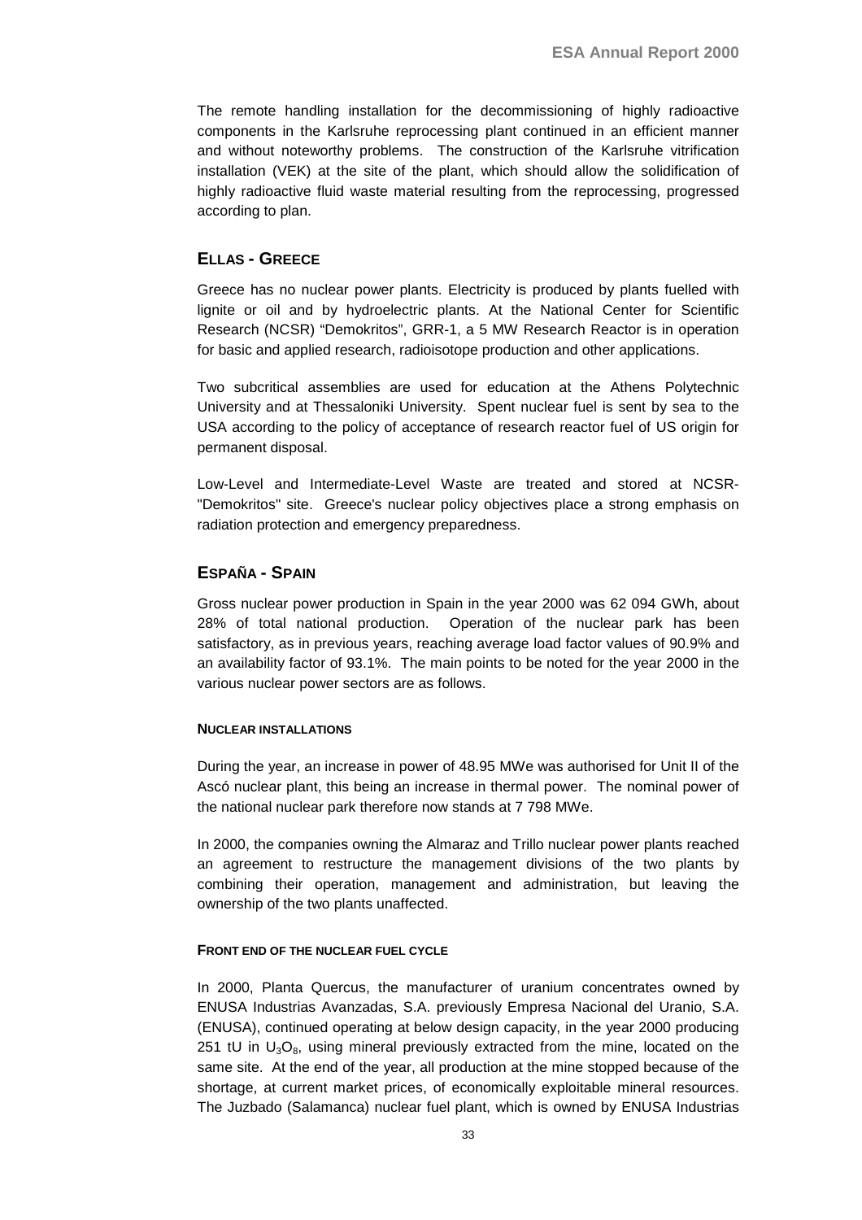The remote handling installation for the decommissioning of highly radioactive components in the Karlsruhe reprocessing plant continued in an efficient manner and without noteworthy problems. The construction of the Karlsruhe vitrification installation (VEK) at the site of the plant, which should allow the solidification of highly radioactive fluid waste material resulting from the reprocessing, progressed according to plan.

## ELLAS - GREECE

Greece has no nuclear power plants. Electricity is produced by plants fuelled with lignite or oil and by hydroelectric plants. At the National Center for Scientific Research (NCSR) "Demokritos", GRR-1, a 5 MW Research Reactor is in operation for basic and applied research, radioisotope production and other applications.

Two subcritical assemblies are used for education at the Athens Polytechnic University and at Thessaloniki University. Spent nuclear fuel is sent by sea to the USA according to the policy of acceptance of research reactor fuel of US origin for permanent disposal.

Low-Level and Intermediate-Level Waste are treated and stored at NCSR-"Demokritos" site. Greece's nuclear policy objectives place a strong emphasis on radiation protection and emergency preparedness.

## ESPAÑA - SPAIN

Gross nuclear power production in Spain in the year 2000 was 62 094 GWh, about 28% of total national production. Operation of the nuclear park has been satisfactory, as in previous years, reaching average load factor values of 90.9% and an availability factor of 93.1%. The main points to be noted for the year 2000 in the various nuclear power sectors are as follows.

### NUCLEAR INSTALLATIONS

During the year, an increase in power of 48.95 MWe was authorised for Unit II of the Ascó nuclear plant, this being an increase in thermal power. The nominal power of the national nuclear park therefore now stands at 7 798 MWe.

In 2000, the companies owning the Almaraz and Trillo nuclear power plants reached an agreement to restructure the management divisions of the two plants by combining their operation, management and administration, but leaving the ownership of the two plants unaffected.

### FRONT END OF THE NUCLEAR FUEL CYCLE

In 2000, Planta Quercus, the manufacturer of uranium concentrates owned by ENUSA Industrias Avanzadas, S.A. previously Empresa Nacional del Uranio, S.A. (ENUSA), continued operating at below design capacity, in the year 2000 producing 251 tU in $U_3O_8$, using mineral previously extracted from the mine, located on the same site. At the end of the year, all production at the mine stopped because of the shortage, at current market prices, of economically exploitable mineral resources. The Juzbado (Salamanca) nuclear fuel plant, which is owned by ENUSA Industrias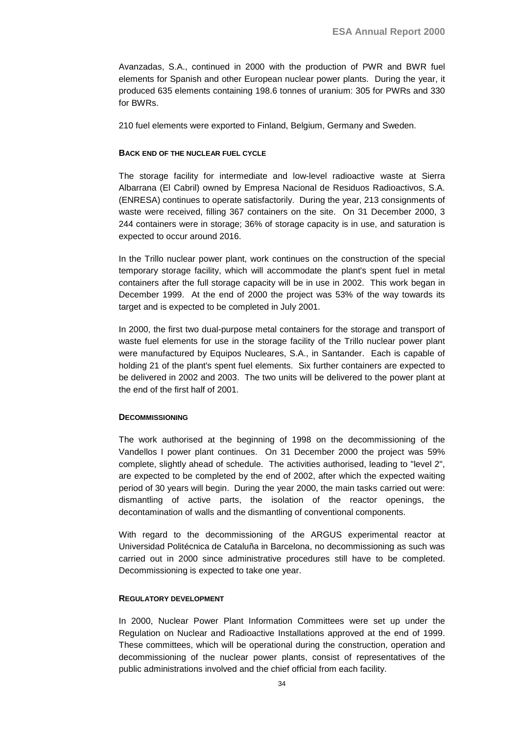Avanzadas, S.A., continued in 2000 with the production of PWR and BWR fuel elements for Spanish and other European nuclear power plants. During the year, it produced 635 elements containing 198.6 tonnes of uranium: 305 for PWRs and 330 for BWRs.

210 fuel elements were exported to Finland, Belgium, Germany and Sweden.

#### BACK END OF THE NUCLEAR FUEL CYCLE

The storage facility for intermediate and low-level radioactive waste at Sierra Albarrana (El Cabril) owned by Empresa Nacional de Residuos Radioactivos, S.A. (ENRESA) continues to operate satisfactorily. During the year, 213 consignments of waste were received, filling 367 containers on the site. On 31 December 2000, 3 244 containers were in storage; 36% of storage capacity is in use, and saturation is expected to occur around 2016.

In the Trillo nuclear power plant, work continues on the construction of the special temporary storage facility, which will accommodate the plant's spent fuel in metal containers after the full storage capacity will be in use in 2002. This work began in December 1999. At the end of 2000 the project was 53% of the way towards its target and is expected to be completed in July 2001.

In 2000, the first two dual-purpose metal containers for the storage and transport of waste fuel elements for use in the storage facility of the Trillo nuclear power plant were manufactured by Equipos Nucleares, S.A., in Santander. Each is capable of holding 21 of the plant's spent fuel elements. Six further containers are expected to be delivered in 2002 and 2003. The two units will be delivered to the power plant at the end of the first half of 2001.

#### DECOMMISSIONING

The work authorised at the beginning of 1998 on the decommissioning of the Vandellos I power plant continues. On 31 December 2000 the project was 59% complete, slightly ahead of schedule. The activities authorised, leading to "level 2", are expected to be completed by the end of 2002, after which the expected waiting period of 30 years will begin. During the year 2000, the main tasks carried out were: dismantling of active parts, the isolation of the reactor openings, the decontamination of walls and the dismantling of conventional components.

With regard to the decommissioning of the ARGUS experimental reactor at Universidad Politécnica de Cataluña in Barcelona, no decommissioning as such was carried out in 2000 since administrative procedures still have to be completed. Decommissioning is expected to take one year.

#### REGULATORY DEVELOPMENT

In 2000, Nuclear Power Plant Information Committees were set up under the Regulation on Nuclear and Radioactive Installations approved at the end of 1999. These committees, which will be operational during the construction, operation and decommissioning of the nuclear power plants, consist of representatives of the public administrations involved and the chief official from each facility.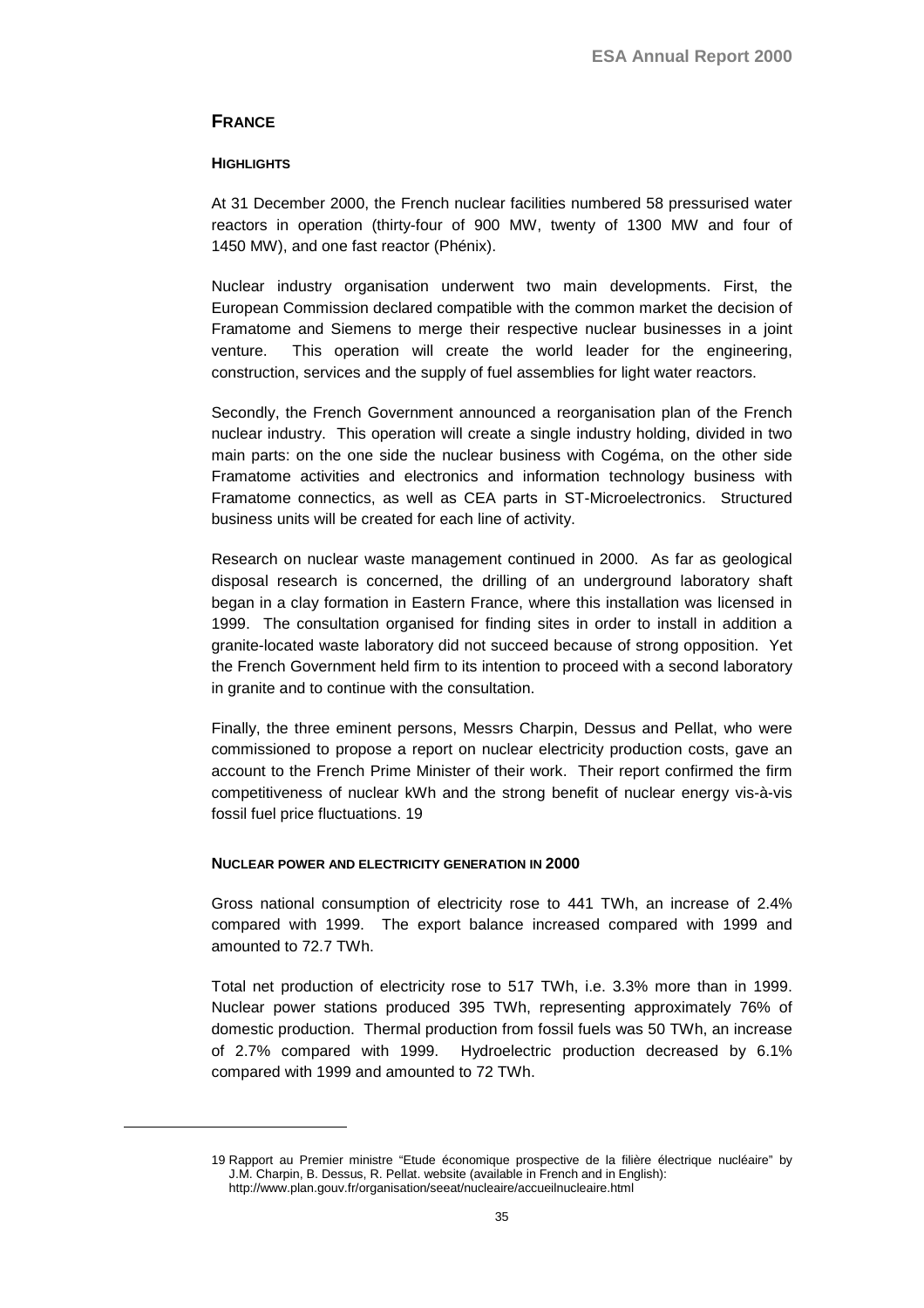## FRANCE

### HIGHLIGHTS

At 31 December 2000, the French nuclear facilities numbered 58 pressurised water reactors in operation (thirty-four of 900 MW, twenty of 1300 MW and four of 1450 MW), and one fast reactor (Phénix).

Nuclear industry organisation underwent two main developments. First, the European Commission declared compatible with the common market the decision of Framatome and Siemens to merge their respective nuclear businesses in a joint venture. This operation will create the world leader for the engineering, construction, services and the supply of fuel assemblies for light water reactors.

Secondly, the French Government announced a reorganisation plan of the French nuclear industry. This operation will create a single industry holding, divided in two main parts: on the one side the nuclear business with Cogéma, on the other side Framatome activities and electronics and information technology business with Framatome connectics, as well as CEA parts in ST-Microelectronics. Structured business units will be created for each line of activity.

Research on nuclear waste management continued in 2000. As far as geological disposal research is concerned, the drilling of an underground laboratory shaft began in a clay formation in Eastern France, where this installation was licensed in 1999. The consultation organised for finding sites in order to install in addition a granite-located waste laboratory did not succeed because of strong opposition. Yet the French Government held firm to its intention to proceed with a second laboratory in granite and to continue with the consultation.

Finally, the three eminent persons, Messrs Charpin, Dessus and Pellat, who were commissioned to propose a report on nuclear electricity production costs, gave an account to the French Prime Minister of their work. Their report confirmed the firm competitiveness of nuclear kWh and the strong benefit of nuclear energy vis-à-vis fossil fuel price fluctuations. [19]

### NUCLEAR POWER AND ELECTRICITY GENERATION IN 2000

Gross national consumption of electricity rose to 441 TWh, an increase of 2.4% compared with 1999. The export balance increased compared with 1999 and amounted to 72.7 TWh.

Total net production of electricity rose to 517 TWh, i.e. 3.3% more than in 1999. Nuclear power stations produced 395 TWh, representing approximately 76% of domestic production. Thermal production from fossil fuels was 50 TWh, an increase of 2.7% compared with 1999. Hydroelectric production decreased by 6.1% compared with 1999 and amounted to 72 TWh.

---

[19] Rapport au Premier ministre "Etude économique prospective de la filière électrique nucléaire" by J.M. Charpin, B. Dessus, R. Pellat. website (available in French and in English): http://www.plan.gouv.fr/organisation/seeat/nucleaire/accueilnucleaire.html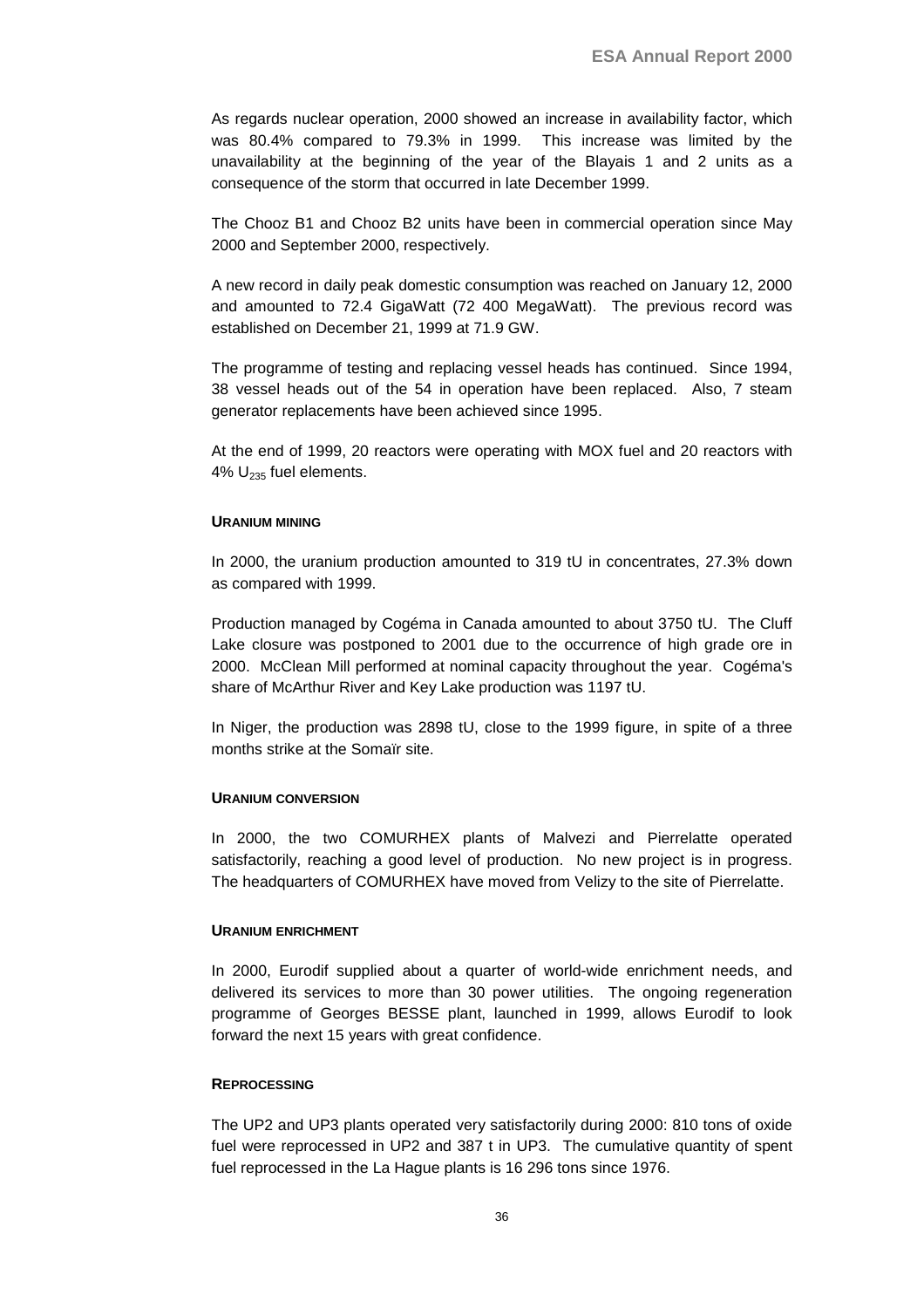As regards nuclear operation, 2000 showed an increase in availability factor, which was 80.4% compared to 79.3% in 1999. This increase was limited by the unavailability at the beginning of the year of the Blayais 1 and 2 units as a consequence of the storm that occurred in late December 1999.

The Chooz B1 and Chooz B2 units have been in commercial operation since May 2000 and September 2000, respectively.

A new record in daily peak domestic consumption was reached on January 12, 2000 and amounted to 72.4 GigaWatt (72 400 MegaWatt). The previous record was established on December 21, 1999 at 71.9 GW.

The programme of testing and replacing vessel heads has continued. Since 1994, 38 vessel heads out of the 54 in operation have been replaced. Also, 7 steam generator replacements have been achieved since 1995.

At the end of 1999, 20 reactors were operating with MOX fuel and 20 reactors with 4% $U_{235}$ fuel elements.

#### URANIUM MINING

In 2000, the uranium production amounted to 319 tU in concentrates, 27.3% down as compared with 1999.

Production managed by Cogéma in Canada amounted to about 3750 tU. The Cluff Lake closure was postponed to 2001 due to the occurrence of high grade ore in 2000. McClean Mill performed at nominal capacity throughout the year. Cogéma's share of McArthur River and Key Lake production was 1197 tU.

In Niger, the production was 2898 tU, close to the 1999 figure, in spite of a three months strike at the Somaïr site.

#### URANIUM CONVERSION

In 2000, the two COMURHEX plants of Malvezi and Pierrelatte operated satisfactorily, reaching a good level of production. No new project is in progress. The headquarters of COMURHEX have moved from Velizy to the site of Pierrelatte.

#### URANIUM ENRICHMENT

In 2000, Eurodif supplied about a quarter of world-wide enrichment needs, and delivered its services to more than 30 power utilities. The ongoing regeneration programme of Georges BESSE plant, launched in 1999, allows Eurodif to look forward the next 15 years with great confidence.

#### REPROCESSING

The UP2 and UP3 plants operated very satisfactorily during 2000: 810 tons of oxide fuel were reprocessed in UP2 and 387 t in UP3. The cumulative quantity of spent fuel reprocessed in the La Hague plants is 16 296 tons since 1976.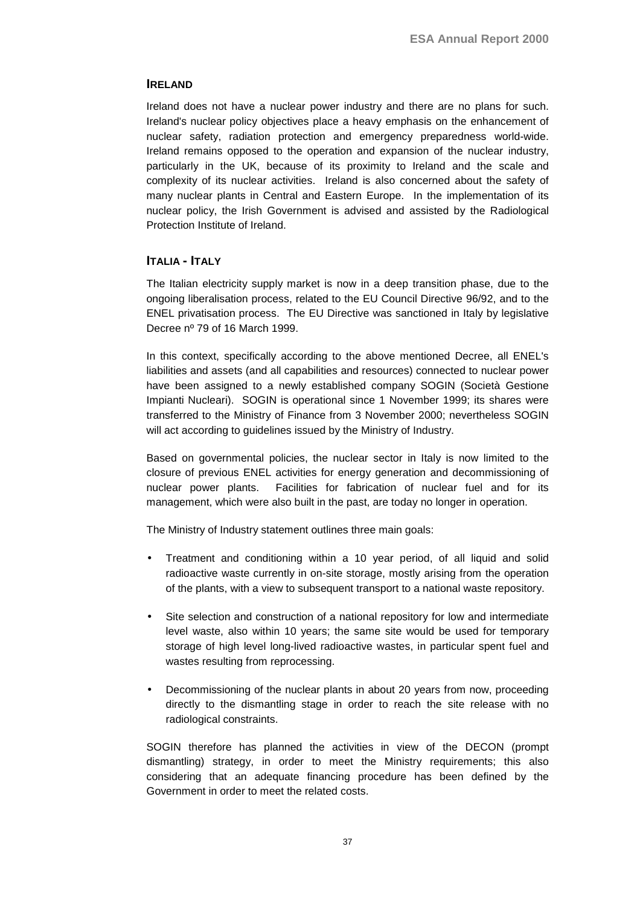## IRELAND

Ireland does not have a nuclear power industry and there are no plans for such. Ireland's nuclear policy objectives place a heavy emphasis on the enhancement of nuclear safety, radiation protection and emergency preparedness world-wide. Ireland remains opposed to the operation and expansion of the nuclear industry, particularly in the UK, because of its proximity to Ireland and the scale and complexity of its nuclear activities. Ireland is also concerned about the safety of many nuclear plants in Central and Eastern Europe. In the implementation of its nuclear policy, the Irish Government is advised and assisted by the Radiological Protection Institute of Ireland.

## ITALIA - ITALY

The Italian electricity supply market is now in a deep transition phase, due to the ongoing liberalisation process, related to the EU Council Directive 96/92, and to the ENEL privatisation process. The EU Directive was sanctioned in Italy by legislative Decree nº 79 of 16 March 1999.

In this context, specifically according to the above mentioned Decree, all ENEL's liabilities and assets (and all capabilities and resources) connected to nuclear power have been assigned to a newly established company SOGIN (Società Gestione Impianti Nucleari). SOGIN is operational since 1 November 1999; its shares were transferred to the Ministry of Finance from 3 November 2000; nevertheless SOGIN will act according to guidelines issued by the Ministry of Industry.

Based on governmental policies, the nuclear sector in Italy is now limited to the closure of previous ENEL activities for energy generation and decommissioning of nuclear power plants. Facilities for fabrication of nuclear fuel and for its management, which were also built in the past, are today no longer in operation.

The Ministry of Industry statement outlines three main goals:

- Treatment and conditioning within a 10 year period, of all liquid and solid radioactive waste currently in on-site storage, mostly arising from the operation of the plants, with a view to subsequent transport to a national waste repository.
- Site selection and construction of a national repository for low and intermediate level waste, also within 10 years; the same site would be used for temporary storage of high level long-lived radioactive wastes, in particular spent fuel and wastes resulting from reprocessing.
- Decommissioning of the nuclear plants in about 20 years from now, proceeding directly to the dismantling stage in order to reach the site release with no radiological constraints.

SOGIN therefore has planned the activities in view of the DECON (prompt dismantling) strategy, in order to meet the Ministry requirements; this also considering that an adequate financing procedure has been defined by the Government in order to meet the related costs.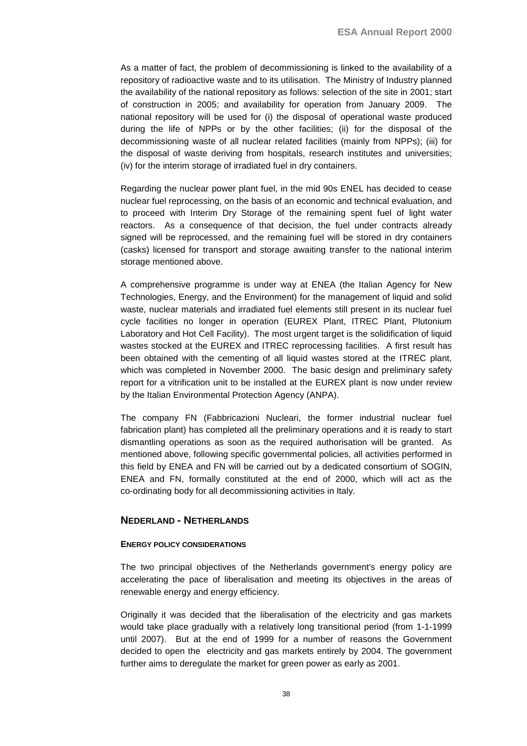As a matter of fact, the problem of decommissioning is linked to the availability of a repository of radioactive waste and to its utilisation. The Ministry of Industry planned the availability of the national repository as follows: selection of the site in 2001; start of construction in 2005; and availability for operation from January 2009. The national repository will be used for (i) the disposal of operational waste produced during the life of NPPs or by the other facilities; (ii) for the disposal of the decommissioning waste of all nuclear related facilities (mainly from NPPs); (iii) for the disposal of waste deriving from hospitals, research institutes and universities; (iv) for the interim storage of irradiated fuel in dry containers.

Regarding the nuclear power plant fuel, in the mid 90s ENEL has decided to cease nuclear fuel reprocessing, on the basis of an economic and technical evaluation, and to proceed with Interim Dry Storage of the remaining spent fuel of light water reactors. As a consequence of that decision, the fuel under contracts already signed will be reprocessed, and the remaining fuel will be stored in dry containers (casks) licensed for transport and storage awaiting transfer to the national interim storage mentioned above.

A comprehensive programme is under way at ENEA (the Italian Agency for New Technologies, Energy, and the Environment) for the management of liquid and solid waste, nuclear materials and irradiated fuel elements still present in its nuclear fuel cycle facilities no longer in operation (EUREX Plant, ITREC Plant, Plutonium Laboratory and Hot Cell Facility). The most urgent target is the solidification of liquid wastes stocked at the EUREX and ITREC reprocessing facilities. A first result has been obtained with the cementing of all liquid wastes stored at the ITREC plant, which was completed in November 2000. The basic design and preliminary safety report for a vitrification unit to be installed at the EUREX plant is now under review by the Italian Environmental Protection Agency (ANPA).

The company FN (Fabbricazioni Nucleari, the former industrial nuclear fuel fabrication plant) has completed all the preliminary operations and it is ready to start dismantling operations as soon as the required authorisation will be granted. As mentioned above, following specific governmental policies, all activities performed in this field by ENEA and FN will be carried out by a dedicated consortium of SOGIN, ENEA and FN, formally constituted at the end of 2000, which will act as the co-ordinating body for all decommissioning activities in Italy.

## NEDERLAND - NETHERLANDS

### ENERGY POLICY CONSIDERATIONS

The two principal objectives of the Netherlands government's energy policy are accelerating the pace of liberalisation and meeting its objectives in the areas of renewable energy and energy efficiency.

Originally it was decided that the liberalisation of the electricity and gas markets would take place gradually with a relatively long transitional period (from 1-1-1999 until 2007). But at the end of 1999 for a number of reasons the Government decided to open the electricity and gas markets entirely by 2004. The government further aims to deregulate the market for green power as early as 2001.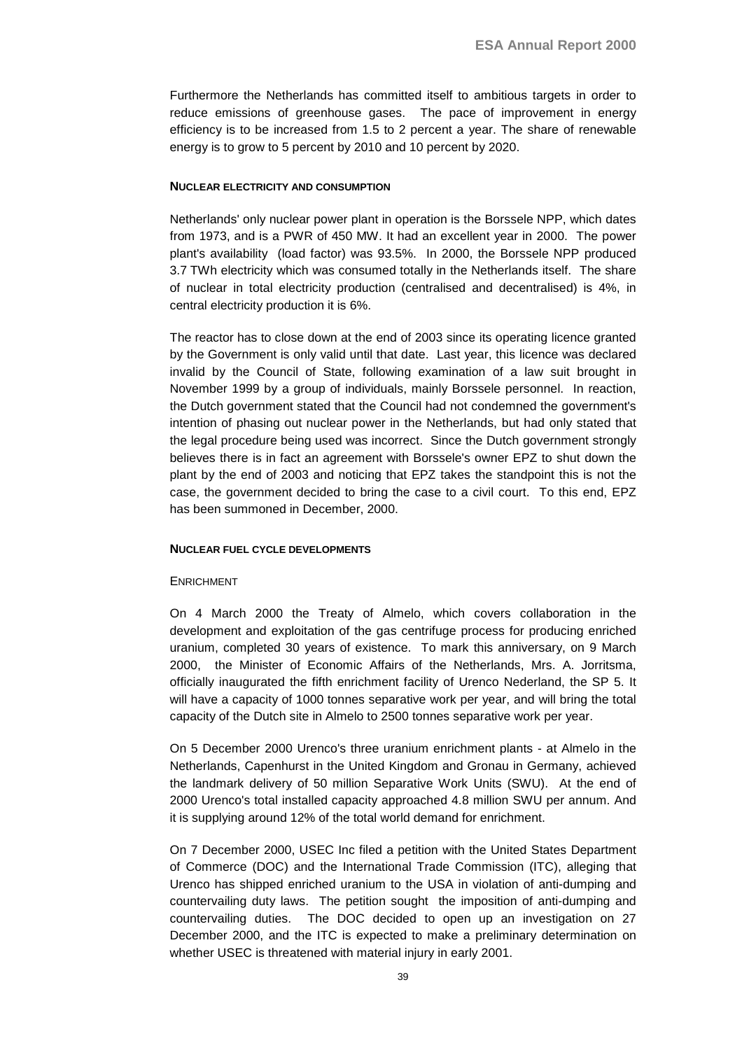Furthermore the Netherlands has committed itself to ambitious targets in order to reduce emissions of greenhouse gases. The pace of improvement in energy efficiency is to be increased from 1.5 to 2 percent a year. The share of renewable energy is to grow to 5 percent by 2010 and 10 percent by 2020.

#### NUCLEAR ELECTRICITY AND CONSUMPTION

Netherlands' only nuclear power plant in operation is the Borssele NPP, which dates from 1973, and is a PWR of 450 MW. It had an excellent year in 2000. The power plant's availability (load factor) was 93.5%. In 2000, the Borssele NPP produced 3.7 TWh electricity which was consumed totally in the Netherlands itself. The share of nuclear in total electricity production (centralised and decentralised) is 4%, in central electricity production it is 6%.

The reactor has to close down at the end of 2003 since its operating licence granted by the Government is only valid until that date. Last year, this licence was declared invalid by the Council of State, following examination of a law suit brought in November 1999 by a group of individuals, mainly Borssele personnel. In reaction, the Dutch government stated that the Council had not condemned the government's intention of phasing out nuclear power in the Netherlands, but had only stated that the legal procedure being used was incorrect. Since the Dutch government strongly believes there is in fact an agreement with Borssele's owner EPZ to shut down the plant by the end of 2003 and noticing that EPZ takes the standpoint this is not the case, the government decided to bring the case to a civil court. To this end, EPZ has been summoned in December, 2000.

#### NUCLEAR FUEL CYCLE DEVELOPMENTS

##### ENRICHMENT

On 4 March 2000 the Treaty of Almelo, which covers collaboration in the development and exploitation of the gas centrifuge process for producing enriched uranium, completed 30 years of existence. To mark this anniversary, on 9 March 2000, the Minister of Economic Affairs of the Netherlands, Mrs. A. Jorritsma, officially inaugurated the fifth enrichment facility of Urenco Nederland, the SP 5. It will have a capacity of 1000 tonnes separative work per year, and will bring the total capacity of the Dutch site in Almelo to 2500 tonnes separative work per year.

On 5 December 2000 Urenco's three uranium enrichment plants - at Almelo in the Netherlands, Capenhurst in the United Kingdom and Gronau in Germany, achieved the landmark delivery of 50 million Separative Work Units (SWU). At the end of 2000 Urenco's total installed capacity approached 4.8 million SWU per annum. And it is supplying around 12% of the total world demand for enrichment.

On 7 December 2000, USEC Inc filed a petition with the United States Department of Commerce (DOC) and the International Trade Commission (ITC), alleging that Urenco has shipped enriched uranium to the USA in violation of anti-dumping and countervailing duty laws. The petition sought the imposition of anti-dumping and countervailing duties. The DOC decided to open up an investigation on 27 December 2000, and the ITC is expected to make a preliminary determination on whether USEC is threatened with material injury in early 2001.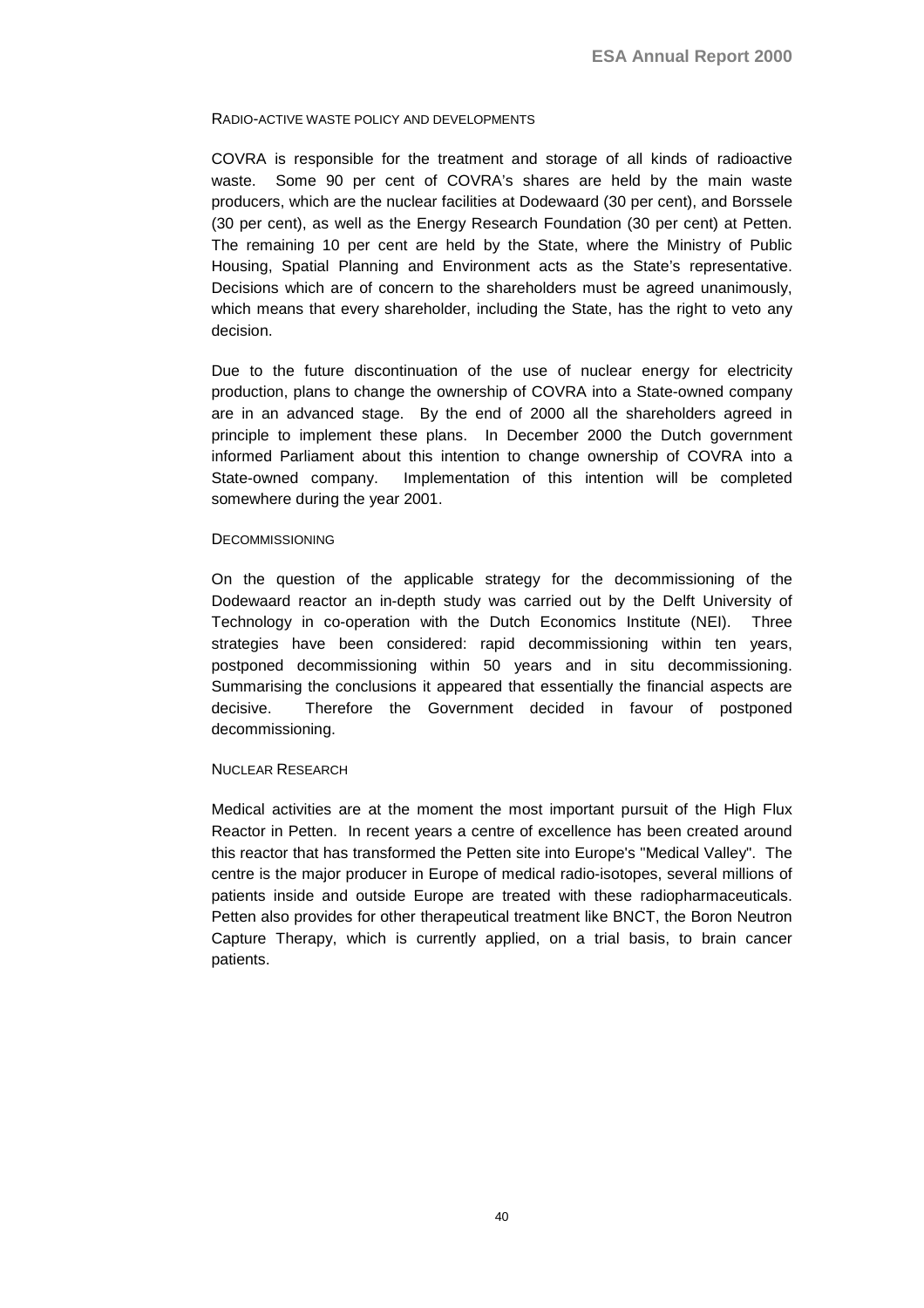### Radio-active waste policy and developments

COVRA is responsible for the treatment and storage of all kinds of radioactive waste. Some 90 per cent of COVRA's shares are held by the main waste producers, which are the nuclear facilities at Dodewaard (30 per cent), and Borssele (30 per cent), as well as the Energy Research Foundation (30 per cent) at Petten. The remaining 10 per cent are held by the State, where the Ministry of Public Housing, Spatial Planning and Environment acts as the State's representative. Decisions which are of concern to the shareholders must be agreed unanimously, which means that every shareholder, including the State, has the right to veto any decision.

Due to the future discontinuation of the use of nuclear energy for electricity production, plans to change the ownership of COVRA into a State-owned company are in an advanced stage. By the end of 2000 all the shareholders agreed in principle to implement these plans. In December 2000 the Dutch government informed Parliament about this intention to change ownership of COVRA into a State-owned company. Implementation of this intention will be completed somewhere during the year 2001.

### Decommissioning

On the question of the applicable strategy for the decommissioning of the Dodewaard reactor an in-depth study was carried out by the Delft University of Technology in co-operation with the Dutch Economics Institute (NEI). Three strategies have been considered: rapid decommissioning within ten years, postponed decommissioning within 50 years and in situ decommissioning. Summarising the conclusions it appeared that essentially the financial aspects are decisive. Therefore the Government decided in favour of postponed decommissioning.

### Nuclear Research

Medical activities are at the moment the most important pursuit of the High Flux Reactor in Petten. In recent years a centre of excellence has been created around this reactor that has transformed the Petten site into Europe's "Medical Valley". The centre is the major producer in Europe of medical radio-isotopes, several millions of patients inside and outside Europe are treated with these radiopharmaceuticals. Petten also provides for other therapeutical treatment like BNCT, the Boron Neutron Capture Therapy, which is currently applied, on a trial basis, to brain cancer patients.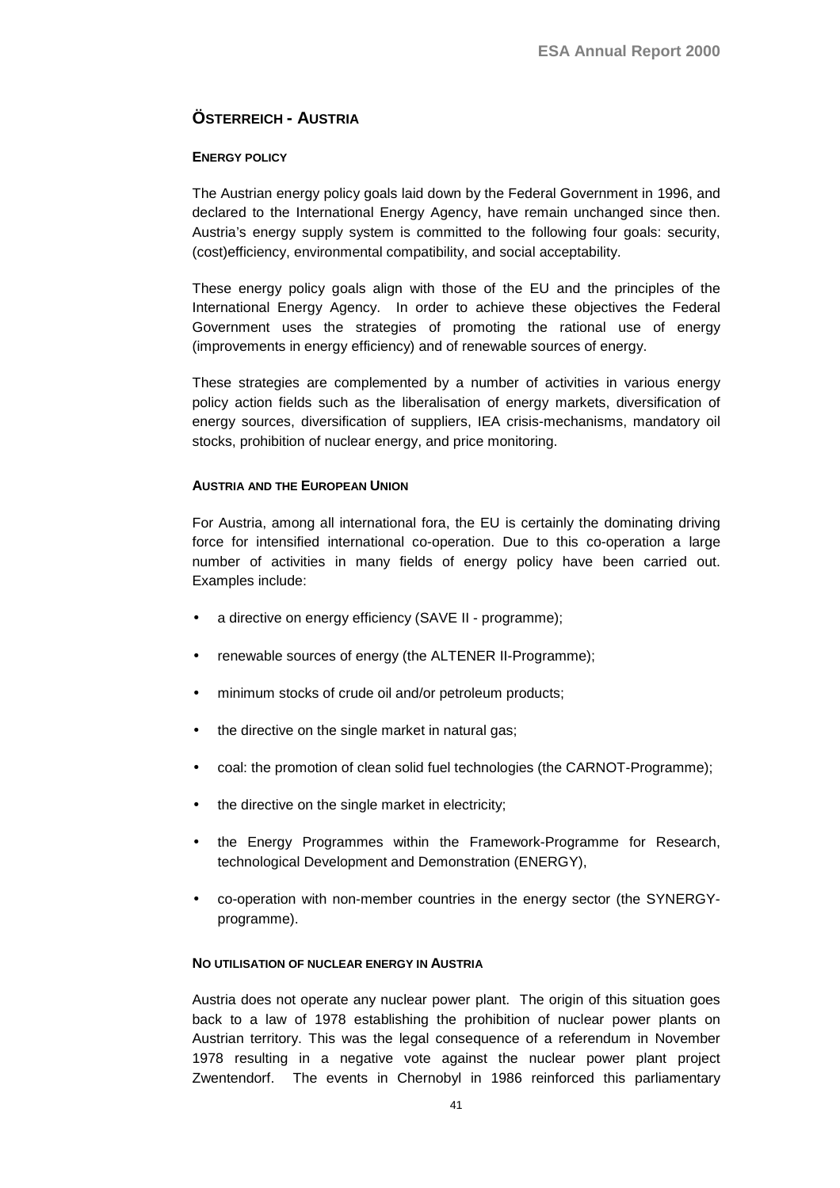## Österreich - Austria

### Energy policy

The Austrian energy policy goals laid down by the Federal Government in 1996, and declared to the International Energy Agency, have remain unchanged since then. Austria's energy supply system is committed to the following four goals: security, (cost)efficiency, environmental compatibility, and social acceptability.

These energy policy goals align with those of the EU and the principles of the International Energy Agency. In order to achieve these objectives the Federal Government uses the strategies of promoting the rational use of energy (improvements in energy efficiency) and of renewable sources of energy.

These strategies are complemented by a number of activities in various energy policy action fields such as the liberalisation of energy markets, diversification of energy sources, diversification of suppliers, IEA crisis-mechanisms, mandatory oil stocks, prohibition of nuclear energy, and price monitoring.

### Austria and the European Union

For Austria, among all international fora, the EU is certainly the dominating driving force for intensified international co-operation. Due to this co-operation a large number of activities in many fields of energy policy have been carried out. Examples include:

- a directive on energy efficiency (SAVE II - programme);
- renewable sources of energy (the ALTENER II-Programme);
- minimum stocks of crude oil and/or petroleum products;
- the directive on the single market in natural gas;
- coal: the promotion of clean solid fuel technologies (the CARNOT-Programme);
- the directive on the single market in electricity;
- the Energy Programmes within the Framework-Programme for Research, technological Development and Demonstration (ENERGY),
- co-operation with non-member countries in the energy sector (the SYNERGY-programme).

### No utilisation of nuclear energy in Austria

Austria does not operate any nuclear power plant. The origin of this situation goes back to a law of 1978 establishing the prohibition of nuclear power plants on Austrian territory. This was the legal consequence of a referendum in November 1978 resulting in a negative vote against the nuclear power plant project Zwentendorf. The events in Chernobyl in 1986 reinforced this parliamentary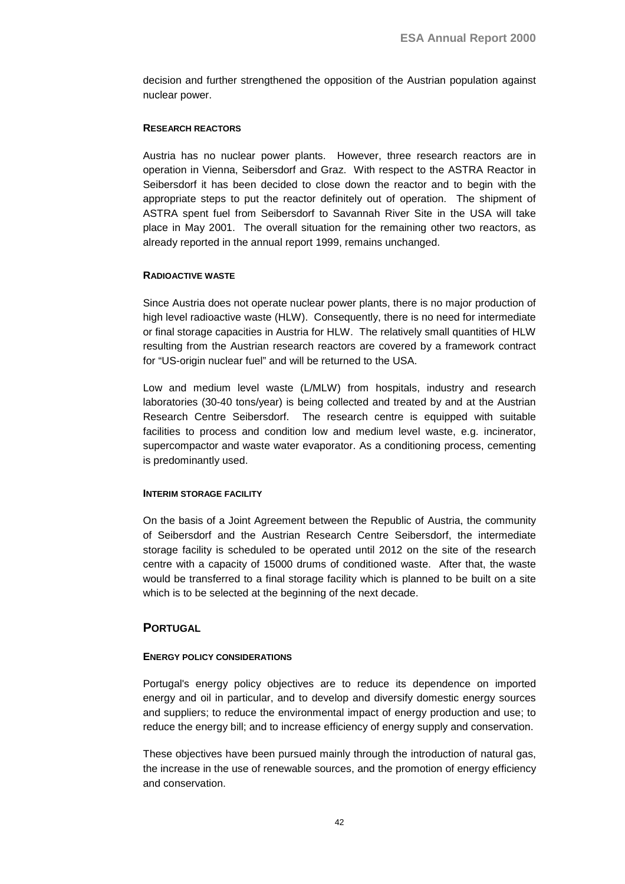decision and further strengthened the opposition of the Austrian population against nuclear power.

#### RESEARCH REACTORS

Austria has no nuclear power plants. However, three research reactors are in operation in Vienna, Seibersdorf and Graz. With respect to the ASTRA Reactor in Seibersdorf it has been decided to close down the reactor and to begin with the appropriate steps to put the reactor definitely out of operation. The shipment of ASTRA spent fuel from Seibersdorf to Savannah River Site in the USA will take place in May 2001. The overall situation for the remaining other two reactors, as already reported in the annual report 1999, remains unchanged.

#### RADIOACTIVE WASTE

Since Austria does not operate nuclear power plants, there is no major production of high level radioactive waste (HLW). Consequently, there is no need for intermediate or final storage capacities in Austria for HLW. The relatively small quantities of HLW resulting from the Austrian research reactors are covered by a framework contract for "US-origin nuclear fuel" and will be returned to the USA.

Low and medium level waste (L/MLW) from hospitals, industry and research laboratories (30-40 tons/year) is being collected and treated by and at the Austrian Research Centre Seibersdorf. The research centre is equipped with suitable facilities to process and condition low and medium level waste, e.g. incinerator, supercompactor and waste water evaporator. As a conditioning process, cementing is predominantly used.

#### INTERIM STORAGE FACILITY

On the basis of a Joint Agreement between the Republic of Austria, the community of Seibersdorf and the Austrian Research Centre Seibersdorf, the intermediate storage facility is scheduled to be operated until 2012 on the site of the research centre with a capacity of 15000 drums of conditioned waste. After that, the waste would be transferred to a final storage facility which is planned to be built on a site which is to be selected at the beginning of the next decade.

## PORTUGAL

#### ENERGY POLICY CONSIDERATIONS

Portugal's energy policy objectives are to reduce its dependence on imported energy and oil in particular, and to develop and diversify domestic energy sources and suppliers; to reduce the environmental impact of energy production and use; to reduce the energy bill; and to increase efficiency of energy supply and conservation.

These objectives have been pursued mainly through the introduction of natural gas, the increase in the use of renewable sources, and the promotion of energy efficiency and conservation.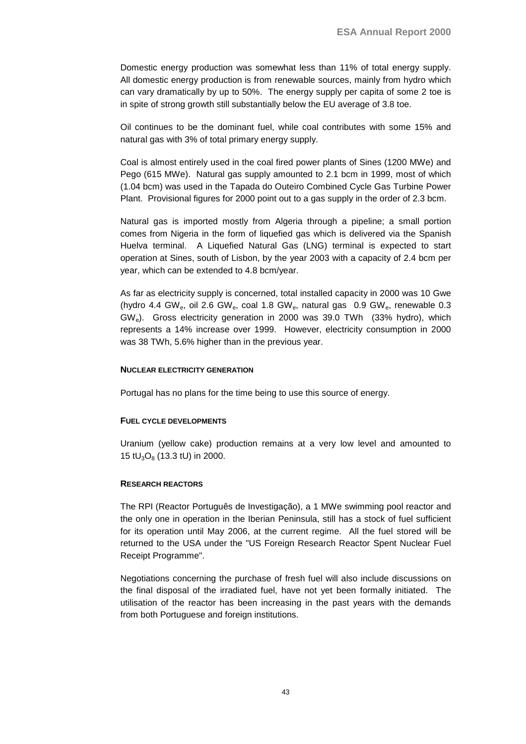Domestic energy production was somewhat less than 11% of total energy supply. All domestic energy production is from renewable sources, mainly from hydro which can vary dramatically by up to 50%. The energy supply per capita of some 2 toe is in spite of strong growth still substantially below the EU average of 3.8 toe.

Oil continues to be the dominant fuel, while coal contributes with some 15% and natural gas with 3% of total primary energy supply.

Coal is almost entirely used in the coal fired power plants of Sines (1200 MWe) and Pego (615 MWe). Natural gas supply amounted to 2.1 bcm in 1999, most of which (1.04 bcm) was used in the Tapada do Outeiro Combined Cycle Gas Turbine Power Plant. Provisional figures for 2000 point out to a gas supply in the order of 2.3 bcm.

Natural gas is imported mostly from Algeria through a pipeline; a small portion comes from Nigeria in the form of liquefied gas which is delivered via the Spanish Huelva terminal. A Liquefied Natural Gas (LNG) terminal is expected to start operation at Sines, south of Lisbon, by the year 2003 with a capacity of 2.4 bcm per year, which can be extended to 4.8 bcm/year.

As far as electricity supply is concerned, total installed capacity in 2000 was 10 Gwe (hydro 4.4 $GW_e$, oil 2.6 $GW_e$, coal 1.8 $GW_e$, natural gas 0.9 $GW_e$, renewable 0.3 $GW_e$). Gross electricity generation in 2000 was 39.0 TWh (33% hydro), which represents a 14% increase over 1999. However, electricity consumption in 2000 was 38 TWh, 5.6% higher than in the previous year.

#### NUCLEAR ELECTRICITY GENERATION

Portugal has no plans for the time being to use this source of energy.

#### FUEL CYCLE DEVELOPMENTS

Uranium (yellow cake) production remains at a very low level and amounted to 15 $tU_3O_8$ (13.3 tU) in 2000.

#### RESEARCH REACTORS

The RPI (Reactor Português de Investigação), a 1 MWe swimming pool reactor and the only one in operation in the Iberian Peninsula, still has a stock of fuel sufficient for its operation until May 2006, at the current regime. All the fuel stored will be returned to the USA under the "US Foreign Research Reactor Spent Nuclear Fuel Receipt Programme".

Negotiations concerning the purchase of fresh fuel will also include discussions on the final disposal of the irradiated fuel, have not yet been formally initiated. The utilisation of the reactor has been increasing in the past years with the demands from both Portuguese and foreign institutions.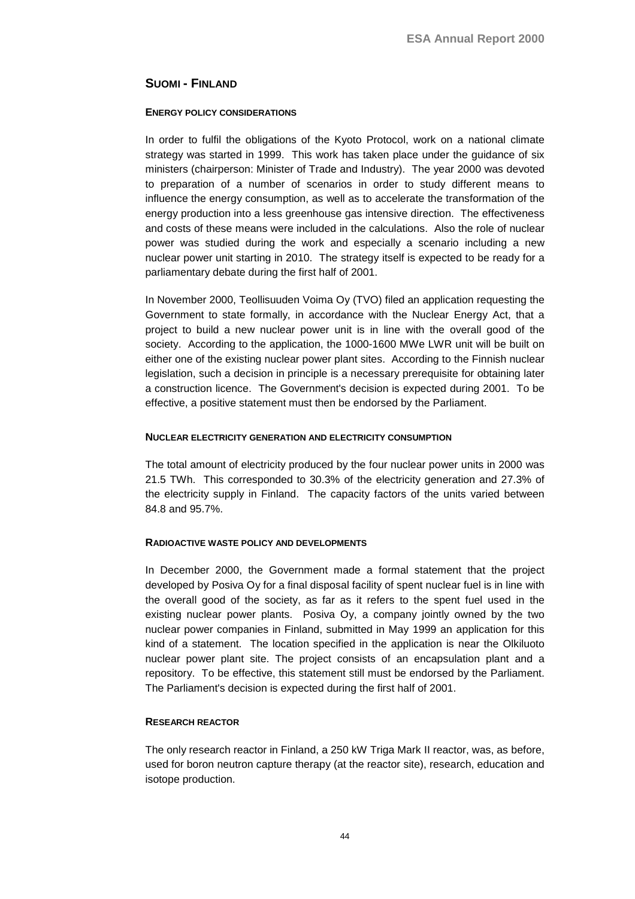## SUOMI - FINLAND

### ENERGY POLICY CONSIDERATIONS

In order to fulfil the obligations of the Kyoto Protocol, work on a national climate strategy was started in 1999. This work has taken place under the guidance of six ministers (chairperson: Minister of Trade and Industry). The year 2000 was devoted to preparation of a number of scenarios in order to study different means to influence the energy consumption, as well as to accelerate the transformation of the energy production into a less greenhouse gas intensive direction. The effectiveness and costs of these means were included in the calculations. Also the role of nuclear power was studied during the work and especially a scenario including a new nuclear power unit starting in 2010. The strategy itself is expected to be ready for a parliamentary debate during the first half of 2001.

In November 2000, Teollisuuden Voima Oy (TVO) filed an application requesting the Government to state formally, in accordance with the Nuclear Energy Act, that a project to build a new nuclear power unit is in line with the overall good of the society. According to the application, the 1000-1600 MWe LWR unit will be built on either one of the existing nuclear power plant sites. According to the Finnish nuclear legislation, such a decision in principle is a necessary prerequisite for obtaining later a construction licence. The Government's decision is expected during 2001. To be effective, a positive statement must then be endorsed by the Parliament.

### NUCLEAR ELECTRICITY GENERATION AND ELECTRICITY CONSUMPTION

The total amount of electricity produced by the four nuclear power units in 2000 was 21.5 TWh. This corresponded to 30.3% of the electricity generation and 27.3% of the electricity supply in Finland. The capacity factors of the units varied between 84.8 and 95.7%.

### RADIOACTIVE WASTE POLICY AND DEVELOPMENTS

In December 2000, the Government made a formal statement that the project developed by Posiva Oy for a final disposal facility of spent nuclear fuel is in line with the overall good of the society, as far as it refers to the spent fuel used in the existing nuclear power plants. Posiva Oy, a company jointly owned by the two nuclear power companies in Finland, submitted in May 1999 an application for this kind of a statement. The location specified in the application is near the Olkiluoto nuclear power plant site. The project consists of an encapsulation plant and a repository. To be effective, this statement still must be endorsed by the Parliament. The Parliament's decision is expected during the first half of 2001.

### RESEARCH REACTOR

The only research reactor in Finland, a 250 kW Triga Mark II reactor, was, as before, used for boron neutron capture therapy (at the reactor site), research, education and isotope production.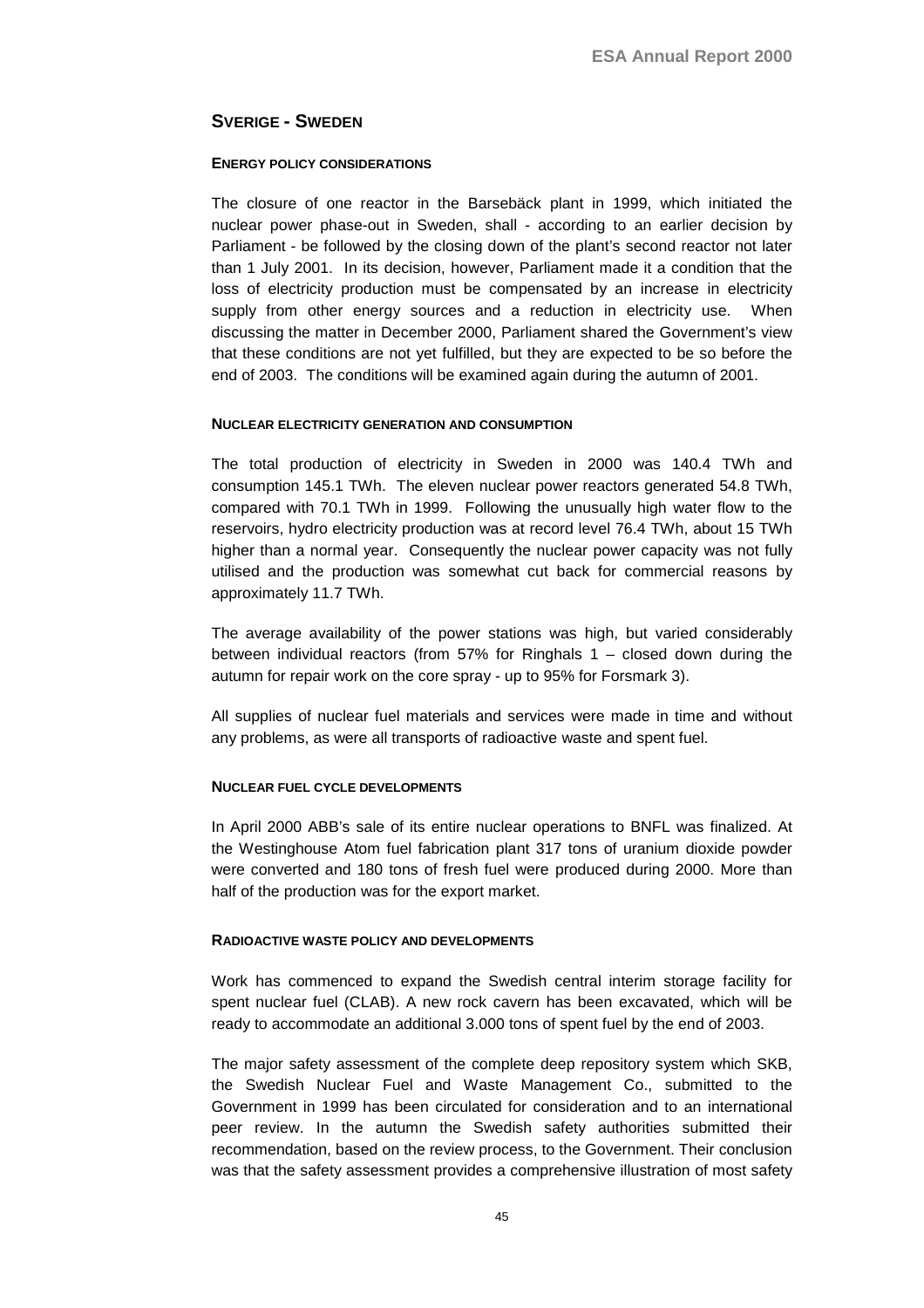## SVERIGE - SWEDEN

### ENERGY POLICY CONSIDERATIONS

The closure of one reactor in the Barsebäck plant in 1999, which initiated the nuclear power phase-out in Sweden, shall - according to an earlier decision by Parliament - be followed by the closing down of the plant's second reactor not later than 1 July 2001. In its decision, however, Parliament made it a condition that the loss of electricity production must be compensated by an increase in electricity supply from other energy sources and a reduction in electricity use. When discussing the matter in December 2000, Parliament shared the Government's view that these conditions are not yet fulfilled, but they are expected to be so before the end of 2003. The conditions will be examined again during the autumn of 2001.

### NUCLEAR ELECTRICITY GENERATION AND CONSUMPTION

The total production of electricity in Sweden in 2000 was 140.4 TWh and consumption 145.1 TWh. The eleven nuclear power reactors generated 54.8 TWh, compared with 70.1 TWh in 1999. Following the unusually high water flow to the reservoirs, hydro electricity production was at record level 76.4 TWh, about 15 TWh higher than a normal year. Consequently the nuclear power capacity was not fully utilised and the production was somewhat cut back for commercial reasons by approximately 11.7 TWh.

The average availability of the power stations was high, but varied considerably between individual reactors (from 57% for Ringhals 1 – closed down during the autumn for repair work on the core spray - up to 95% for Forsmark 3).

All supplies of nuclear fuel materials and services were made in time and without any problems, as were all transports of radioactive waste and spent fuel.

### NUCLEAR FUEL CYCLE DEVELOPMENTS

In April 2000 ABB's sale of its entire nuclear operations to BNFL was finalized. At the Westinghouse Atom fuel fabrication plant 317 tons of uranium dioxide powder were converted and 180 tons of fresh fuel were produced during 2000. More than half of the production was for the export market.

### RADIOACTIVE WASTE POLICY AND DEVELOPMENTS

Work has commenced to expand the Swedish central interim storage facility for spent nuclear fuel (CLAB). A new rock cavern has been excavated, which will be ready to accommodate an additional 3.000 tons of spent fuel by the end of 2003.

The major safety assessment of the complete deep repository system which SKB, the Swedish Nuclear Fuel and Waste Management Co., submitted to the Government in 1999 has been circulated for consideration and to an international peer review. In the autumn the Swedish safety authorities submitted their recommendation, based on the review process, to the Government. Their conclusion was that the safety assessment provides a comprehensive illustration of most safety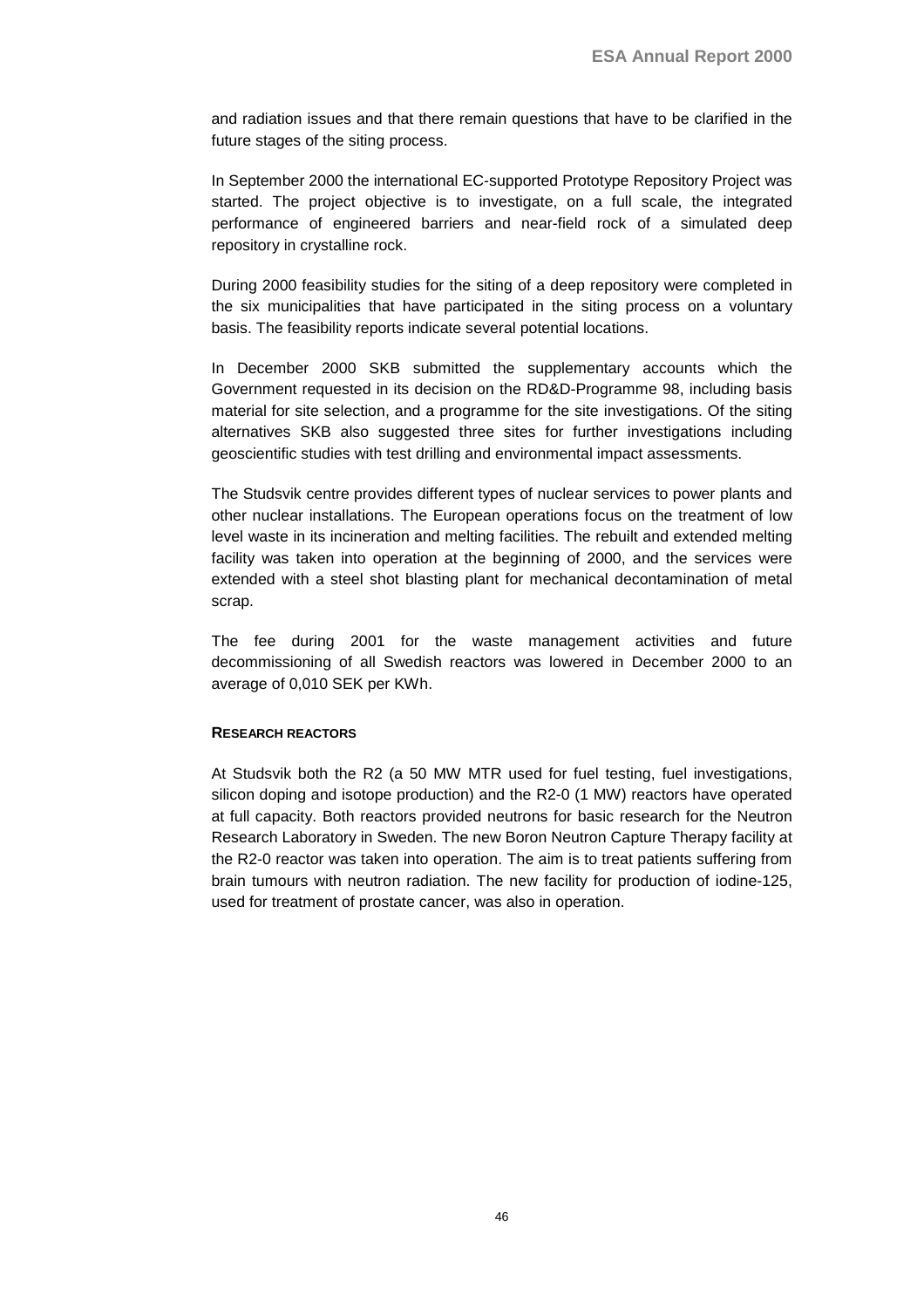and radiation issues and that there remain questions that have to be clarified in the future stages of the siting process.

In September 2000 the international EC-supported Prototype Repository Project was started. The project objective is to investigate, on a full scale, the integrated performance of engineered barriers and near-field rock of a simulated deep repository in crystalline rock.

During 2000 feasibility studies for the siting of a deep repository were completed in the six municipalities that have participated in the siting process on a voluntary basis. The feasibility reports indicate several potential locations.

In December 2000 SKB submitted the supplementary accounts which the Government requested in its decision on the RD&D-Programme 98, including basis material for site selection, and a programme for the site investigations. Of the siting alternatives SKB also suggested three sites for further investigations including geoscientific studies with test drilling and environmental impact assessments.

The Studsvik centre provides different types of nuclear services to power plants and other nuclear installations. The European operations focus on the treatment of low level waste in its incineration and melting facilities. The rebuilt and extended melting facility was taken into operation at the beginning of 2000, and the services were extended with a steel shot blasting plant for mechanical decontamination of metal scrap.

The fee during 2001 for the waste management activities and future decommissioning of all Swedish reactors was lowered in December 2000 to an average of 0,010 SEK per KWh.

#### RESEARCH REACTORS

At Studsvik both the R2 (a 50 MW MTR used for fuel testing, fuel investigations, silicon doping and isotope production) and the R2-0 (1 MW) reactors have operated at full capacity. Both reactors provided neutrons for basic research for the Neutron Research Laboratory in Sweden. The new Boron Neutron Capture Therapy facility at the R2-0 reactor was taken into operation. The aim is to treat patients suffering from brain tumours with neutron radiation. The new facility for production of iodine-125, used for treatment of prostate cancer, was also in operation.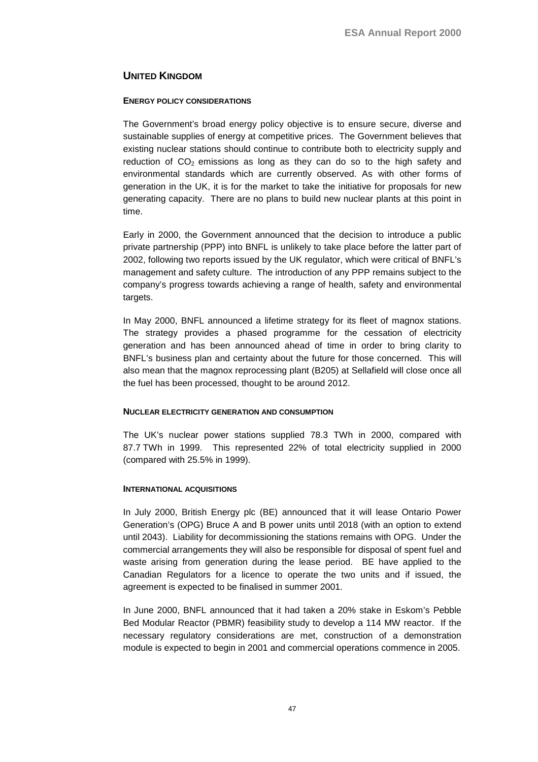## UNITED KINGDOM

### ENERGY POLICY CONSIDERATIONS

The Government's broad energy policy objective is to ensure secure, diverse and sustainable supplies of energy at competitive prices. The Government believes that existing nuclear stations should continue to contribute both to electricity supply and reduction of $CO_2$ emissions as long as they can do so to the high safety and environmental standards which are currently observed. As with other forms of generation in the UK, it is for the market to take the initiative for proposals for new generating capacity. There are no plans to build new nuclear plants at this point in time.

Early in 2000, the Government announced that the decision to introduce a public private partnership (PPP) into BNFL is unlikely to take place before the latter part of 2002, following two reports issued by the UK regulator, which were critical of BNFL's management and safety culture. The introduction of any PPP remains subject to the company's progress towards achieving a range of health, safety and environmental targets.

In May 2000, BNFL announced a lifetime strategy for its fleet of magnox stations. The strategy provides a phased programme for the cessation of electricity generation and has been announced ahead of time in order to bring clarity to BNFL's business plan and certainty about the future for those concerned. This will also mean that the magnox reprocessing plant (B205) at Sellafield will close once all the fuel has been processed, thought to be around 2012.

### NUCLEAR ELECTRICITY GENERATION AND CONSUMPTION

The UK's nuclear power stations supplied 78.3 TWh in 2000, compared with 87.7 TWh in 1999. This represented 22% of total electricity supplied in 2000 (compared with 25.5% in 1999).

### INTERNATIONAL ACQUISITIONS

In July 2000, British Energy plc (BE) announced that it will lease Ontario Power Generation's (OPG) Bruce A and B power units until 2018 (with an option to extend until 2043). Liability for decommissioning the stations remains with OPG. Under the commercial arrangements they will also be responsible for disposal of spent fuel and waste arising from generation during the lease period. BE have applied to the Canadian Regulators for a licence to operate the two units and if issued, the agreement is expected to be finalised in summer 2001.

In June 2000, BNFL announced that it had taken a 20% stake in Eskom's Pebble Bed Modular Reactor (PBMR) feasibility study to develop a 114 MW reactor. If the necessary regulatory considerations are met, construction of a demonstration module is expected to begin in 2001 and commercial operations commence in 2005.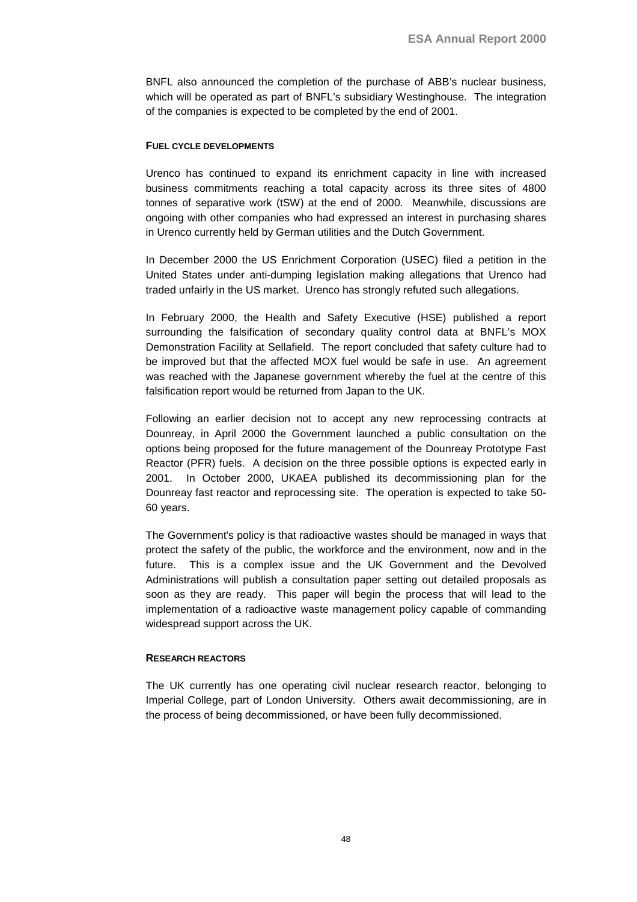BNFL also announced the completion of the purchase of ABB's nuclear business, which will be operated as part of BNFL's subsidiary Westinghouse. The integration of the companies is expected to be completed by the end of 2001.

#### FUEL CYCLE DEVELOPMENTS

Urenco has continued to expand its enrichment capacity in line with increased business commitments reaching a total capacity across its three sites of 4800 tonnes of separative work (tSW) at the end of 2000. Meanwhile, discussions are ongoing with other companies who had expressed an interest in purchasing shares in Urenco currently held by German utilities and the Dutch Government.

In December 2000 the US Enrichment Corporation (USEC) filed a petition in the United States under anti-dumping legislation making allegations that Urenco had traded unfairly in the US market. Urenco has strongly refuted such allegations.

In February 2000, the Health and Safety Executive (HSE) published a report surrounding the falsification of secondary quality control data at BNFL's MOX Demonstration Facility at Sellafield. The report concluded that safety culture had to be improved but that the affected MOX fuel would be safe in use. An agreement was reached with the Japanese government whereby the fuel at the centre of this falsification report would be returned from Japan to the UK.

Following an earlier decision not to accept any new reprocessing contracts at Dounreay, in April 2000 the Government launched a public consultation on the options being proposed for the future management of the Dounreay Prototype Fast Reactor (PFR) fuels. A decision on the three possible options is expected early in 2001. In October 2000, UKAEA published its decommissioning plan for the Dounreay fast reactor and reprocessing site. The operation is expected to take 50-60 years.

The Government's policy is that radioactive wastes should be managed in ways that protect the safety of the public, the workforce and the environment, now and in the future. This is a complex issue and the UK Government and the Devolved Administrations will publish a consultation paper setting out detailed proposals as soon as they are ready. This paper will begin the process that will lead to the implementation of a radioactive waste management policy capable of commanding widespread support across the UK.

#### RESEARCH REACTORS

The UK currently has one operating civil nuclear research reactor, belonging to Imperial College, part of London University. Others await decommissioning, are in the process of being decommissioned, or have been fully decommissioned.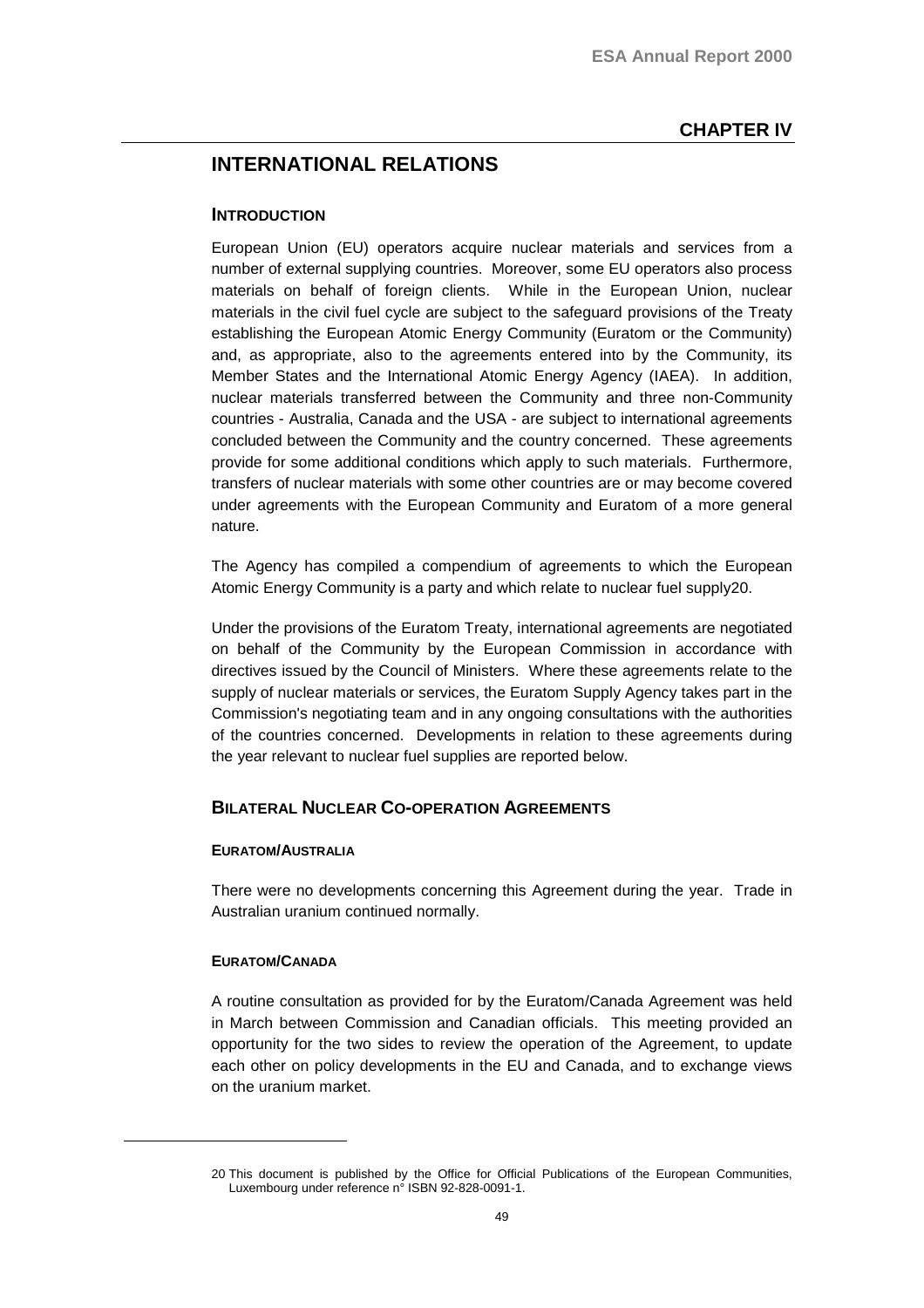## CHAPTER IV

# INTERNATIONAL RELATIONS

### INTRODUCTION

European Union (EU) operators acquire nuclear materials and services from a number of external supplying countries. Moreover, some EU operators also process materials on behalf of foreign clients. While in the European Union, nuclear materials in the civil fuel cycle are subject to the safeguard provisions of the Treaty establishing the European Atomic Energy Community (Euratom or the Community) and, as appropriate, also to the agreements entered into by the Community, its Member States and the International Atomic Energy Agency (IAEA). In addition, nuclear materials transferred between the Community and three non-Community countries - Australia, Canada and the USA - are subject to international agreements concluded between the Community and the country concerned. These agreements provide for some additional conditions which apply to such materials. Furthermore, transfers of nuclear materials with some other countries are or may become covered under agreements with the European Community and Euratom of a more general nature.

The Agency has compiled a compendium of agreements to which the European Atomic Energy Community is a party and which relate to nuclear fuel supply[20].

Under the provisions of the Euratom Treaty, international agreements are negotiated on behalf of the Community by the European Commission in accordance with directives issued by the Council of Ministers. Where these agreements relate to the supply of nuclear materials or services, the Euratom Supply Agency takes part in the Commission's negotiating team and in any ongoing consultations with the authorities of the countries concerned. Developments in relation to these agreements during the year relevant to nuclear fuel supplies are reported below.

### BILATERAL NUCLEAR CO-OPERATION AGREEMENTS

#### EURATOM/AUSTRALIA

There were no developments concerning this Agreement during the year. Trade in Australian uranium continued normally.

#### EURATOM/CANADA

A routine consultation as provided for by the Euratom/Canada Agreement was held in March between Commission and Canadian officials. This meeting provided an opportunity for the two sides to review the operation of the Agreement, to update each other on policy developments in the EU and Canada, and to exchange views on the uranium market.

---

20 This document is published by the Office for Official Publications of the European Communities, Luxembourg under reference n° ISBN 92-828-0091-1.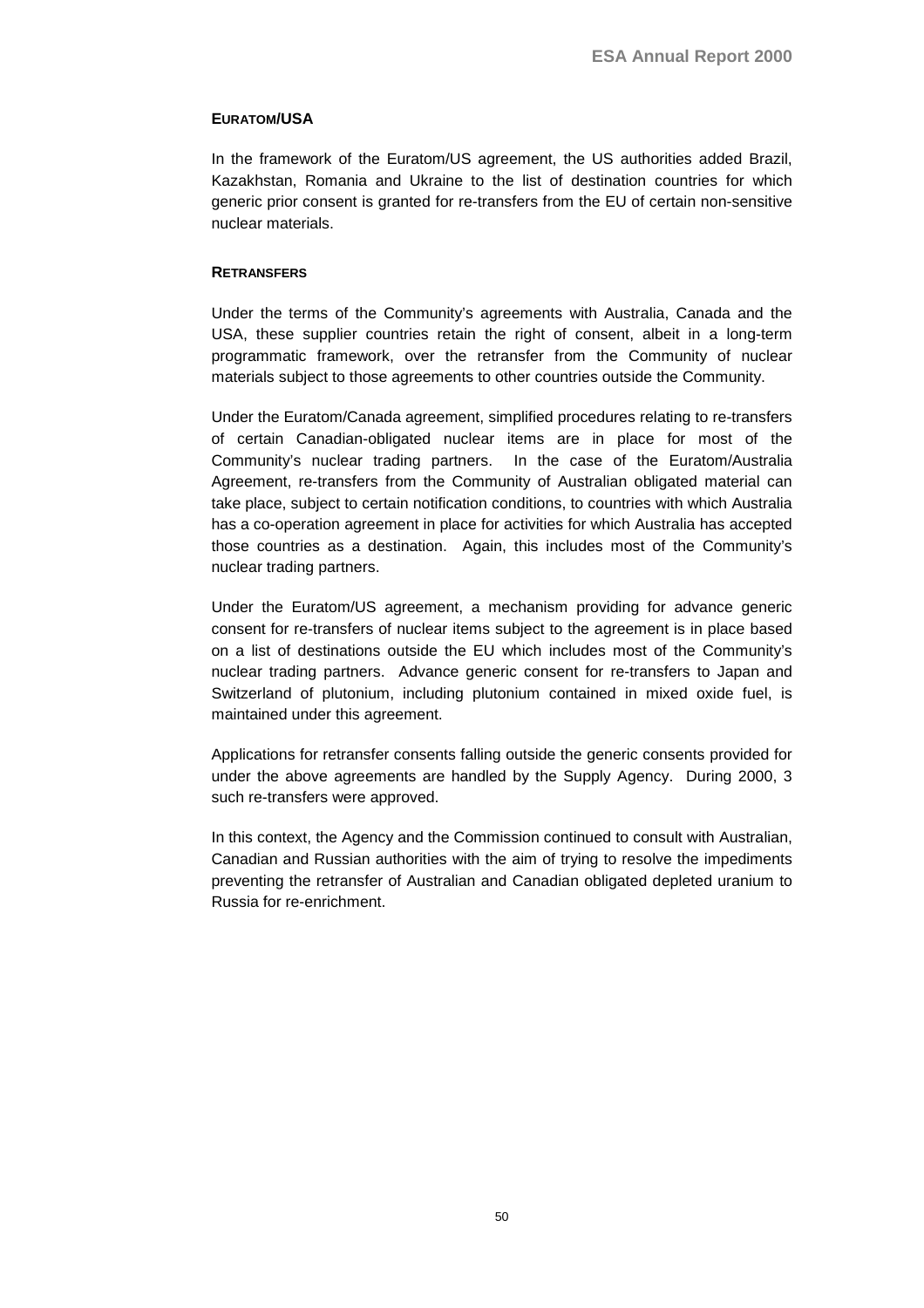#### EURATOM/USA

In the framework of the Euratom/US agreement, the US authorities added Brazil, Kazakhstan, Romania and Ukraine to the list of destination countries for which generic prior consent is granted for re-transfers from the EU of certain non-sensitive nuclear materials.

#### RETRANSFERS

Under the terms of the Community's agreements with Australia, Canada and the USA, these supplier countries retain the right of consent, albeit in a long-term programmatic framework, over the retransfer from the Community of nuclear materials subject to those agreements to other countries outside the Community.

Under the Euratom/Canada agreement, simplified procedures relating to re-transfers of certain Canadian-obligated nuclear items are in place for most of the Community's nuclear trading partners. In the case of the Euratom/Australia Agreement, re-transfers from the Community of Australian obligated material can take place, subject to certain notification conditions, to countries with which Australia has a co-operation agreement in place for activities for which Australia has accepted those countries as a destination. Again, this includes most of the Community's nuclear trading partners.

Under the Euratom/US agreement, a mechanism providing for advance generic consent for re-transfers of nuclear items subject to the agreement is in place based on a list of destinations outside the EU which includes most of the Community's nuclear trading partners. Advance generic consent for re-transfers to Japan and Switzerland of plutonium, including plutonium contained in mixed oxide fuel, is maintained under this agreement.

Applications for retransfer consents falling outside the generic consents provided for under the above agreements are handled by the Supply Agency. During 2000, 3 such re-transfers were approved.

In this context, the Agency and the Commission continued to consult with Australian, Canadian and Russian authorities with the aim of trying to resolve the impediments preventing the retransfer of Australian and Canadian obligated depleted uranium to Russia for re-enrichment.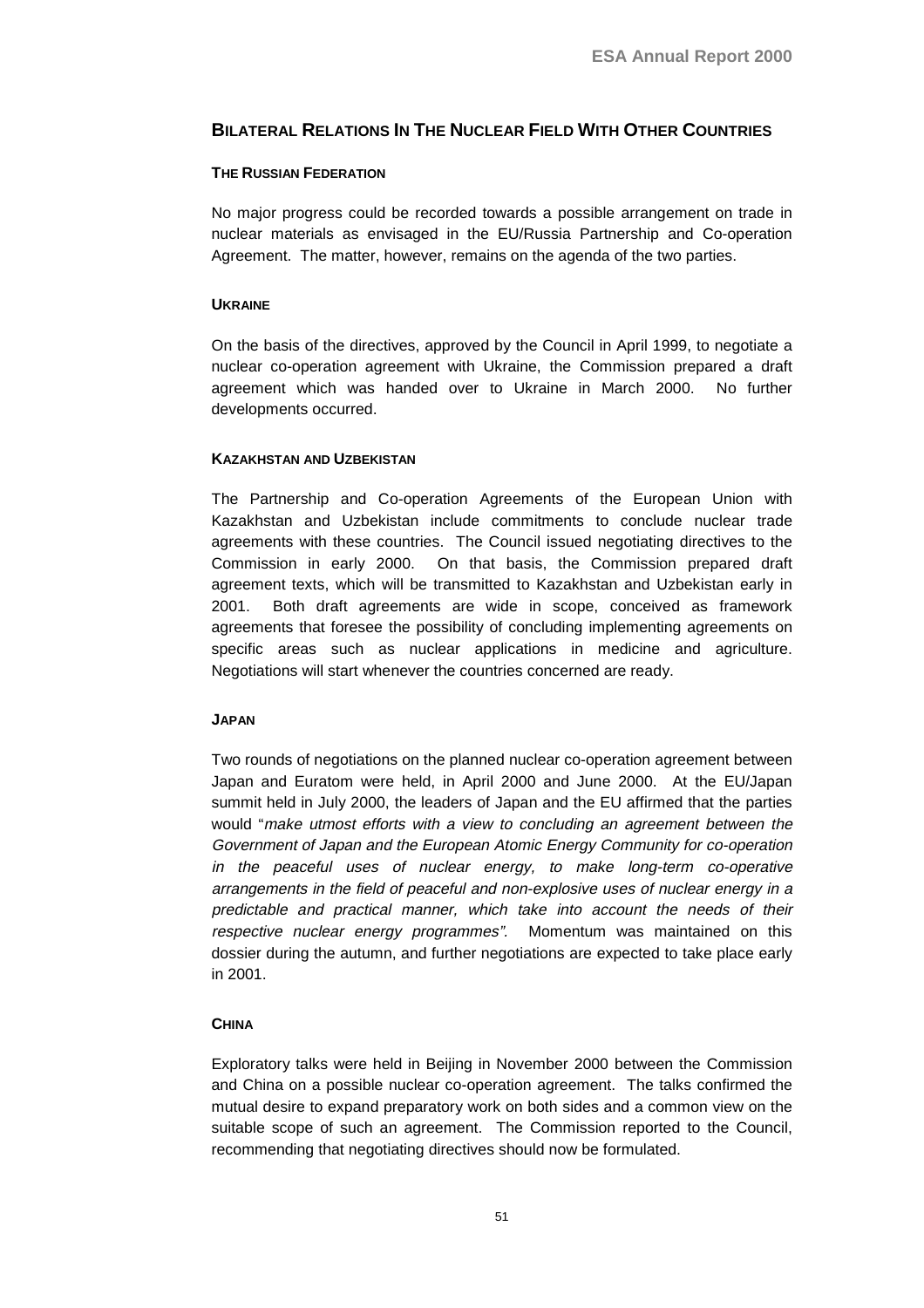## Bilateral Relations In The Nuclear Field With Other Countries

### The Russian Federation

No major progress could be recorded towards a possible arrangement on trade in nuclear materials as envisaged in the EU/Russia Partnership and Co-operation Agreement. The matter, however, remains on the agenda of the two parties.

### Ukraine

On the basis of the directives, approved by the Council in April 1999, to negotiate a nuclear co-operation agreement with Ukraine, the Commission prepared a draft agreement which was handed over to Ukraine in March 2000. No further developments occurred.

### Kazakhstan and Uzbekistan

The Partnership and Co-operation Agreements of the European Union with Kazakhstan and Uzbekistan include commitments to conclude nuclear trade agreements with these countries. The Council issued negotiating directives to the Commission in early 2000. On that basis, the Commission prepared draft agreement texts, which will be transmitted to Kazakhstan and Uzbekistan early in 2001. Both draft agreements are wide in scope, conceived as framework agreements that foresee the possibility of concluding implementing agreements on specific areas such as nuclear applications in medicine and agriculture. Negotiations will start whenever the countries concerned are ready.

### Japan

Two rounds of negotiations on the planned nuclear co-operation agreement between Japan and Euratom were held, in April 2000 and June 2000. At the EU/Japan summit held in July 2000, the leaders of Japan and the EU affirmed that the parties would "*make utmost efforts with a view to concluding an agreement between the Government of Japan and the European Atomic Energy Community for co-operation in the peaceful uses of nuclear energy, to make long-term co-operative arrangements in the field of peaceful and non-explosive uses of nuclear energy in a predictable and practical manner, which take into account the needs of their respective nuclear energy programmes"*. Momentum was maintained on this dossier during the autumn, and further negotiations are expected to take place early in 2001.

### China

Exploratory talks were held in Beijing in November 2000 between the Commission and China on a possible nuclear co-operation agreement. The talks confirmed the mutual desire to expand preparatory work on both sides and a common view on the suitable scope of such an agreement. The Commission reported to the Council, recommending that negotiating directives should now be formulated.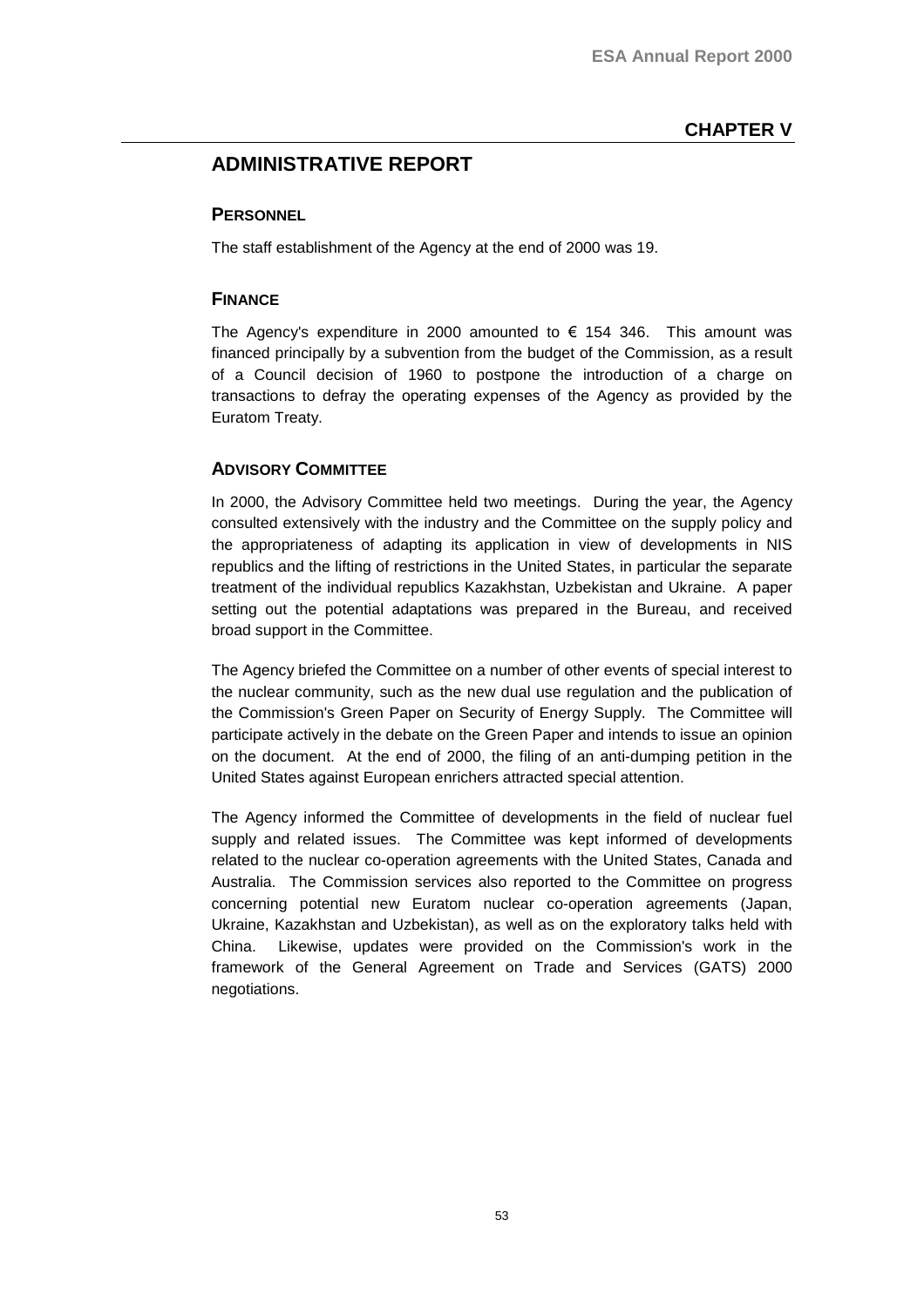# CHAPTER V

## ADMINISTRATIVE REPORT

### PERSONNEL

The staff establishment of the Agency at the end of 2000 was 19.

### FINANCE

The Agency's expenditure in 2000 amounted to € 154 346. This amount was financed principally by a subvention from the budget of the Commission, as a result of a Council decision of 1960 to postpone the introduction of a charge on transactions to defray the operating expenses of the Agency as provided by the Euratom Treaty.

### ADVISORY COMMITTEE

In 2000, the Advisory Committee held two meetings. During the year, the Agency consulted extensively with the industry and the Committee on the supply policy and the appropriateness of adapting its application in view of developments in NIS republics and the lifting of restrictions in the United States, in particular the separate treatment of the individual republics Kazakhstan, Uzbekistan and Ukraine. A paper setting out the potential adaptations was prepared in the Bureau, and received broad support in the Committee.

The Agency briefed the Committee on a number of other events of special interest to the nuclear community, such as the new dual use regulation and the publication of the Commission's Green Paper on Security of Energy Supply. The Committee will participate actively in the debate on the Green Paper and intends to issue an opinion on the document. At the end of 2000, the filing of an anti-dumping petition in the United States against European enrichers attracted special attention.

The Agency informed the Committee of developments in the field of nuclear fuel supply and related issues. The Committee was kept informed of developments related to the nuclear co-operation agreements with the United States, Canada and Australia. The Commission services also reported to the Committee on progress concerning potential new Euratom nuclear co-operation agreements (Japan, Ukraine, Kazakhstan and Uzbekistan), as well as on the exploratory talks held with China. Likewise, updates were provided on the Commission's work in the framework of the General Agreement on Trade and Services (GATS) 2000 negotiations.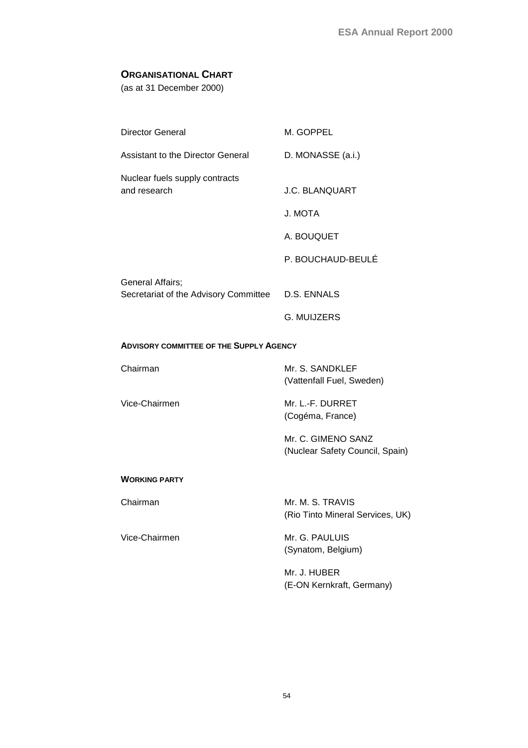## ORGANISATIONAL CHART

(as at 31 December 2000)

| | |
|---|---|
| Director General | M. GOPPEL |
| Assistant to the Director General | D. MONASSE (a.i.) |
| Nuclear fuels supply contracts and research | J.C. BLANQUART |
| | J. MOTA |
| | A. BOUQUET |
| | P. BOUCHAUD-BEULÉ |
| General Affairs; Secretariat of the Advisory Committee | D.S. ENNALS |
| | G. MUIJZERS |

### ADVISORY COMMITTEE OF THE SUPPLY AGENCY

| | |
|---|---|
| Chairman | Mr. S. SANDKLEF (Vattenfall Fuel, Sweden) |
| Vice-Chairmen | Mr. L.-F. DURRET (Cogéma, France) |
| | Mr. C. GIMENO SANZ (Nuclear Safety Council, Spain) |

### WORKING PARTY

| | |
|---|---|
| Chairman | Mr. M. S. TRAVIS (Rio Tinto Mineral Services, UK) |
| Vice-Chairmen | Mr. G. PAULUIS (Synatom, Belgium) |
| | Mr. J. HUBER (E-ON Kernkraft, Germany) |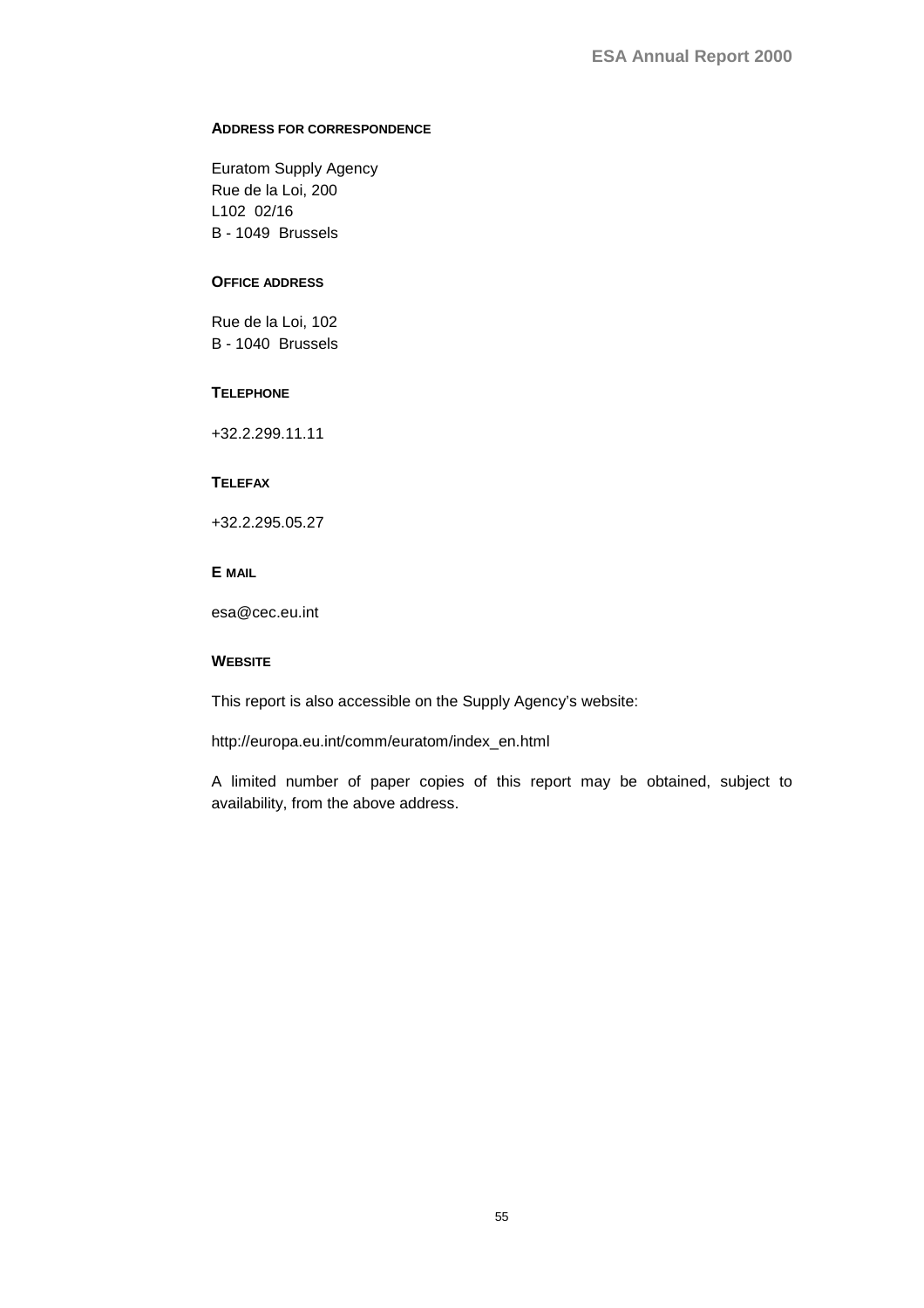#### ADDRESS FOR CORRESPONDENCE

Euratom Supply Agency
Rue de la Loi, 200
L102 02/16
B - 1049 Brussels

#### OFFICE ADDRESS

Rue de la Loi, 102
B - 1040 Brussels

#### TELEPHONE

+32.2.299.11.11

#### TELEFAX

+32.2.295.05.27

#### E MAIL

esa@cec.eu.int

#### WEBSITE

This report is also accessible on the Supply Agency's website:

http://europa.eu.int/comm/euratom/index_en.html

A limited number of paper copies of this report may be obtained, subject to availability, from the above address.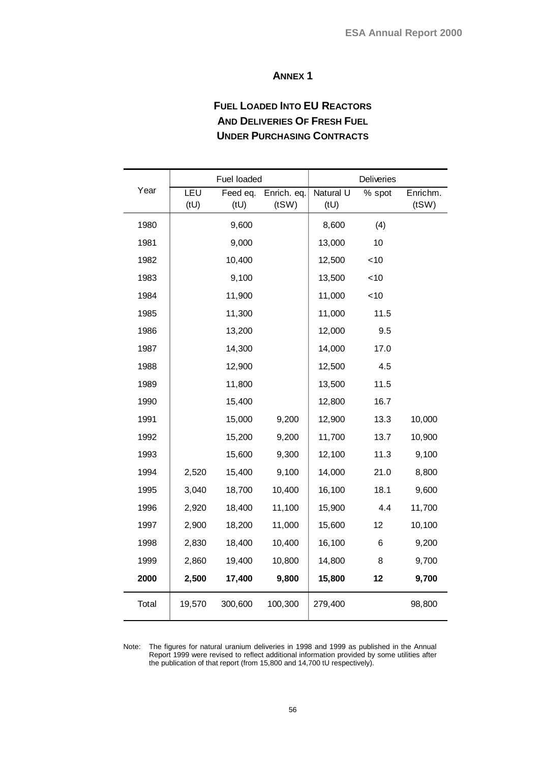# Annex 1

## Fuel Loaded Into EU Reactors And Deliveries Of Fresh Fuel Under Purchasing Contracts

| Year | Fuel loaded | | | Deliveries | | |
|---|---|---|---|---|---|---|
| | LEU (tU) | Feed eq. (tU) | Enrich. eq. (tSW) | Natural U (tU) | % spot | Enrichm. (tSW) |
| 1980 | | 9,600 | | 8,600 | (4) | |
| 1981 | | 9,000 | | 13,000 | 10 | |
| 1982 | | 10,400 | | 12,500 | <10 | |
| 1983 | | 9,100 | | 13,500 | <10 | |
| 1984 | | 11,900 | | 11,000 | <10 | |
| 1985 | | 11,300 | | 11,000 | 11.5 | |
| 1986 | | 13,200 | | 12,000 | 9.5 | |
| 1987 | | 14,300 | | 14,000 | 17.0 | |
| 1988 | | 12,900 | | 12,500 | 4.5 | |
| 1989 | | 11,800 | | 13,500 | 11.5 | |
| 1990 | | 15,400 | | 12,800 | 16.7 | |
| 1991 | | 15,000 | 9,200 | 12,900 | 13.3 | 10,000 |
| 1992 | | 15,200 | 9,200 | 11,700 | 13.7 | 10,900 |
| 1993 | | 15,600 | 9,300 | 12,100 | 11.3 | 9,100 |
| 1994 | 2,520 | 15,400 | 9,100 | 14,000 | 21.0 | 8,800 |
| 1995 | 3,040 | 18,700 | 10,400 | 16,100 | 18.1 | 9,600 |
| 1996 | 2,920 | 18,400 | 11,100 | 15,900 | 4.4 | 11,700 |
| 1997 | 2,900 | 18,200 | 11,000 | 15,600 | 12 | 10,100 |
| 1998 | 2,830 | 18,400 | 10,400 | 16,100 | 6 | 9,200 |
| 1999 | 2,860 | 19,400 | 10,800 | 14,800 | 8 | 9,700 |
| **2000** | **2,500** | **17,400** | **9,800** | **15,800** | **12** | **9,700** |
| Total | 19,570 | 300,600 | 100,300 | 279,400 | | 98,800 |

Note: The figures for natural uranium deliveries in 1998 and 1999 as published in the Annual Report 1999 were revised to reflect additional information provided by some utilities after the publication of that report (from 15,800 and 14,700 tU respectively).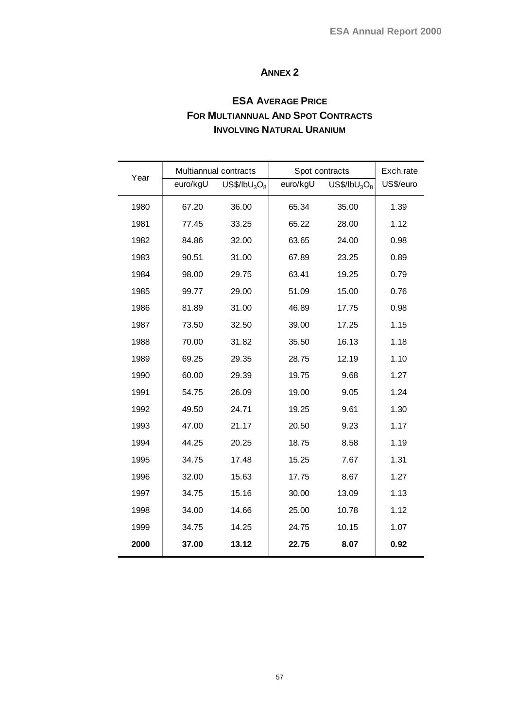## ANNEX 2

## ESA AVERAGE PRICE FOR MULTIANNUAL AND SPOT CONTRACTS INVOLVING NATURAL URANIUM

| Year | Multiannual contracts | | Spot contracts | | Exch.rate |
|---|---|---|---|---|---|
| | euro/kgU | US$/lb$U_3O_8$ | euro/kgU | US$/lb$U_3O_8$ | US$/euro |
| 1980 | 67.20 | 36.00 | 65.34 | 35.00 | 1.39 |
| 1981 | 77.45 | 33.25 | 65.22 | 28.00 | 1.12 |
| 1982 | 84.86 | 32.00 | 63.65 | 24.00 | 0.98 |
| 1983 | 90.51 | 31.00 | 67.89 | 23.25 | 0.89 |
| 1984 | 98.00 | 29.75 | 63.41 | 19.25 | 0.79 |
| 1985 | 99.77 | 29.00 | 51.09 | 15.00 | 0.76 |
| 1986 | 81.89 | 31.00 | 46.89 | 17.75 | 0.98 |
| 1987 | 73.50 | 32.50 | 39.00 | 17.25 | 1.15 |
| 1988 | 70.00 | 31.82 | 35.50 | 16.13 | 1.18 |
| 1989 | 69.25 | 29.35 | 28.75 | 12.19 | 1.10 |
| 1990 | 60.00 | 29.39 | 19.75 | 9.68 | 1.27 |
| 1991 | 54.75 | 26.09 | 19.00 | 9.05 | 1.24 |
| 1992 | 49.50 | 24.71 | 19.25 | 9.61 | 1.30 |
| 1993 | 47.00 | 21.17 | 20.50 | 9.23 | 1.17 |
| 1994 | 44.25 | 20.25 | 18.75 | 8.58 | 1.19 |
| 1995 | 34.75 | 17.48 | 15.25 | 7.67 | 1.31 |
| 1996 | 32.00 | 15.63 | 17.75 | 8.67 | 1.27 |
| 1997 | 34.75 | 15.16 | 30.00 | 13.09 | 1.13 |
| 1998 | 34.00 | 14.66 | 25.00 | 10.78 | 1.12 |
| 1999 | 34.75 | 14.25 | 24.75 | 10.15 | 1.07 |
| **2000** | **37.00** | **13.12** | **22.75** | **8.07** | **0.92** |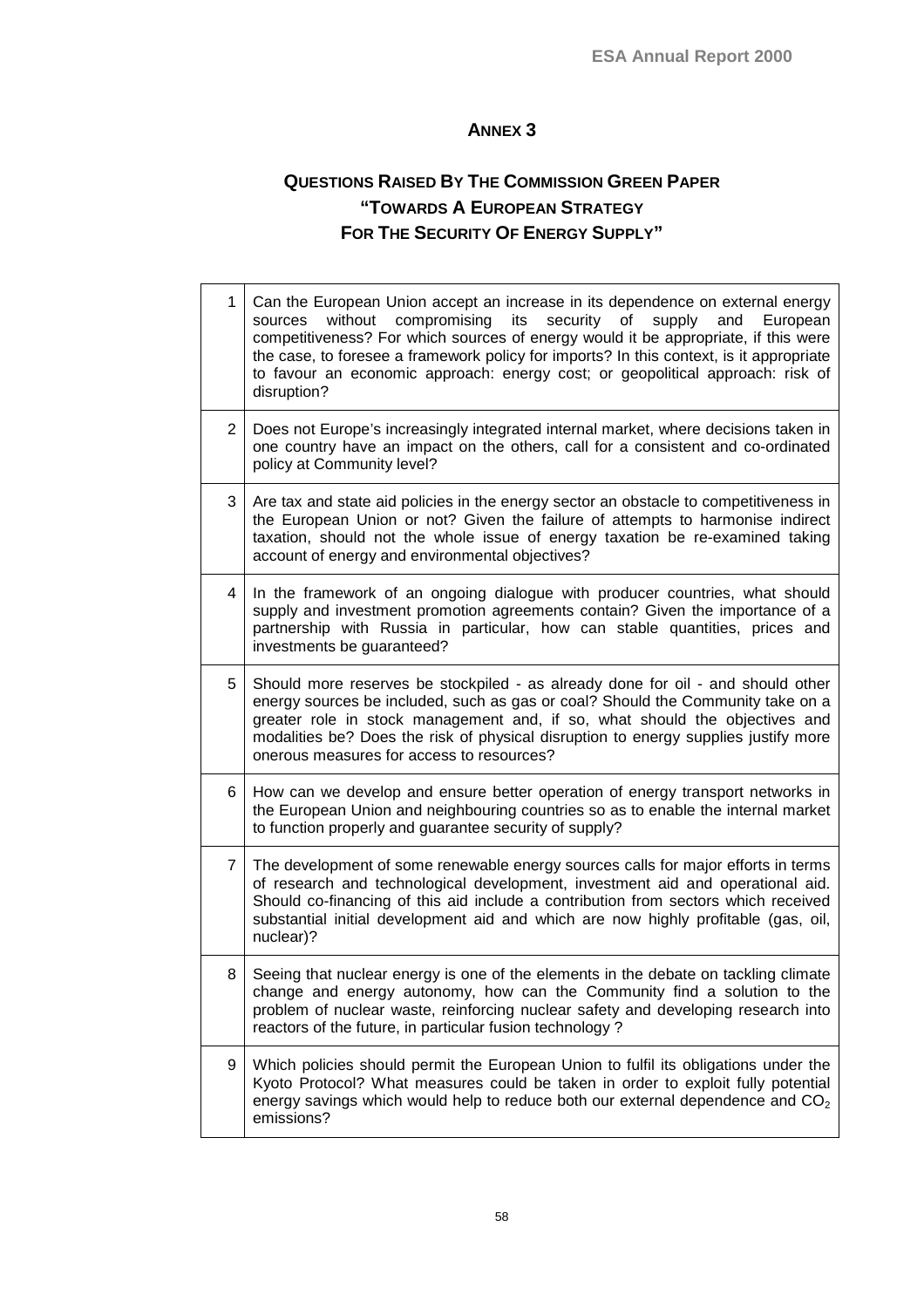# Annex 3

## Questions Raised By The Commission Green Paper "Towards A European Strategy For The Security Of Energy Supply"

| | |
|---|---|
| 1 | Can the European Union accept an increase in its dependence on external energy sources without compromising its security of supply and European competitiveness? For which sources of energy would it be appropriate, if this were the case, to foresee a framework policy for imports? In this context, is it appropriate to favour an economic approach: energy cost; or geopolitical approach: risk of disruption? |
| 2 | Does not Europe's increasingly integrated internal market, where decisions taken in one country have an impact on the others, call for a consistent and co-ordinated policy at Community level? |
| 3 | Are tax and state aid policies in the energy sector an obstacle to competitiveness in the European Union or not? Given the failure of attempts to harmonise indirect taxation, should not the whole issue of energy taxation be re-examined taking account of energy and environmental objectives? |
| 4 | In the framework of an ongoing dialogue with producer countries, what should supply and investment promotion agreements contain? Given the importance of a partnership with Russia in particular, how can stable quantities, prices and investments be guaranteed? |
| 5 | Should more reserves be stockpiled - as already done for oil - and should other energy sources be included, such as gas or coal? Should the Community take on a greater role in stock management and, if so, what should the objectives and modalities be? Does the risk of physical disruption to energy supplies justify more onerous measures for access to resources? |
| 6 | How can we develop and ensure better operation of energy transport networks in the European Union and neighbouring countries so as to enable the internal market to function properly and guarantee security of supply? |
| 7 | The development of some renewable energy sources calls for major efforts in terms of research and technological development, investment aid and operational aid. Should co-financing of this aid include a contribution from sectors which received substantial initial development aid and which are now highly profitable (gas, oil, nuclear)? |
| 8 | Seeing that nuclear energy is one of the elements in the debate on tackling climate change and energy autonomy, how can the Community find a solution to the problem of nuclear waste, reinforcing nuclear safety and developing research into reactors of the future, in particular fusion technology ? |
| 9 | Which policies should permit the European Union to fulfil its obligations under the Kyoto Protocol? What measures could be taken in order to exploit fully potential energy savings which would help to reduce both our external dependence and $CO_2$ emissions? |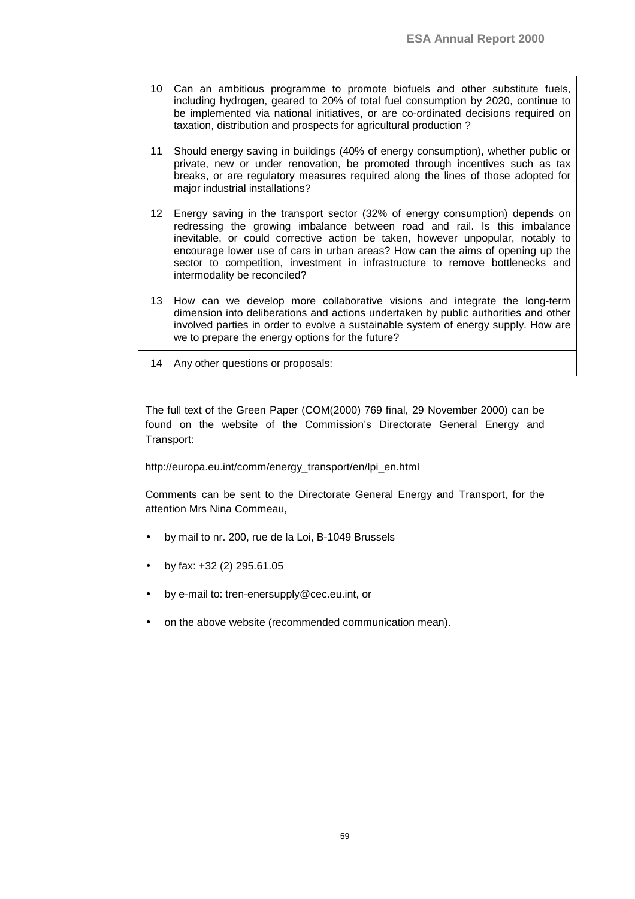| | |
|---|---|
| 10 | Can an ambitious programme to promote biofuels and other substitute fuels, including hydrogen, geared to 20% of total fuel consumption by 2020, continue to be implemented via national initiatives, or are co-ordinated decisions required on taxation, distribution and prospects for agricultural production ? |
| 11 | Should energy saving in buildings (40% of energy consumption), whether public or private, new or under renovation, be promoted through incentives such as tax breaks, or are regulatory measures required along the lines of those adopted for major industrial installations? |
| 12 | Energy saving in the transport sector (32% of energy consumption) depends on redressing the growing imbalance between road and rail. Is this imbalance inevitable, or could corrective action be taken, however unpopular, notably to encourage lower use of cars in urban areas? How can the aims of opening up the sector to competition, investment in infrastructure to remove bottlenecks and intermodality be reconciled? |
| 13 | How can we develop more collaborative visions and integrate the long-term dimension into deliberations and actions undertaken by public authorities and other involved parties in order to evolve a sustainable system of energy supply. How are we to prepare the energy options for the future? |
| 14 | Any other questions or proposals: |

The full text of the Green Paper (COM(2000) 769 final, 29 November 2000) can be found on the website of the Commission's Directorate General Energy and Transport:

http://europa.eu.int/comm/energy_transport/en/lpi_en.html

Comments can be sent to the Directorate General Energy and Transport, for the attention Mrs Nina Commeau,

- by mail to nr. 200, rue de la Loi, B-1049 Brussels
- by fax: +32 (2) 295.61.05
- by e-mail to: tren-enersupply@cec.eu.int, or
- on the above website (recommended communication mean).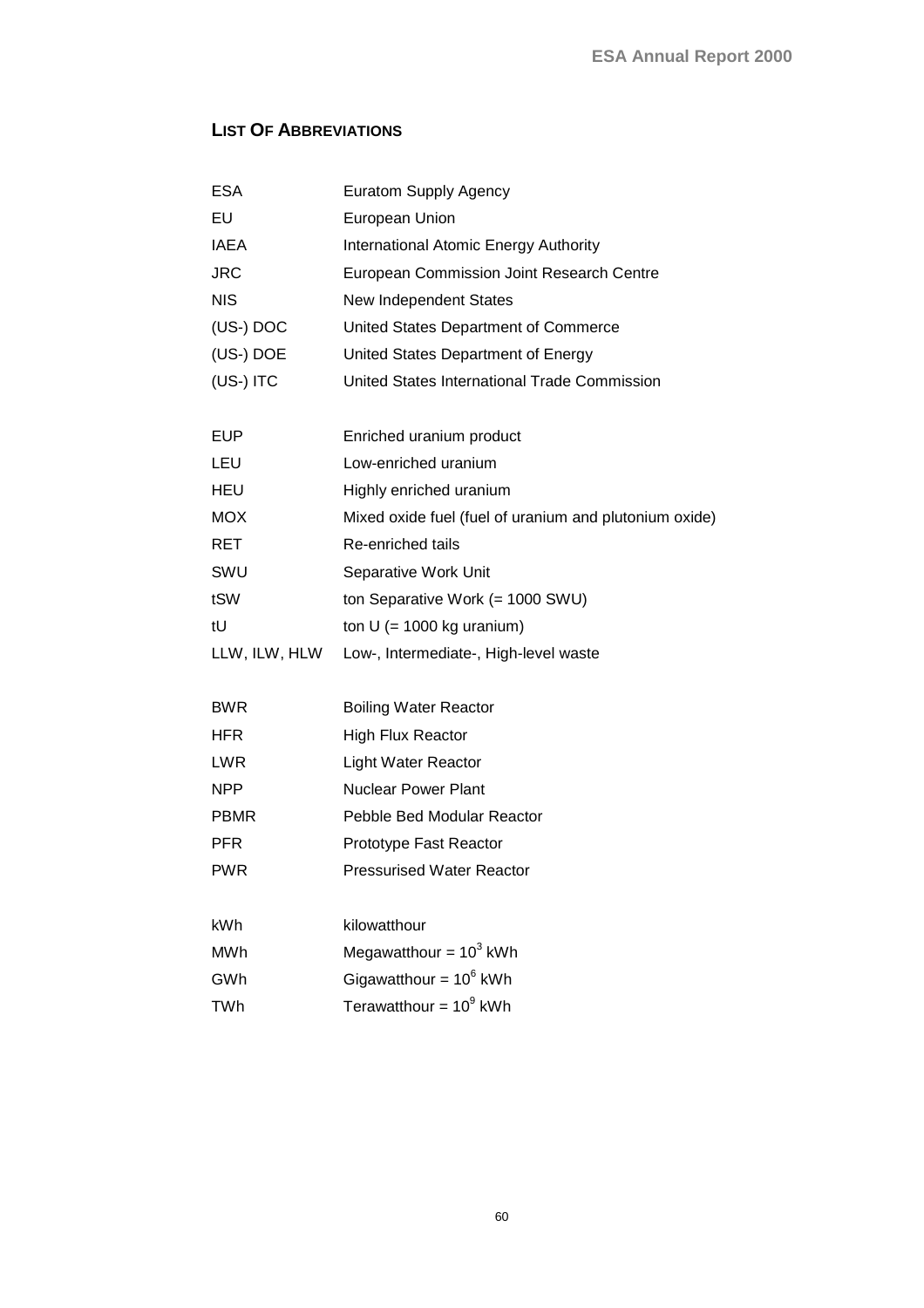## List Of Abbreviations

| | |
|---|---|
| ESA | Euratom Supply Agency |
| EU | European Union |
| IAEA | International Atomic Energy Authority |
| JRC | European Commission Joint Research Centre |
| NIS | New Independent States |
| (US-) DOC | United States Department of Commerce |
| (US-) DOE | United States Department of Energy |
| (US-) ITC | United States International Trade Commission |
| | |
| EUP | Enriched uranium product |
| LEU | Low-enriched uranium |
| HEU | Highly enriched uranium |
| MOX | Mixed oxide fuel (fuel of uranium and plutonium oxide) |
| RET | Re-enriched tails |
| SWU | Separative Work Unit |
| tSW | ton Separative Work (= 1000 SWU) |
| tU | ton U (= 1000 kg uranium) |
| LLW, ILW, HLW | Low-, Intermediate-, High-level waste |
| | |
| BWR | Boiling Water Reactor |
| HFR | High Flux Reactor |
| LWR | Light Water Reactor |
| NPP | Nuclear Power Plant |
| PBMR | Pebble Bed Modular Reactor |
| PFR | Prototype Fast Reactor |
| PWR | Pressurised Water Reactor |
| | |
| kWh | kilowatthour |
| MWh | Megawatthour = $10^3$ kWh |
| GWh | Gigawatthour = $10^6$ kWh |
| TWh | Terawatthour = $10^9$ kWh |